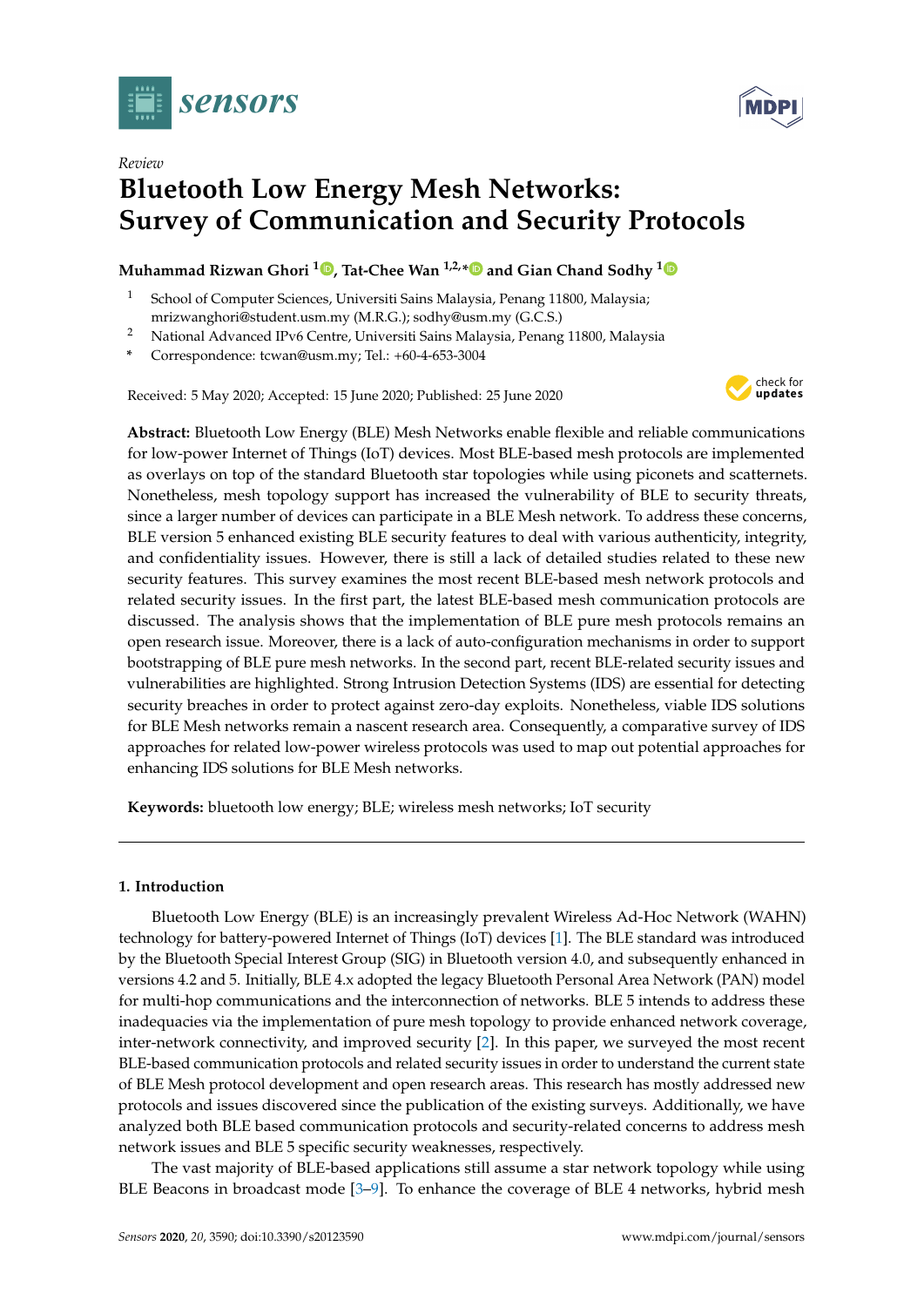*Review*

# Bluetooth Low Energy Mesh Networks: Survey of Communication and Security Protocols

**Muhammad Rizwan Ghori [1], Tat-Chee Wan [1,2,*] and Gian Chand Sodhy [1]**

[1] School of Computer Sciences, Universiti Sains Malaysia, Penang 11800, Malaysia; mrizwanghori@student.usm.my (M.R.G.); sodhy@usm.my (G.C.S.)
[2] National Advanced IPv6 Centre, Universiti Sains Malaysia, Penang 11800, Malaysia
[*] Correspondence: tcwan@usm.my; Tel.: +60-4-653-3004

Received: 5 May 2020; Accepted: 15 June 2020; Published: 25 June 2020

**Abstract:** Bluetooth Low Energy (BLE) Mesh Networks enable flexible and reliable communications for low-power Internet of Things (IoT) devices. Most BLE-based mesh protocols are implemented as overlays on top of the standard Bluetooth star topologies while using piconets and scatternets. Nonetheless, mesh topology support has increased the vulnerability of BLE to security threats, since a larger number of devices can participate in a BLE Mesh network. To address these concerns, BLE version 5 enhanced existing BLE security features to deal with various authenticity, integrity, and confidentiality issues. However, there is still a lack of detailed studies related to these new security features. This survey examines the most recent BLE-based mesh network protocols and related security issues. In the first part, the latest BLE-based mesh communication protocols are discussed. The analysis shows that the implementation of BLE pure mesh protocols remains an open research issue. Moreover, there is a lack of auto-configuration mechanisms in order to support bootstrapping of BLE pure mesh networks. In the second part, recent BLE-related security issues and vulnerabilities are highlighted. Strong Intrusion Detection Systems (IDS) are essential for detecting security breaches in order to protect against zero-day exploits. Nonetheless, viable IDS solutions for BLE Mesh networks remain a nascent research area. Consequently, a comparative survey of IDS approaches for related low-power wireless protocols was used to map out potential approaches for enhancing IDS solutions for BLE Mesh networks.

**Keywords:** bluetooth low energy; BLE; wireless mesh networks; IoT security

---

## 1. Introduction

Bluetooth Low Energy (BLE) is an increasingly prevalent Wireless Ad-Hoc Network (WAHN) technology for battery-powered Internet of Things (IoT) devices [1]. The BLE standard was introduced by the Bluetooth Special Interest Group (SIG) in Bluetooth version 4.0, and subsequently enhanced in versions 4.2 and 5. Initially, BLE 4.x adopted the legacy Bluetooth Personal Area Network (PAN) model for multi-hop communications and the interconnection of networks. BLE 5 intends to address these inadequacies via the implementation of pure mesh topology to provide enhanced network coverage, inter-network connectivity, and improved security [2]. In this paper, we surveyed the most recent BLE-based communication protocols and related security issues in order to understand the current state of BLE Mesh protocol development and open research areas. This research has mostly addressed new protocols and issues discovered since the publication of the existing surveys. Additionally, we have analyzed both BLE based communication protocols and security-related concerns to address mesh network issues and BLE 5 specific security weaknesses, respectively.

The vast majority of BLE-based applications still assume a star network topology while using BLE Beacons in broadcast mode [3–9]. To enhance the coverage of BLE 4 networks, hybrid mesh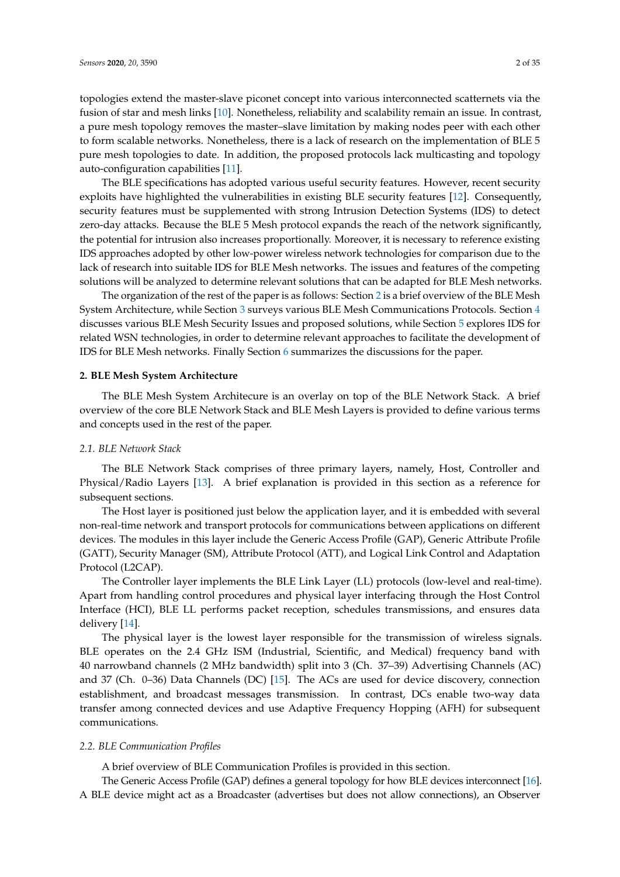topologies extend the master-slave piconet concept into various interconnected scatternets via the fusion of star and mesh links [10]. Nonetheless, reliability and scalability remain an issue. In contrast, a pure mesh topology removes the master–slave limitation by making nodes peer with each other to form scalable networks. Nonetheless, there is a lack of research on the implementation of BLE 5 pure mesh topologies to date. In addition, the proposed protocols lack multicasting and topology auto-configuration capabilities [11].

The BLE specifications has adopted various useful security features. However, recent security exploits have highlighted the vulnerabilities in existing BLE security features [12]. Consequently, security features must be supplemented with strong Intrusion Detection Systems (IDS) to detect zero-day attacks. Because the BLE 5 Mesh protocol expands the reach of the network significantly, the potential for intrusion also increases proportionally. Moreover, it is necessary to reference existing IDS approaches adopted by other low-power wireless network technologies for comparison due to the lack of research into suitable IDS for BLE Mesh networks. The issues and features of the competing solutions will be analyzed to determine relevant solutions that can be adapted for BLE Mesh networks.

The organization of the rest of the paper is as follows: Section 2 is a brief overview of the BLE Mesh System Architecture, while Section 3 surveys various BLE Mesh Communications Protocols. Section 4 discusses various BLE Mesh Security Issues and proposed solutions, while Section 5 explores IDS for related WSN technologies, in order to determine relevant approaches to facilitate the development of IDS for BLE Mesh networks. Finally Section 6 summarizes the discussions for the paper.

## 2. BLE Mesh System Architecture

The BLE Mesh System Architecure is an overlay on top of the BLE Network Stack. A brief overview of the core BLE Network Stack and BLE Mesh Layers is provided to define various terms and concepts used in the rest of the paper.

### *2.1. BLE Network Stack*

The BLE Network Stack comprises of three primary layers, namely, Host, Controller and Physical/Radio Layers [13]. A brief explanation is provided in this section as a reference for subsequent sections.

The Host layer is positioned just below the application layer, and it is embedded with several non-real-time network and transport protocols for communications between applications on different devices. The modules in this layer include the Generic Access Profile (GAP), Generic Attribute Profile (GATT), Security Manager (SM), Attribute Protocol (ATT), and Logical Link Control and Adaptation Protocol (L2CAP).

The Controller layer implements the BLE Link Layer (LL) protocols (low-level and real-time). Apart from handling control procedures and physical layer interfacing through the Host Control Interface (HCI), BLE LL performs packet reception, schedules transmissions, and ensures data delivery [14].

The physical layer is the lowest layer responsible for the transmission of wireless signals. BLE operates on the 2.4 GHz ISM (Industrial, Scientific, and Medical) frequency band with 40 narrowband channels (2 MHz bandwidth) split into 3 (Ch. 37–39) Advertising Channels (AC) and 37 (Ch. 0–36) Data Channels (DC) [15]. The ACs are used for device discovery, connection establishment, and broadcast messages transmission. In contrast, DCs enable two-way data transfer among connected devices and use Adaptive Frequency Hopping (AFH) for subsequent communications.

### *2.2. BLE Communication Profiles*

A brief overview of BLE Communication Profiles is provided in this section.

The Generic Access Profile (GAP) defines a general topology for how BLE devices interconnect [16]. A BLE device might act as a Broadcaster (advertises but does not allow connections), an Observer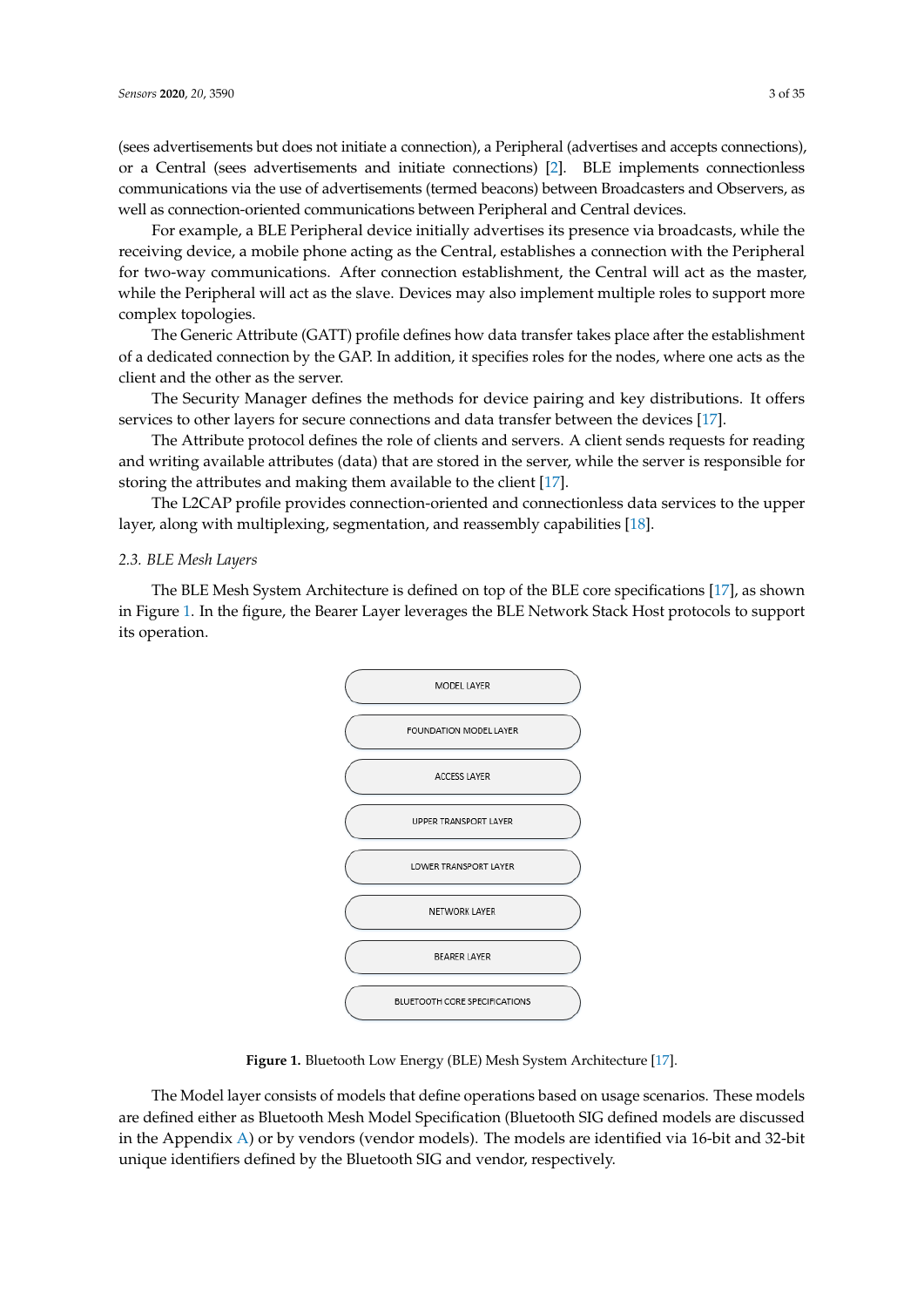(sees advertisements but does not initiate a connection), a Peripheral (advertises and accepts connections), or a Central (sees advertisements and initiate connections) [2]. BLE implements connectionless communications via the use of advertisements (termed beacons) between Broadcasters and Observers, as well as connection-oriented communications between Peripheral and Central devices.

For example, a BLE Peripheral device initially advertises its presence via broadcasts, while the receiving device, a mobile phone acting as the Central, establishes a connection with the Peripheral for two-way communications. After connection establishment, the Central will act as the master, while the Peripheral will act as the slave. Devices may also implement multiple roles to support more complex topologies.

The Generic Attribute (GATT) profile defines how data transfer takes place after the establishment of a dedicated connection by the GAP. In addition, it specifies roles for the nodes, where one acts as the client and the other as the server.

The Security Manager defines the methods for device pairing and key distributions. It offers services to other layers for secure connections and data transfer between the devices [17].

The Attribute protocol defines the role of clients and servers. A client sends requests for reading and writing available attributes (data) that are stored in the server, while the server is responsible for storing the attributes and making them available to the client [17].

The L2CAP profile provides connection-oriented and connectionless data services to the upper layer, along with multiplexing, segmentation, and reassembly capabilities [18].

### 2.3. BLE Mesh Layers

The BLE Mesh System Architecture is defined on top of the BLE core specifications [17], as shown in Figure 1. In the figure, the Bearer Layer leverages the BLE Network Stack Host protocols to support its operation.

MODEL LAYER
FOUNDATION MODEL LAYER
ACCESS LAYER
UPPER TRANSPORT LAYER
LOWER TRANSPORT LAYER
NETWORK LAYER
BEARER LAYER
BLUETOOTH CORE SPECIFICATIONS

**Figure 1.** Bluetooth Low Energy (BLE) Mesh System Architecture [17].

The Model layer consists of models that define operations based on usage scenarios. These models are defined either as Bluetooth Mesh Model Specification (Bluetooth SIG defined models are discussed in the Appendix A) or by vendors (vendor models). The models are identified via 16-bit and 32-bit unique identifiers defined by the Bluetooth SIG and vendor, respectively.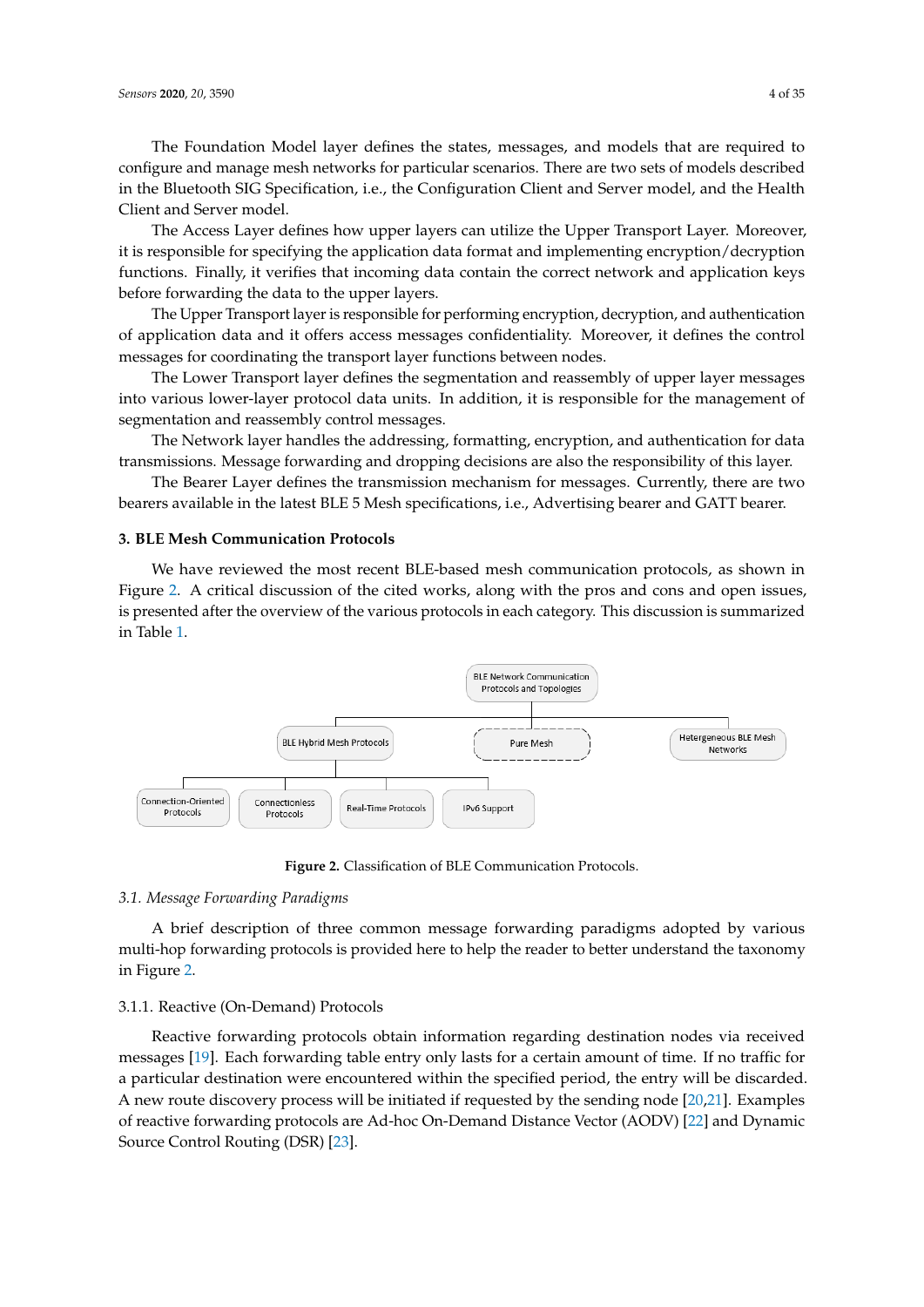The Foundation Model layer defines the states, messages, and models that are required to configure and manage mesh networks for particular scenarios. There are two sets of models described in the Bluetooth SIG Specification, i.e., the Configuration Client and Server model, and the Health Client and Server model.

The Access Layer defines how upper layers can utilize the Upper Transport Layer. Moreover, it is responsible for specifying the application data format and implementing encryption/decryption functions. Finally, it verifies that incoming data contain the correct network and application keys before forwarding the data to the upper layers.

The Upper Transport layer is responsible for performing encryption, decryption, and authentication of application data and it offers access messages confidentiality. Moreover, it defines the control messages for coordinating the transport layer functions between nodes.

The Lower Transport layer defines the segmentation and reassembly of upper layer messages into various lower-layer protocol data units. In addition, it is responsible for the management of segmentation and reassembly control messages.

The Network layer handles the addressing, formatting, encryption, and authentication for data transmissions. Message forwarding and dropping decisions are also the responsibility of this layer.

The Bearer Layer defines the transmission mechanism for messages. Currently, there are two bearers available in the latest BLE 5 Mesh specifications, i.e., Advertising bearer and GATT bearer.

## 3. BLE Mesh Communication Protocols

We have reviewed the most recent BLE-based mesh communication protocols, as shown in Figure 2. A critical discussion of the cited works, along with the pros and cons and open issues, is presented after the overview of the various protocols in each category. This discussion is summarized in Table 1.

**Figure 2.** Classification of BLE Communication Protocols.

### 3.1. Message Forwarding Paradigms

A brief description of three common message forwarding paradigms adopted by various multi-hop forwarding protocols is provided here to help the reader to better understand the taxonomy in Figure 2.

#### 3.1.1. Reactive (On-Demand) Protocols

Reactive forwarding protocols obtain information regarding destination nodes via received messages [19]. Each forwarding table entry only lasts for a certain amount of time. If no traffic for a particular destination were encountered within the specified period, the entry will be discarded. A new route discovery process will be initiated if requested by the sending node [20,21]. Examples of reactive forwarding protocols are Ad-hoc On-Demand Distance Vector (AODV) [22] and Dynamic Source Control Routing (DSR) [23].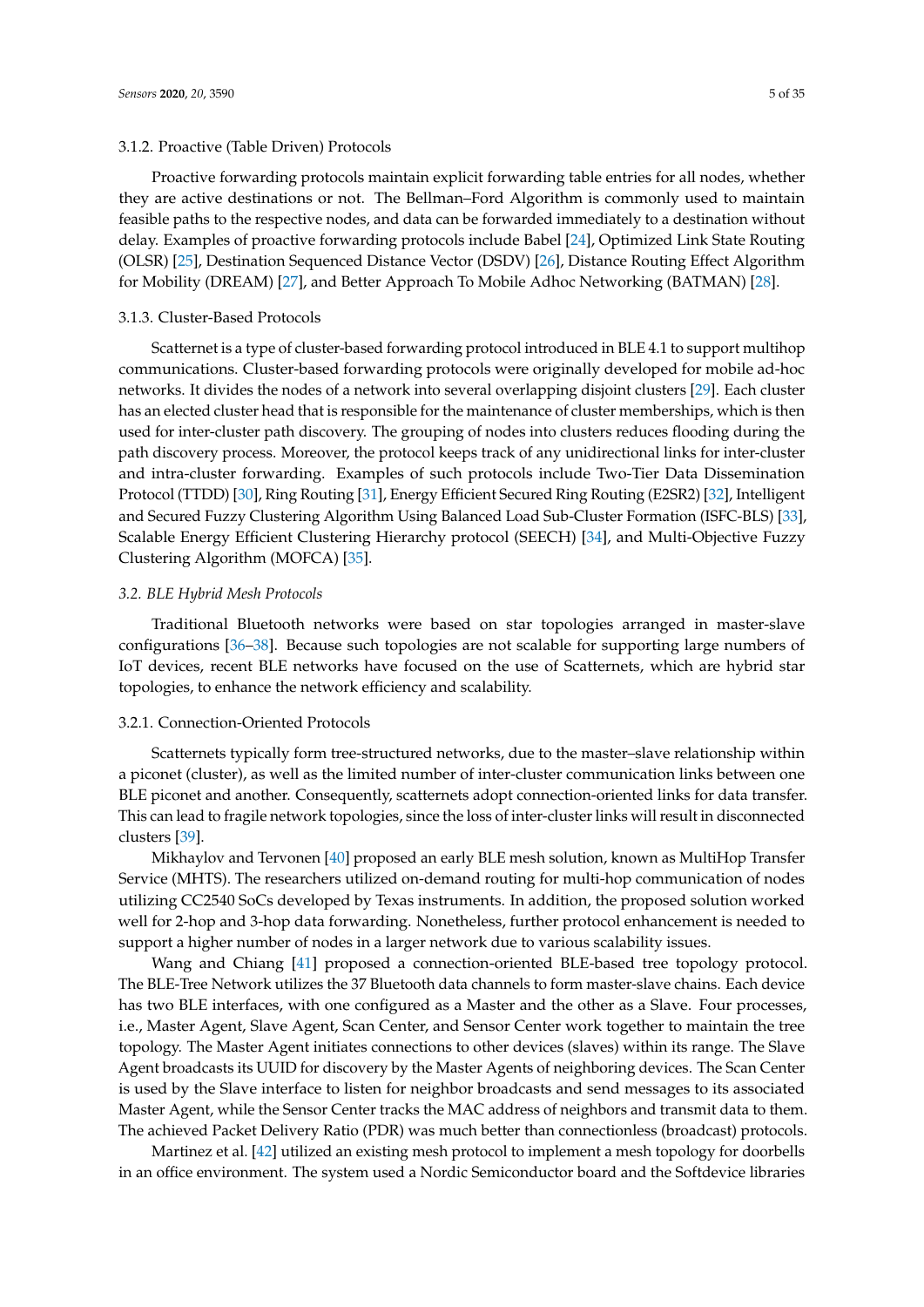#### 3.1.2. Proactive (Table Driven) Protocols

Proactive forwarding protocols maintain explicit forwarding table entries for all nodes, whether they are active destinations or not. The Bellman–Ford Algorithm is commonly used to maintain feasible paths to the respective nodes, and data can be forwarded immediately to a destination without delay. Examples of proactive forwarding protocols include Babel [24], Optimized Link State Routing (OLSR) [25], Destination Sequenced Distance Vector (DSDV) [26], Distance Routing Effect Algorithm for Mobility (DREAM) [27], and Better Approach To Mobile Adhoc Networking (BATMAN) [28].

#### 3.1.3. Cluster-Based Protocols

Scatternet is a type of cluster-based forwarding protocol introduced in BLE 4.1 to support multihop communications. Cluster-based forwarding protocols were originally developed for mobile ad-hoc networks. It divides the nodes of a network into several overlapping disjoint clusters [29]. Each cluster has an elected cluster head that is responsible for the maintenance of cluster memberships, which is then used for inter-cluster path discovery. The grouping of nodes into clusters reduces flooding during the path discovery process. Moreover, the protocol keeps track of any unidirectional links for inter-cluster and intra-cluster forwarding. Examples of such protocols include Two-Tier Data Dissemination Protocol (TTDD) [30], Ring Routing [31], Energy Efficient Secured Ring Routing (E2SR2) [32], Intelligent and Secured Fuzzy Clustering Algorithm Using Balanced Load Sub-Cluster Formation (ISFC-BLS) [33], Scalable Energy Efficient Clustering Hierarchy protocol (SEECH) [34], and Multi-Objective Fuzzy Clustering Algorithm (MOFCA) [35].

### *3.2. BLE Hybrid Mesh Protocols*

Traditional Bluetooth networks were based on star topologies arranged in master-slave configurations [36–38]. Because such topologies are not scalable for supporting large numbers of IoT devices, recent BLE networks have focused on the use of Scatternets, which are hybrid star topologies, to enhance the network efficiency and scalability.

#### 3.2.1. Connection-Oriented Protocols

Scatternets typically form tree-structured networks, due to the master–slave relationship within a piconet (cluster), as well as the limited number of inter-cluster communication links between one BLE piconet and another. Consequently, scatternets adopt connection-oriented links for data transfer. This can lead to fragile network topologies, since the loss of inter-cluster links will result in disconnected clusters [39].

Mikhaylov and Tervonen [40] proposed an early BLE mesh solution, known as MultiHop Transfer Service (MHTS). The researchers utilized on-demand routing for multi-hop communication of nodes utilizing CC2540 SoCs developed by Texas instruments. In addition, the proposed solution worked well for 2-hop and 3-hop data forwarding. Nonetheless, further protocol enhancement is needed to support a higher number of nodes in a larger network due to various scalability issues.

Wang and Chiang [41] proposed a connection-oriented BLE-based tree topology protocol. The BLE-Tree Network utilizes the 37 Bluetooth data channels to form master-slave chains. Each device has two BLE interfaces, with one configured as a Master and the other as a Slave. Four processes, i.e., Master Agent, Slave Agent, Scan Center, and Sensor Center work together to maintain the tree topology. The Master Agent initiates connections to other devices (slaves) within its range. The Slave Agent broadcasts its UUID for discovery by the Master Agents of neighboring devices. The Scan Center is used by the Slave interface to listen for neighbor broadcasts and send messages to its associated Master Agent, while the Sensor Center tracks the MAC address of neighbors and transmit data to them. The achieved Packet Delivery Ratio (PDR) was much better than connectionless (broadcast) protocols.

Martinez et al. [42] utilized an existing mesh protocol to implement a mesh topology for doorbells in an office environment. The system used a Nordic Semiconductor board and the Softdevice libraries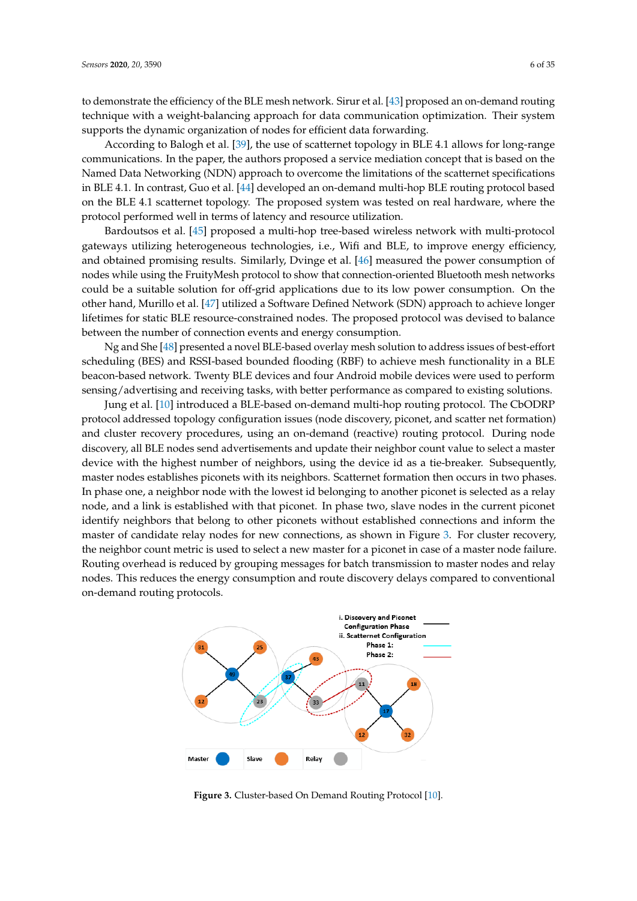to demonstrate the efficiency of the BLE mesh network. Sirur et al. [43] proposed an on-demand routing technique with a weight-balancing approach for data communication optimization. Their system supports the dynamic organization of nodes for efficient data forwarding.

According to Balogh et al. [39], the use of scatternet topology in BLE 4.1 allows for long-range communications. In the paper, the authors proposed a service mediation concept that is based on the Named Data Networking (NDN) approach to overcome the limitations of the scatternet specifications in BLE 4.1. In contrast, Guo et al. [44] developed an on-demand multi-hop BLE routing protocol based on the BLE 4.1 scatternet topology. The proposed system was tested on real hardware, where the protocol performed well in terms of latency and resource utilization.

Bardoutsos et al. [45] proposed a multi-hop tree-based wireless network with multi-protocol gateways utilizing heterogeneous technologies, i.e., Wifi and BLE, to improve energy efficiency, and obtained promising results. Similarly, Dvinge et al. [46] measured the power consumption of nodes while using the FruityMesh protocol to show that connection-oriented Bluetooth mesh networks could be a suitable solution for off-grid applications due to its low power consumption. On the other hand, Murillo et al. [47] utilized a Software Defined Network (SDN) approach to achieve longer lifetimes for static BLE resource-constrained nodes. The proposed protocol was devised to balance between the number of connection events and energy consumption.

Ng and She [48] presented a novel BLE-based overlay mesh solution to address issues of best-effort scheduling (BES) and RSSI-based bounded flooding (RBF) to achieve mesh functionality in a BLE beacon-based network. Twenty BLE devices and four Android mobile devices were used to perform sensing/advertising and receiving tasks, with better performance as compared to existing solutions.

Jung et al. [10] introduced a BLE-based on-demand multi-hop routing protocol. The CbODRP protocol addressed topology configuration issues (node discovery, piconet, and scatter net formation) and cluster recovery procedures, using an on-demand (reactive) routing protocol. During node discovery, all BLE nodes send advertisements and update their neighbor count value to select a master device with the highest number of neighbors, using the device id as a tie-breaker. Subsequently, master nodes establishes piconets with its neighbors. Scatternet formation then occurs in two phases. In phase one, a neighbor node with the lowest id belonging to another piconet is selected as a relay node, and a link is established with that piconet. In phase two, slave nodes in the current piconet identify neighbors that belong to other piconets without established connections and inform the master of candidate relay nodes for new connections, as shown in Figure 3. For cluster recovery, the neighbor count metric is used to select a new master for a piconet in case of a master node failure. Routing overhead is reduced by grouping messages for batch transmission to master nodes and relay nodes. This reduces the energy consumption and route discovery delays compared to conventional on-demand routing protocols.

**Figure 3.** Cluster-based On Demand Routing Protocol [10].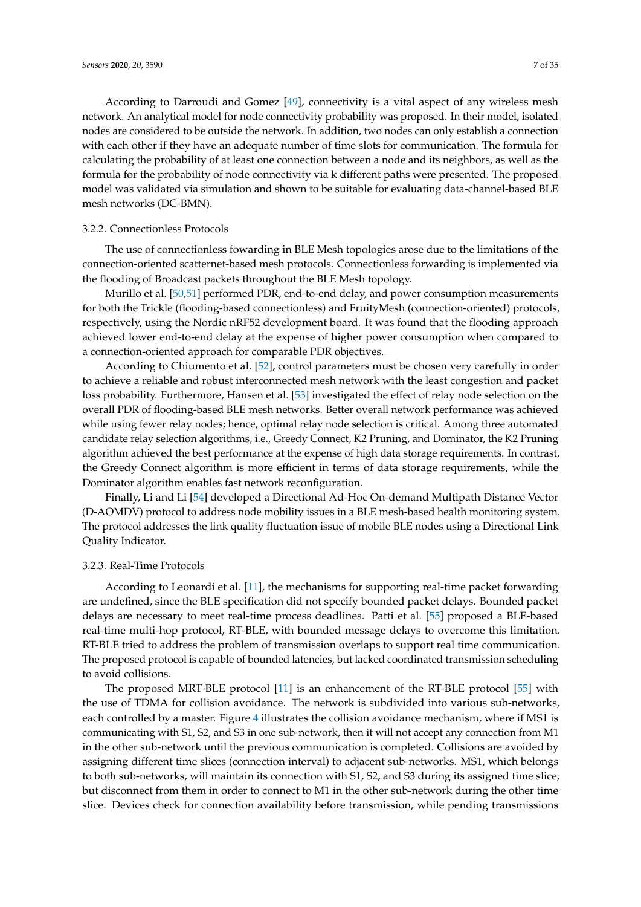According to Darroudi and Gomez [49], connectivity is a vital aspect of any wireless mesh network. An analytical model for node connectivity probability was proposed. In their model, isolated nodes are considered to be outside the network. In addition, two nodes can only establish a connection with each other if they have an adequate number of time slots for communication. The formula for calculating the probability of at least one connection between a node and its neighbors, as well as the formula for the probability of node connectivity via k different paths were presented. The proposed model was validated via simulation and shown to be suitable for evaluating data-channel-based BLE mesh networks (DC-BMN).

#### 3.2.2. Connectionless Protocols

The use of connectionless fowarding in BLE Mesh topologies arose due to the limitations of the connection-oriented scatternet-based mesh protocols. Connectionless forwarding is implemented via the flooding of Broadcast packets throughout the BLE Mesh topology.

Murillo et al. [50,51] performed PDR, end-to-end delay, and power consumption measurements for both the Trickle (flooding-based connectionless) and FruityMesh (connection-oriented) protocols, respectively, using the Nordic nRF52 development board. It was found that the flooding approach achieved lower end-to-end delay at the expense of higher power consumption when compared to a connection-oriented approach for comparable PDR objectives.

According to Chiumento et al. [52], control parameters must be chosen very carefully in order to achieve a reliable and robust interconnected mesh network with the least congestion and packet loss probability. Furthermore, Hansen et al. [53] investigated the effect of relay node selection on the overall PDR of flooding-based BLE mesh networks. Better overall network performance was achieved while using fewer relay nodes; hence, optimal relay node selection is critical. Among three automated candidate relay selection algorithms, i.e., Greedy Connect, K2 Pruning, and Dominator, the K2 Pruning algorithm achieved the best performance at the expense of high data storage requirements. In contrast, the Greedy Connect algorithm is more efficient in terms of data storage requirements, while the Dominator algorithm enables fast network reconfiguration.

Finally, Li and Li [54] developed a Directional Ad-Hoc On-demand Multipath Distance Vector (D-AOMDV) protocol to address node mobility issues in a BLE mesh-based health monitoring system. The protocol addresses the link quality fluctuation issue of mobile BLE nodes using a Directional Link Quality Indicator.

#### 3.2.3. Real-Time Protocols

According to Leonardi et al. [11], the mechanisms for supporting real-time packet forwarding are undefined, since the BLE specification did not specify bounded packet delays. Bounded packet delays are necessary to meet real-time process deadlines. Patti et al. [55] proposed a BLE-based real-time multi-hop protocol, RT-BLE, with bounded message delays to overcome this limitation. RT-BLE tried to address the problem of transmission overlaps to support real time communication. The proposed protocol is capable of bounded latencies, but lacked coordinated transmission scheduling to avoid collisions.

The proposed MRT-BLE protocol [11] is an enhancement of the RT-BLE protocol [55] with the use of TDMA for collision avoidance. The network is subdivided into various sub-networks, each controlled by a master. Figure 4 illustrates the collision avoidance mechanism, where if MS1 is communicating with S1, S2, and S3 in one sub-network, then it will not accept any connection from M1 in the other sub-network until the previous communication is completed. Collisions are avoided by assigning different time slices (connection interval) to adjacent sub-networks. MS1, which belongs to both sub-networks, will maintain its connection with S1, S2, and S3 during its assigned time slice, but disconnect from them in order to connect to M1 in the other sub-network during the other time slice. Devices check for connection availability before transmission, while pending transmissions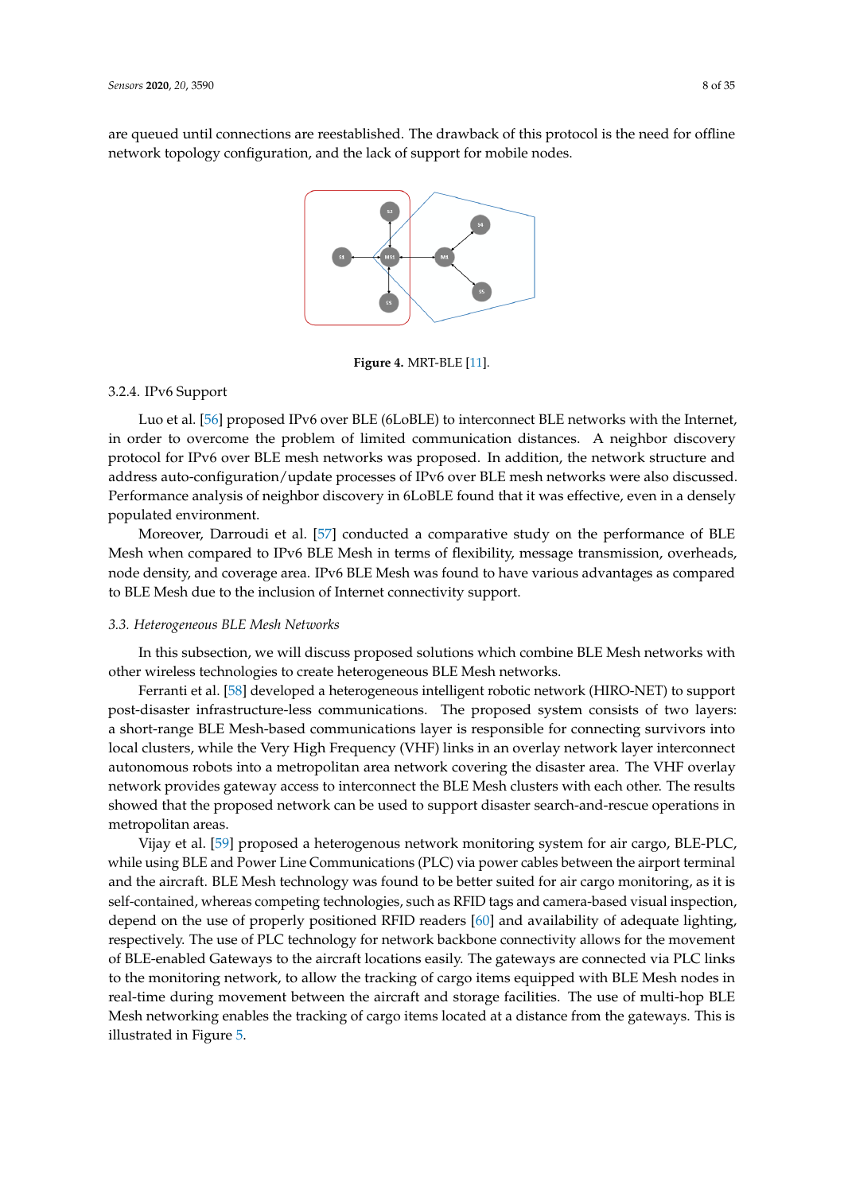are queued until connections are reestablished. The drawback of this protocol is the need for offline network topology configuration, and the lack of support for mobile nodes.

**Figure 4.** MRT-BLE [11].

#### 3.2.4. IPv6 Support

Luo et al. [56] proposed IPv6 over BLE (6LoBLE) to interconnect BLE networks with the Internet, in order to overcome the problem of limited communication distances. A neighbor discovery protocol for IPv6 over BLE mesh networks was proposed. In addition, the network structure and address auto-configuration/update processes of IPv6 over BLE mesh networks were also discussed. Performance analysis of neighbor discovery in 6LoBLE found that it was effective, even in a densely populated environment.

Moreover, Darroudi et al. [57] conducted a comparative study on the performance of BLE Mesh when compared to IPv6 BLE Mesh in terms of flexibility, message transmission, overheads, node density, and coverage area. IPv6 BLE Mesh was found to have various advantages as compared to BLE Mesh due to the inclusion of Internet connectivity support.

### *3.3. Heterogeneous BLE Mesh Networks*

In this subsection, we will discuss proposed solutions which combine BLE Mesh networks with other wireless technologies to create heterogeneous BLE Mesh networks.

Ferranti et al. [58] developed a heterogeneous intelligent robotic network (HIRO-NET) to support post-disaster infrastructure-less communications. The proposed system consists of two layers: a short-range BLE Mesh-based communications layer is responsible for connecting survivors into local clusters, while the Very High Frequency (VHF) links in an overlay network layer interconnect autonomous robots into a metropolitan area network covering the disaster area. The VHF overlay network provides gateway access to interconnect the BLE Mesh clusters with each other. The results showed that the proposed network can be used to support disaster search-and-rescue operations in metropolitan areas.

Vijay et al. [59] proposed a heterogenous network monitoring system for air cargo, BLE-PLC, while using BLE and Power Line Communications (PLC) via power cables between the airport terminal and the aircraft. BLE Mesh technology was found to be better suited for air cargo monitoring, as it is self-contained, whereas competing technologies, such as RFID tags and camera-based visual inspection, depend on the use of properly positioned RFID readers [60] and availability of adequate lighting, respectively. The use of PLC technology for network backbone connectivity allows for the movement of BLE-enabled Gateways to the aircraft locations easily. The gateways are connected via PLC links to the monitoring network, to allow the tracking of cargo items equipped with BLE Mesh nodes in real-time during movement between the aircraft and storage facilities. The use of multi-hop BLE Mesh networking enables the tracking of cargo items located at a distance from the gateways. This is illustrated in Figure 5.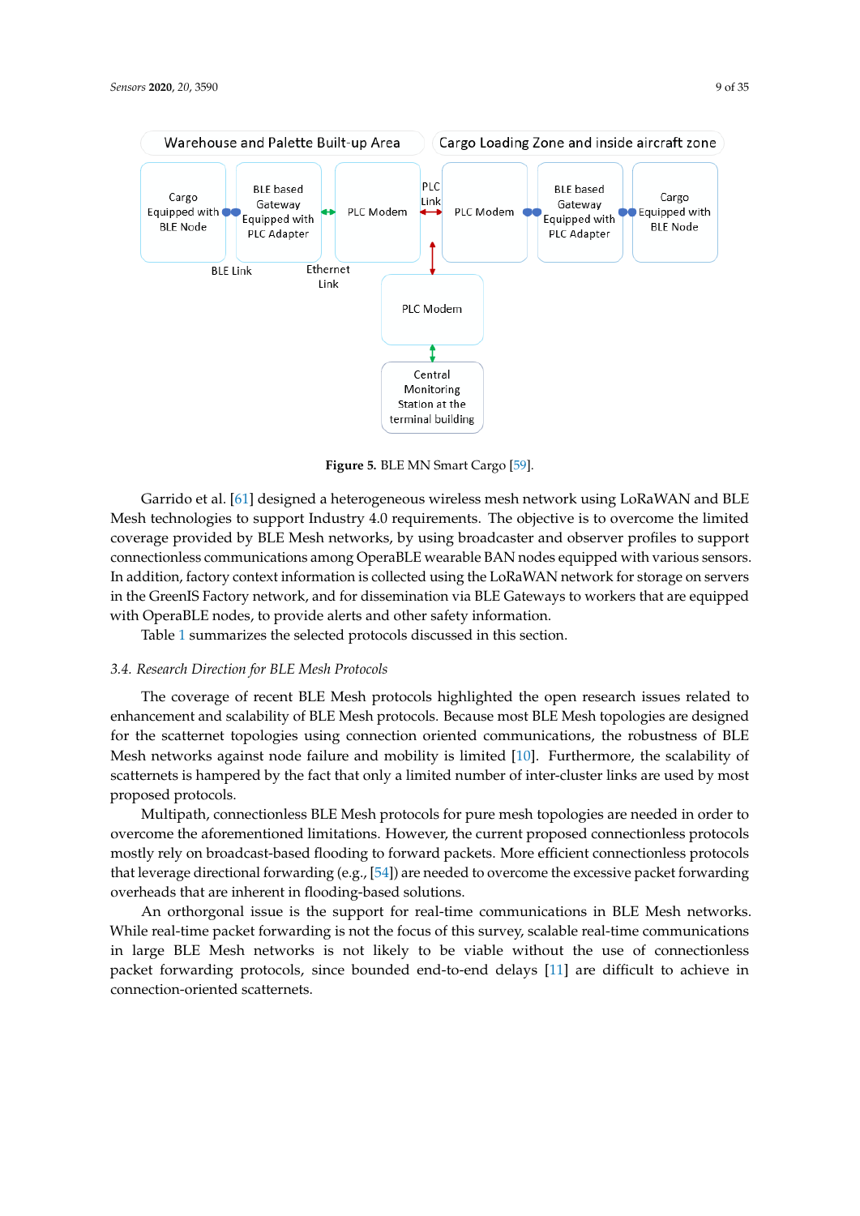**Figure 5.** BLE MN Smart Cargo [59].

Garrido et al. [61] designed a heterogeneous wireless mesh network using LoRaWAN and BLE Mesh technologies to support Industry 4.0 requirements. The objective is to overcome the limited coverage provided by BLE Mesh networks, by using broadcaster and observer profiles to support connectionless communications among OperaBLE wearable BAN nodes equipped with various sensors. In addition, factory context information is collected using the LoRaWAN network for storage on servers in the GreenIS Factory network, and for dissemination via BLE Gateways to workers that are equipped with OperaBLE nodes, to provide alerts and other safety information.

Table 1 summarizes the selected protocols discussed in this section.

### *3.4. Research Direction for BLE Mesh Protocols*

The coverage of recent BLE Mesh protocols highlighted the open research issues related to enhancement and scalability of BLE Mesh protocols. Because most BLE Mesh topologies are designed for the scatternet topologies using connection oriented communications, the robustness of BLE Mesh networks against node failure and mobility is limited [10]. Furthermore, the scalability of scatternets is hampered by the fact that only a limited number of inter-cluster links are used by most proposed protocols.

Multipath, connectionless BLE Mesh protocols for pure mesh topologies are needed in order to overcome the aforementioned limitations. However, the current proposed connectionless protocols mostly rely on broadcast-based flooding to forward packets. More efficient connectionless protocols that leverage directional forwarding (e.g., [54]) are needed to overcome the excessive packet forwarding overheads that are inherent in flooding-based solutions.

An orthorgonal issue is the support for real-time communications in BLE Mesh networks. While real-time packet forwarding is not the focus of this survey, scalable real-time communications in large BLE Mesh networks is not likely to be viable without the use of connectionless packet forwarding protocols, since bounded end-to-end delays [11] are difficult to achieve in connection-oriented scatternets.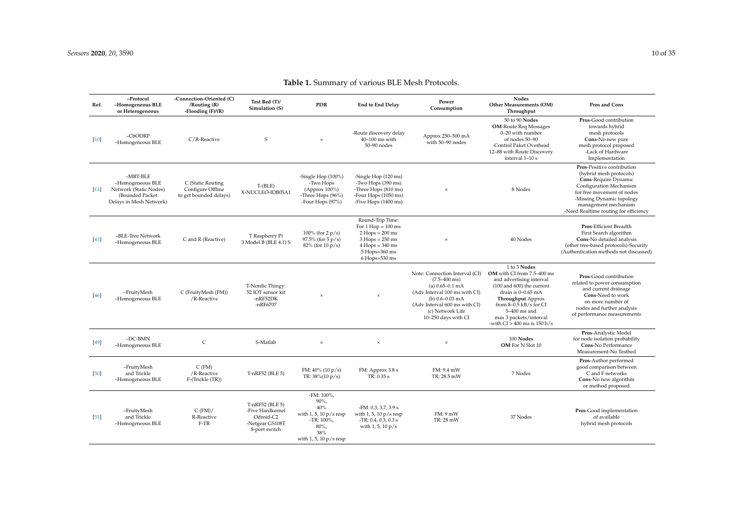**Table 1.** Summary of various BLE Mesh Protocols.

| Ref. | –Protocol –Homogeneous BLE or Heterogeneous | -Connection-Oriented (C) /Routing (R) -Flooding (F)/(R) | Test Bed (T)/ Simulation (S) | PDR | End to End Delay | Power Consumption | Nodes Other Measurements (OM) Throughput | Pros and Cons |
|---|---|---|---|---|---|---|---|---|
| [10] | –CbODRP –Homogeneous BLE | C/R-Reactive | S | × | -Route discovery delay 40–100 ms with 50–90 nodes | Approx 250–500 mA with 50–90 nodes | 50 to 90 **Nodes** **OM**-Route Req Messages 0–20 with number of nodes 50–90 -Control Paket Overhead 12–88 with Route Discovery interval 1–10 s | **Pros**-Good contribution towards hybrid mesh protocols **Cons**-No new pure mesh protocol proposed -Lack of Hardware Implementation |
| [11] | –MRT-BLE –Homogeneous BLE Network (Static Nodes) (Bounded Packet Delays in Mesh Network) | C (Static Routing Configure Offline to get bounded delays) | T-(BLE) X-NUCLEO-IDB05A1 | -Single Hop (100%) -Two Hops (Approx 100%) -Three Hops (96%) -Four Hops (97%) | -Single Hop (120 ms) -Two Hops (390 ms) -Three Hops (810 ms) -Four Hops (1050 ms) -Five Hops (1400 ms) | × | 8 Nodes | **Pros**-Positive contribution (hybrid mesh protocols) **Cons**-Require Dynamic Configuration Mechanism for free movement of nodes -Missing Dynamic topology management mechanism -Need Realtime routing for efficiency |
| [41] | –BLE-Tree Network –Homogeneous BLE | C and R (Reactive) | T Raspberry Pi 3 Model B (BLE 4.1) S | 100% (for 2 p/s) 97.5% (for 5 p/s) 82% (for 10 p/s) | Round-Trip Time: For 1 Hop = 100 ms 2 Hops = 200 ms 3 Hops = 250 ms 4 Hops = 340 ms 5 Hops=360 ms 6 Hops=530 ms | × | 40 Nodes | **Pros**-Efficient Breadth First Search algorithm **Cons**-No detailed analysis (other tree-based protocols)-Security (Authentication methods not discussed) |
| [46] | –FruityMesh –Homogeneous BLE | C (FruityMesh (FM)) /R-Reactive | T-Nordic Thingy: 52 IOT sensor kit -nRF52DK -nRF6707 | × | × | Note: Connection Interval (CI) (7.5–400 ms) (a) 0.65–0.1 mA (Adv Interval 100 ms with CI) (b) 0.6–0.03 mA (Adv Interval 600 ms with CI) (c) Network Life 10–250 days with CI | 1 to 3 **Nodes** **OM** with CI from 7.5–400 ms and advertising interval (100 and 600) the current drain is 0–0.65 mA **Throughput** Approx from 8–0.5 kB/s for CI 5–400 ms and max 3 packets/interval -with CI > 400 ms is 150 b/s | **Pros**-Good contribution related to power consumption and current drainage **Cons**-Need to work on more number of nodes and further analysis of performance measurements |
| [49] | –DC-BMN –Homogeneous BLE | C | S-Matlab | × | × | × | 100 **Nodes** **OM** For N Slot 10 | **Pros**-Analystic Model for node isolation probability **Cons**-No Performance Measurement-No Testbed |
| [50] | –FruityMesh and Trickle –Homogeneous BLE | C (FM) /R-Reactive F-(Trickle (TR)) | T-nRF52 (BLE 5) | FM: 40% (10 p/s) TR: 38%(10 p/s) | FM: Approx 3.8 s TR: 0.35 s | FM: 9.4 mW TR: 28.5 mW | 7 Nodes | **Pros**-Author performed good comparison between C and F networks **Cons**-No new algorithm or method proposed |
| [51] | –FruityMesh and Trickle –Homogeneous BLE | C (FM)/ R-Reactive F-TR | T-nRF52 (BLE 5) -Five Hardkernel Odroid-C2 -Netgear GS108T 8-port switch | -FM: 100%, 90%, 40% with 1, 5, 10 p/s resp -TR: 100%, 80%, 38% with 1, 5, 10 p/s resp | -FM: 0.3, 3.7, 3.9 s with 1, 5, 10 p/s resp -TR: 0.4, 0.3, 0.3 s with 1, 5, 10 p/s | FM: 9 mW TR: 28 mW | 37 Nodes | **Pros**-Good implementation of available hybrid mesh protocols |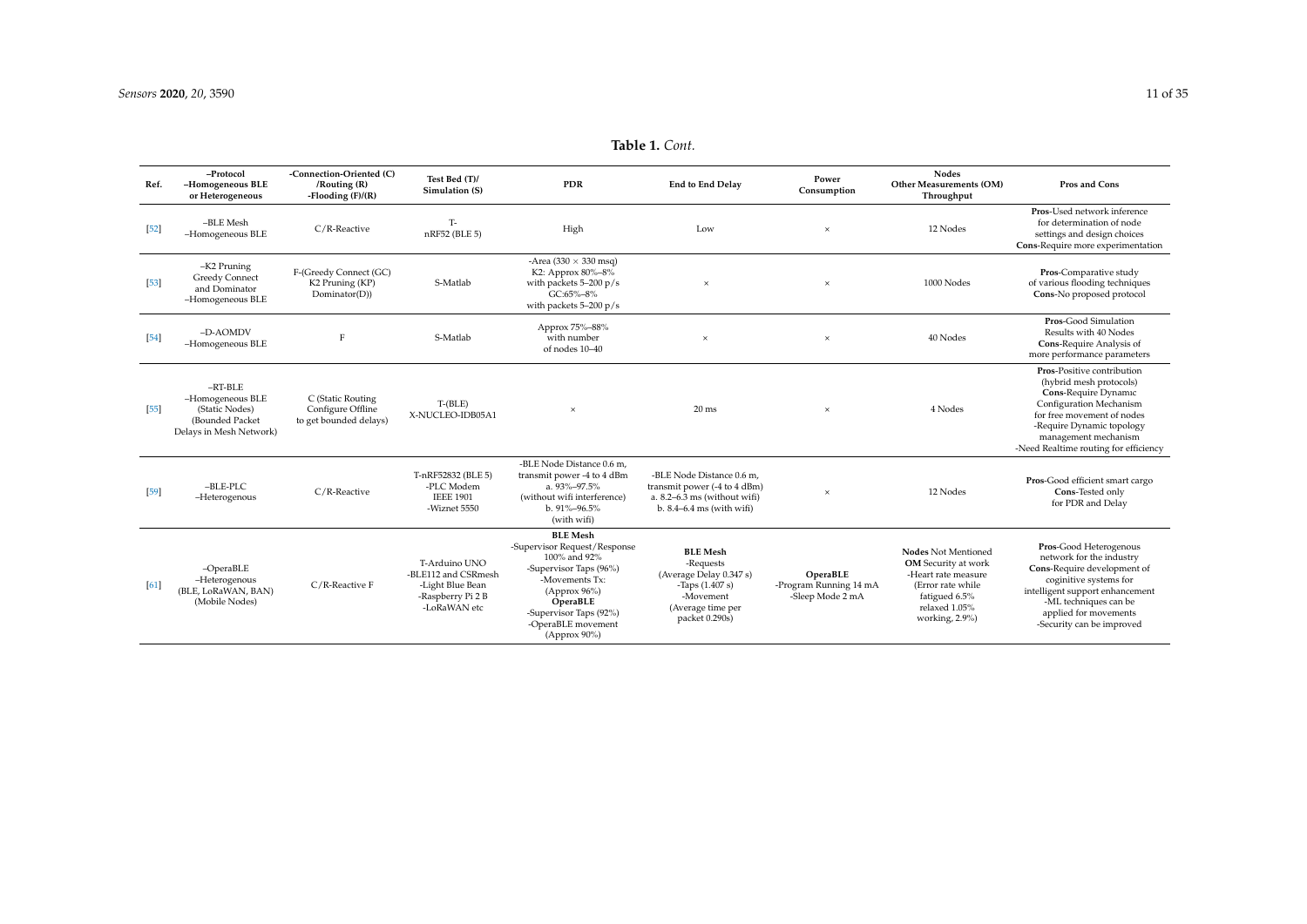**Table 1.** *Cont.*

| Ref. | –Protocol –Homogeneous BLE or Heterogeneous | -Connection-Oriented (C) /Routing (R) -Flooding (F)/(R) | Test Bed (T)/ Simulation (S) | PDR | End to End Delay | Power Consumption | Nodes Other Measurements (OM) Throughput | Pros and Cons |
|---|---|---|---|---|---|---|---|---|
| [52] | –BLE Mesh –Homogeneous BLE | C/R-Reactive | T- nRF52 (BLE 5) | High | Low | × | 12 Nodes | **Pros**-Used network inference for determination of node settings and design choices **Cons**-Require more experimentation |
| [53] | –K2 Pruning Greedy Connect and Dominator –Homogeneous BLE | F-(Greedy Connect (GC) K2 Pruning (KP) Dominator(D)) | S-Matlab | -Area (330 × 330 msq) K2: Approx 80%–8% with packets 5–200 p/s GC:65%–8% with packets 5–200 p/s | × | × | 1000 Nodes | **Pros**-Comparative study of various flooding techniques **Cons**-No proposed protocol |
| [54] | –D-AOMDV –Homogeneous BLE | F | S-Matlab | Approx 75%–88% with number of nodes 10–40 | × | × | 40 Nodes | **Pros**-Good Simulation Results with 40 Nodes **Cons**-Require Analysis of more performance parameters |
| [55] | –RT-BLE –Homogeneous BLE (Static Nodes) (Bounded Packet Delays in Mesh Network) | C (Static Routing Configure Offline to get bounded delays) | T-(BLE) X-NUCLEO-IDB05A1 | × | 20 ms | × | 4 Nodes | **Pros**-Positive contribution (hybrid mesh protocols) **Cons**-Require Dynamic Configuration Mechanism for free movement of nodes -Require Dynamic topology management mechanism -Need Realtime routing for efficiency |
| [59] | –BLE-PLC –Heterogenous | C/R-Reactive | T-nRF52832 (BLE 5) -PLC Modem IEEE 1901 -Wiznet 5550 | -BLE Node Distance 0.6 m, transmit power -4 to 4 dBm a. 93%–97.5% (without wifi interference) b. 91%–96.5% (with wifi) | -BLE Node Distance 0.6 m, transmit power (-4 to 4 dBm) a. 8.2–6.3 ms (without wifi) b. 8.4–6.4 ms (with wifi) | × | 12 Nodes | **Pros**-Good efficient smart cargo **Cons**-Tested only for PDR and Delay |
| [61] | –OperaBLE –Heterogenous (BLE, LoRaWAN, BAN) (Mobile Nodes) | C/R-Reactive F | T-Arduino UNO -BLE112 and CSRmesh -Light Blue Bean -Raspberry Pi 2 B -LoRaWAN etc | **BLE Mesh** -Supervisor Request/Response 100% and 92% -Supervisor Taps (96%) -Movements Tx: (Approx 96%) **OperaBLE** -Supervisor Taps (92%) -OperaBLE movement (Approx 90%) | **BLE Mesh** -Requests (Average Delay 0.347 s) -Taps (1.407 s) -Movement (Average time per packet 0.290s) | **OperaBLE** -Program Running 14 mA -Sleep Mode 2 mA | **Nodes** Not Mentioned **OM** Security at work -Heart rate measure (Error rate while fatigued 6.5% relaxed 1.05% working, 2.9%) | **Pros**-Good Heterogenous network for the industry **Cons**-Require development of coginitive systems for intelligent support enhancement -ML techniques can be applied for movements -Security can be improved |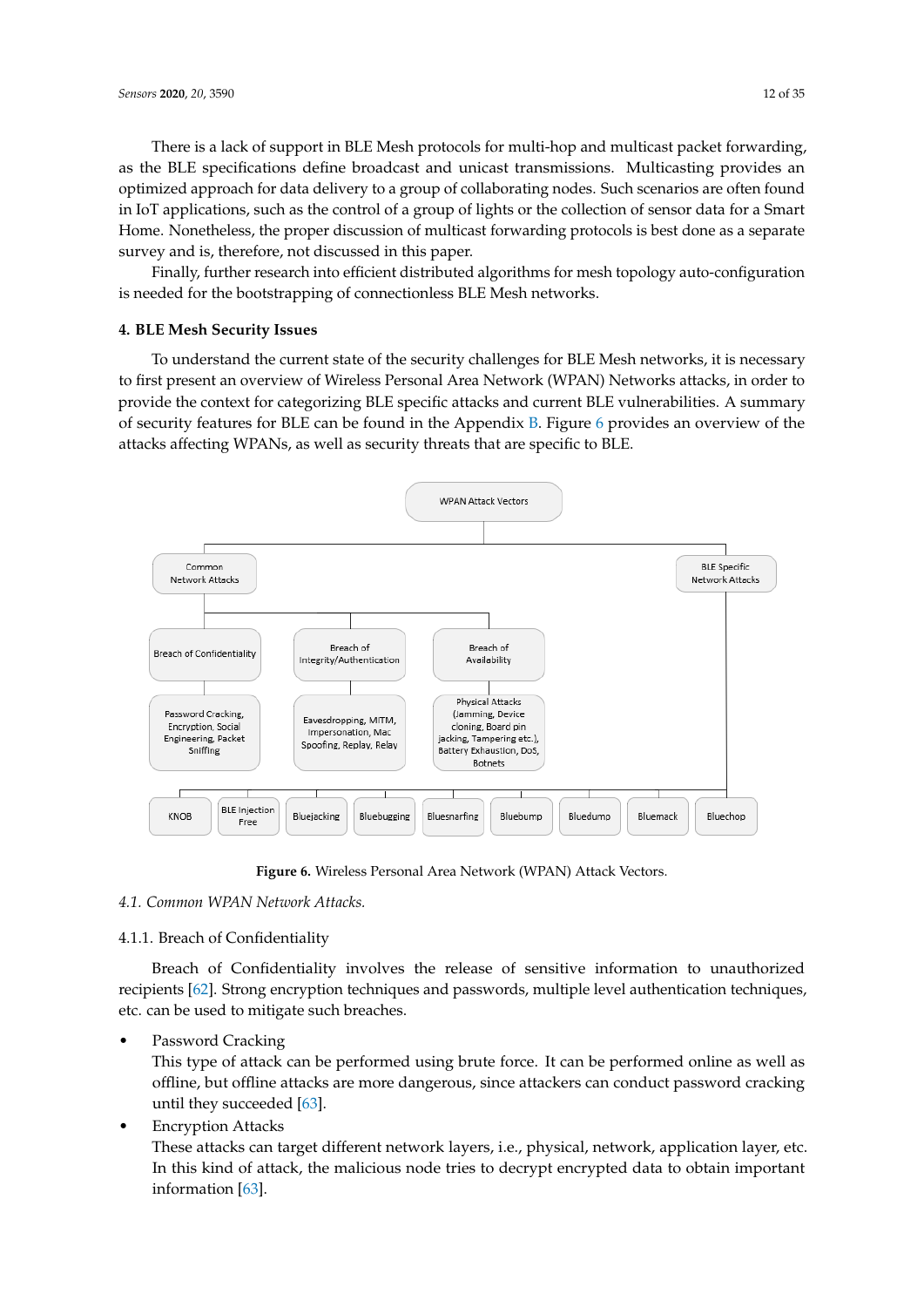There is a lack of support in BLE Mesh protocols for multi-hop and multicast packet forwarding, as the BLE specifications define broadcast and unicast transmissions. Multicasting provides an optimized approach for data delivery to a group of collaborating nodes. Such scenarios are often found in IoT applications, such as the control of a group of lights or the collection of sensor data for a Smart Home. Nonetheless, the proper discussion of multicast forwarding protocols is best done as a separate survey and is, therefore, not discussed in this paper.

Finally, further research into efficient distributed algorithms for mesh topology auto-configuration is needed for the bootstrapping of connectionless BLE Mesh networks.

## 4. BLE Mesh Security Issues

To understand the current state of the security challenges for BLE Mesh networks, it is necessary to first present an overview of Wireless Personal Area Network (WPAN) Networks attacks, in order to provide the context for categorizing BLE specific attacks and current BLE vulnerabilities. A summary of security features for BLE can be found in the Appendix B. Figure 6 provides an overview of the attacks affecting WPANs, as well as security threats that are specific to BLE.

WPAN Attack Vectors

Common Network Attacks

BLE Specific Network Attacks

Breach of Confidentiality

Breach of Integrity/Authentication

Breach of Availability

Password Cracking, Encryption, Social Engineering, Packet Sniffing

Eavesdropping, MITM, Impersonation, Mac Spoofing, Replay, Relay

Physical Attacks (Jamming, Device cloning, Board pin jacking, Tampering etc.), Battery Exhaustion, DoS, Botnets

KNOB | BLE Injection Free | Bluejacking | Bluebugging | Bluesnarfing | Bluebump | Bluedump | Bluemack | Bluechop

**Figure 6.** Wireless Personal Area Network (WPAN) Attack Vectors.

### *4.1. Common WPAN Network Attacks.*

#### 4.1.1. Breach of Confidentiality

Breach of Confidentiality involves the release of sensitive information to unauthorized recipients [62]. Strong encryption techniques and passwords, multiple level authentication techniques, etc. can be used to mitigate such breaches.

- Password Cracking
  This type of attack can be performed using brute force. It can be performed online as well as offline, but offline attacks are more dangerous, since attackers can conduct password cracking until they succeeded [63].
- Encryption Attacks
  These attacks can target different network layers, i.e., physical, network, application layer, etc. In this kind of attack, the malicious node tries to decrypt encrypted data to obtain important information [63].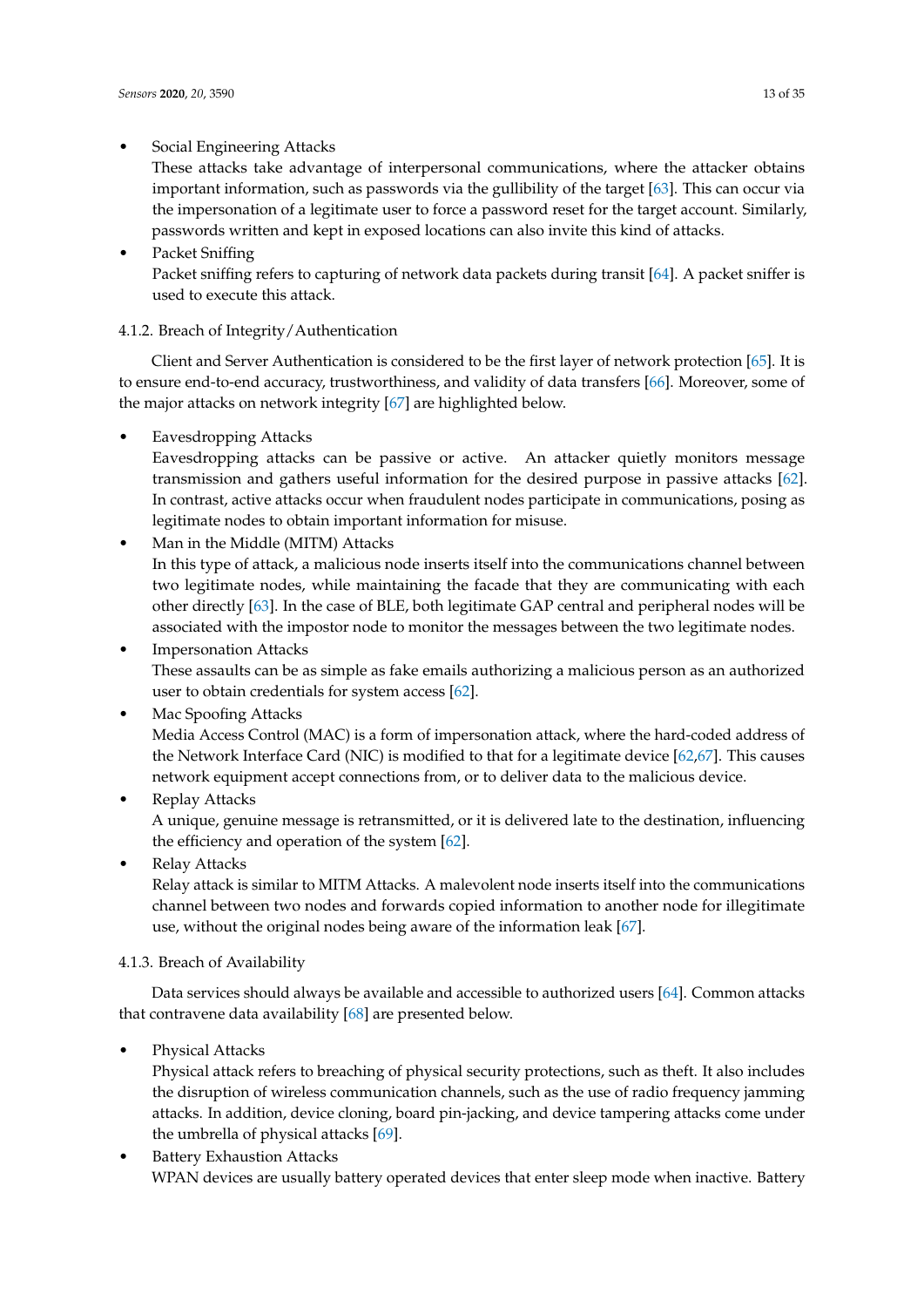- Social Engineering Attacks
  These attacks take advantage of interpersonal communications, where the attacker obtains important information, such as passwords via the gullibility of the target [63]. This can occur via the impersonation of a legitimate user to force a password reset for the target account. Similarly, passwords written and kept in exposed locations can also invite this kind of attacks.
- Packet Sniffing
  Packet sniffing refers to capturing of network data packets during transit [64]. A packet sniffer is used to execute this attack.

#### 4.1.2. Breach of Integrity/Authentication

Client and Server Authentication is considered to be the first layer of network protection [65]. It is to ensure end-to-end accuracy, trustworthiness, and validity of data transfers [66]. Moreover, some of the major attacks on network integrity [67] are highlighted below.

- Eavesdropping Attacks
  Eavesdropping attacks can be passive or active. An attacker quietly monitors message transmission and gathers useful information for the desired purpose in passive attacks [62]. In contrast, active attacks occur when fraudulent nodes participate in communications, posing as legitimate nodes to obtain important information for misuse.
- Man in the Middle (MITM) Attacks
  In this type of attack, a malicious node inserts itself into the communications channel between two legitimate nodes, while maintaining the facade that they are communicating with each other directly [63]. In the case of BLE, both legitimate GAP central and peripheral nodes will be associated with the impostor node to monitor the messages between the two legitimate nodes.
- Impersonation Attacks
  These assaults can be as simple as fake emails authorizing a malicious person as an authorized user to obtain credentials for system access [62].
- Mac Spoofing Attacks
  Media Access Control (MAC) is a form of impersonation attack, where the hard-coded address of the Network Interface Card (NIC) is modified to that for a legitimate device [62,67]. This causes network equipment accept connections from, or to deliver data to the malicious device.
- Replay Attacks
  A unique, genuine message is retransmitted, or it is delivered late to the destination, influencing the efficiency and operation of the system [62].
- Relay Attacks
  Relay attack is similar to MITM Attacks. A malevolent node inserts itself into the communications channel between two nodes and forwards copied information to another node for illegitimate use, without the original nodes being aware of the information leak [67].

#### 4.1.3. Breach of Availability

Data services should always be available and accessible to authorized users [64]. Common attacks that contravene data availability [68] are presented below.

- Physical Attacks
  Physical attack refers to breaching of physical security protections, such as theft. It also includes the disruption of wireless communication channels, such as the use of radio frequency jamming attacks. In addition, device cloning, board pin-jacking, and device tampering attacks come under the umbrella of physical attacks [69].
- Battery Exhaustion Attacks
  WPAN devices are usually battery operated devices that enter sleep mode when inactive. Battery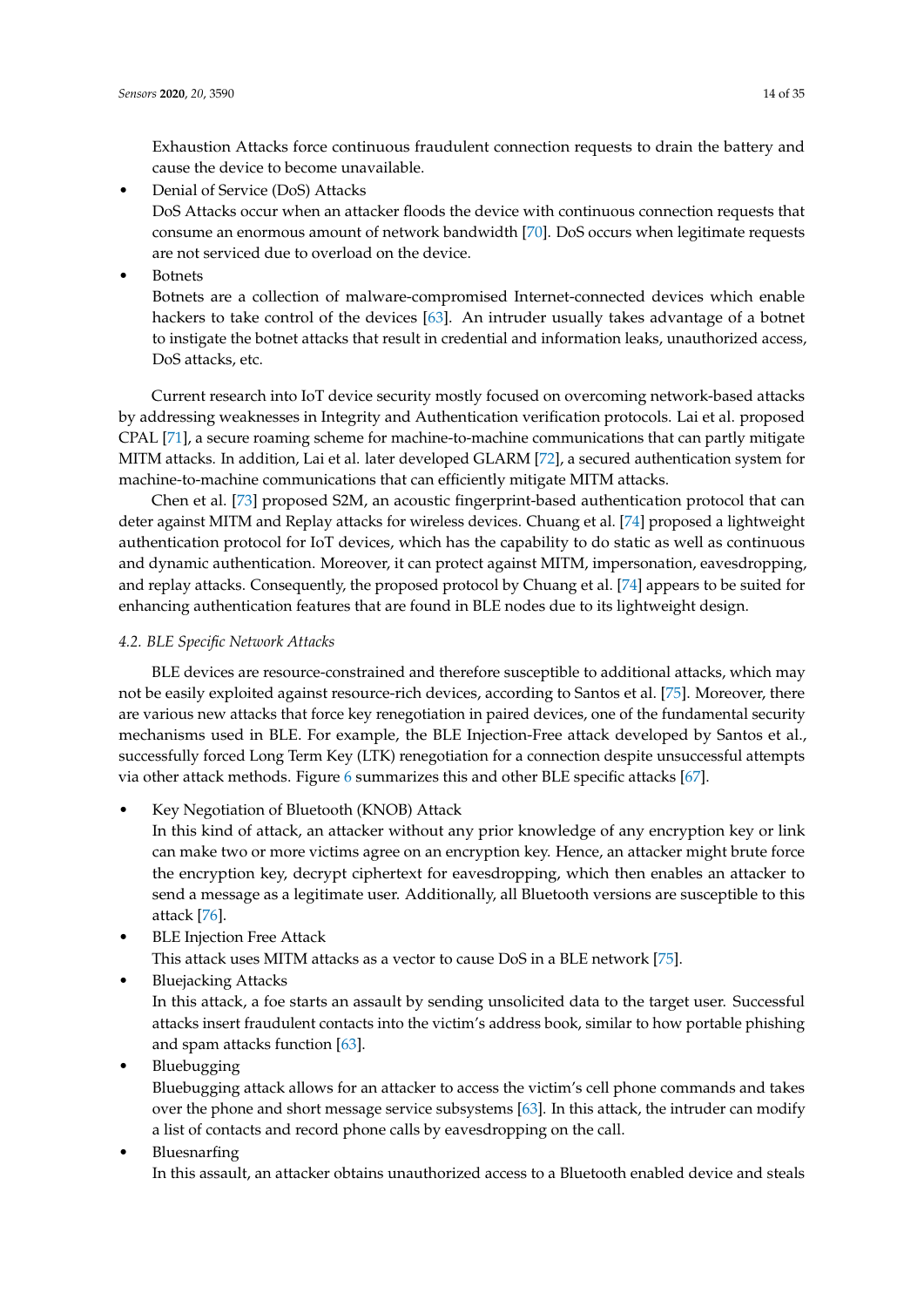Exhaustion Attacks force continuous fraudulent connection requests to drain the battery and cause the device to become unavailable.

- Denial of Service (DoS) Attacks
  DoS Attacks occur when an attacker floods the device with continuous connection requests that consume an enormous amount of network bandwidth [70]. DoS occurs when legitimate requests are not serviced due to overload on the device.
- Botnets
  Botnets are a collection of malware-compromised Internet-connected devices which enable hackers to take control of the devices [63]. An intruder usually takes advantage of a botnet to instigate the botnet attacks that result in credential and information leaks, unauthorized access, DoS attacks, etc.

Current research into IoT device security mostly focused on overcoming network-based attacks by addressing weaknesses in Integrity and Authentication verification protocols. Lai et al. proposed CPAL [71], a secure roaming scheme for machine-to-machine communications that can partly mitigate MITM attacks. In addition, Lai et al. later developed GLARM [72], a secured authentication system for machine-to-machine communications that can efficiently mitigate MITM attacks.

Chen et al. [73] proposed S2M, an acoustic fingerprint-based authentication protocol that can deter against MITM and Replay attacks for wireless devices. Chuang et al. [74] proposed a lightweight authentication protocol for IoT devices, which has the capability to do static as well as continuous and dynamic authentication. Moreover, it can protect against MITM, impersonation, eavesdropping, and replay attacks. Consequently, the proposed protocol by Chuang et al. [74] appears to be suited for enhancing authentication features that are found in BLE nodes due to its lightweight design.

### *4.2. BLE Specific Network Attacks*

BLE devices are resource-constrained and therefore susceptible to additional attacks, which may not be easily exploited against resource-rich devices, according to Santos et al. [75]. Moreover, there are various new attacks that force key renegotiation in paired devices, one of the fundamental security mechanisms used in BLE. For example, the BLE Injection-Free attack developed by Santos et al., successfully forced Long Term Key (LTK) renegotiation for a connection despite unsuccessful attempts via other attack methods. Figure 6 summarizes this and other BLE specific attacks [67].

- Key Negotiation of Bluetooth (KNOB) Attack
  In this kind of attack, an attacker without any prior knowledge of any encryption key or link can make two or more victims agree on an encryption key. Hence, an attacker might brute force the encryption key, decrypt ciphertext for eavesdropping, which then enables an attacker to send a message as a legitimate user. Additionally, all Bluetooth versions are susceptible to this attack [76].
- BLE Injection Free Attack
  This attack uses MITM attacks as a vector to cause DoS in a BLE network [75].
- Bluejacking Attacks
  In this attack, a foe starts an assault by sending unsolicited data to the target user. Successful attacks insert fraudulent contacts into the victim's address book, similar to how portable phishing and spam attacks function [63].
- Bluebugging
  Bluebugging attack allows for an attacker to access the victim's cell phone commands and takes over the phone and short message service subsystems [63]. In this attack, the intruder can modify a list of contacts and record phone calls by eavesdropping on the call.
- Bluesnarfing
  In this assault, an attacker obtains unauthorized access to a Bluetooth enabled device and steals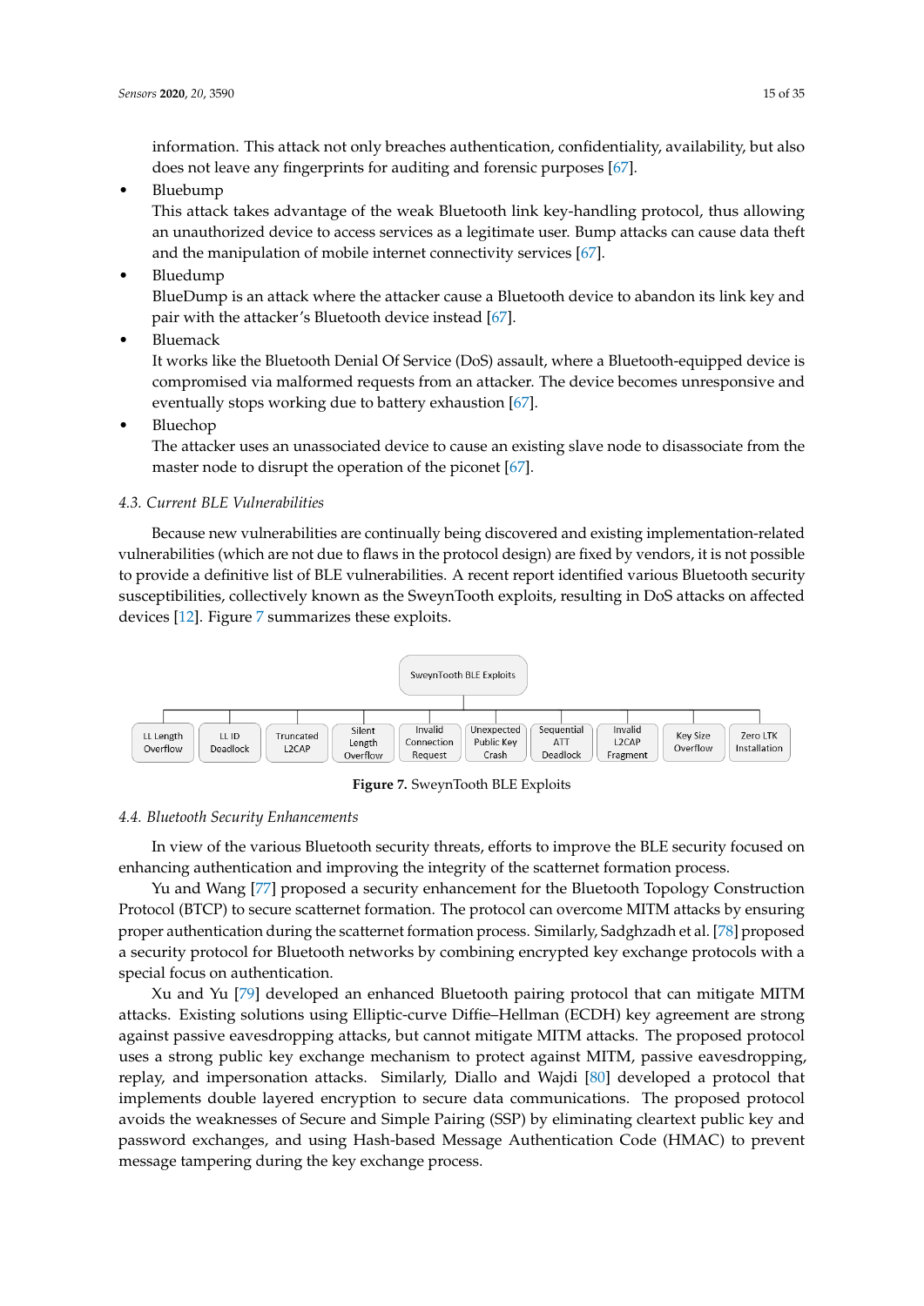information. This attack not only breaches authentication, confidentiality, availability, but also does not leave any fingerprints for auditing and forensic purposes [67].

- Bluebump
  This attack takes advantage of the weak Bluetooth link key-handling protocol, thus allowing an unauthorized device to access services as a legitimate user. Bump attacks can cause data theft and the manipulation of mobile internet connectivity services [67].
- Bluedump
  BlueDump is an attack where the attacker cause a Bluetooth device to abandon its link key and pair with the attacker's Bluetooth device instead [67].
- Bluemack
  It works like the Bluetooth Denial Of Service (DoS) assault, where a Bluetooth-equipped device is compromised via malformed requests from an attacker. The device becomes unresponsive and eventually stops working due to battery exhaustion [67].
- Bluechop
  The attacker uses an unassociated device to cause an existing slave node to disassociate from the master node to disrupt the operation of the piconet [67].

### 4.3. Current BLE Vulnerabilities

Because new vulnerabilities are continually being discovered and existing implementation-related vulnerabilities (which are not due to flaws in the protocol design) are fixed by vendors, it is not possible to provide a definitive list of BLE vulnerabilities. A recent report identified various Bluetooth security susceptibilities, collectively known as the SweynTooth exploits, resulting in DoS attacks on affected devices [12]. Figure 7 summarizes these exploits.

SweynTooth BLE Exploits

LL Length Overflow | LL ID Deadlock | Truncated L2CAP | Silent Length Overflow | Invalid Connection Request | Unexpected Public Key Crash | Sequential ATT Deadlock | Invalid L2CAP Fragment | Key Size Overflow | Zero LTK Installation

**Figure 7.** SweynTooth BLE Exploits

### 4.4. Bluetooth Security Enhancements

In view of the various Bluetooth security threats, efforts to improve the BLE security focused on enhancing authentication and improving the integrity of the scatternet formation process.

Yu and Wang [77] proposed a security enhancement for the Bluetooth Topology Construction Protocol (BTCP) to secure scatternet formation. The protocol can overcome MITM attacks by ensuring proper authentication during the scatternet formation process. Similarly, Sadghzadh et al. [78] proposed a security protocol for Bluetooth networks by combining encrypted key exchange protocols with a special focus on authentication.

Xu and Yu [79] developed an enhanced Bluetooth pairing protocol that can mitigate MITM attacks. Existing solutions using Elliptic-curve Diffie–Hellman (ECDH) key agreement are strong against passive eavesdropping attacks, but cannot mitigate MITM attacks. The proposed protocol uses a strong public key exchange mechanism to protect against MITM, passive eavesdropping, replay, and impersonation attacks. Similarly, Diallo and Wajdi [80] developed a protocol that implements double layered encryption to secure data communications. The proposed protocol avoids the weaknesses of Secure and Simple Pairing (SSP) by eliminating cleartext public key and password exchanges, and using Hash-based Message Authentication Code (HMAC) to prevent message tampering during the key exchange process.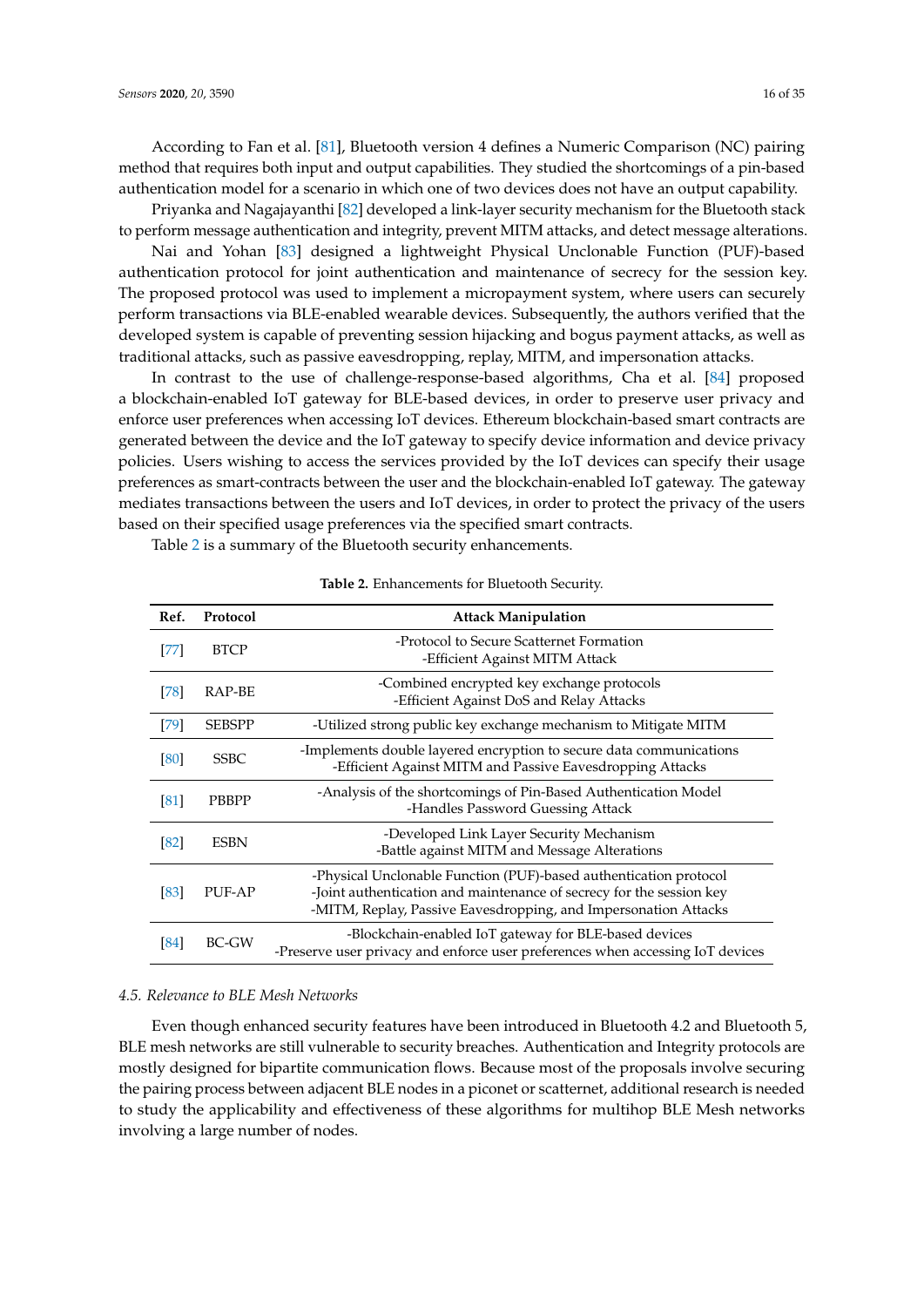According to Fan et al. [81], Bluetooth version 4 defines a Numeric Comparison (NC) pairing method that requires both input and output capabilities. They studied the shortcomings of a pin-based authentication model for a scenario in which one of two devices does not have an output capability.

Priyanka and Nagajayanthi [82] developed a link-layer security mechanism for the Bluetooth stack to perform message authentication and integrity, prevent MITM attacks, and detect message alterations.

Nai and Yohan [83] designed a lightweight Physical Unclonable Function (PUF)-based authentication protocol for joint authentication and maintenance of secrecy for the session key. The proposed protocol was used to implement a micropayment system, where users can securely perform transactions via BLE-enabled wearable devices. Subsequently, the authors verified that the developed system is capable of preventing session hijacking and bogus payment attacks, as well as traditional attacks, such as passive eavesdropping, replay, MITM, and impersonation attacks.

In contrast to the use of challenge-response-based algorithms, Cha et al. [84] proposed a blockchain-enabled IoT gateway for BLE-based devices, in order to preserve user privacy and enforce user preferences when accessing IoT devices. Ethereum blockchain-based smart contracts are generated between the device and the IoT gateway to specify device information and device privacy policies. Users wishing to access the services provided by the IoT devices can specify their usage preferences as smart-contracts between the user and the blockchain-enabled IoT gateway. The gateway mediates transactions between the users and IoT devices, in order to protect the privacy of the users based on their specified usage preferences via the specified smart contracts.

Table 2 is a summary of the Bluetooth security enhancements.

**Table 2.** Enhancements for Bluetooth Security.

| Ref. | Protocol | Attack Manipulation |
|---|---|---|
| [77] | BTCP | -Protocol to Secure Scatternet Formation<br>-Efficient Against MITM Attack |
| [78] | RAP-BE | -Combined encrypted key exchange protocols<br>-Efficient Against DoS and Relay Attacks |
| [79] | SEBSPP | -Utilized strong public key exchange mechanism to Mitigate MITM |
| [80] | SSBC | -Implements double layered encryption to secure data communications<br>-Efficient Against MITM and Passive Eavesdropping Attacks |
| [81] | PBBPP | -Analysis of the shortcomings of Pin-Based Authentication Model<br>-Handles Password Guessing Attack |
| [82] | ESBN | -Developed Link Layer Security Mechanism<br>-Battle against MITM and Message Alterations |
| [83] | PUF-AP | -Physical Unclonable Function (PUF)-based authentication protocol<br>-Joint authentication and maintenance of secrecy for the session key<br>-MITM, Replay, Passive Eavesdropping, and Impersonation Attacks |
| [84] | BC-GW | -Blockchain-enabled IoT gateway for BLE-based devices<br>-Preserve user privacy and enforce user preferences when accessing IoT devices |

### *4.5. Relevance to BLE Mesh Networks*

Even though enhanced security features have been introduced in Bluetooth 4.2 and Bluetooth 5, BLE mesh networks are still vulnerable to security breaches. Authentication and Integrity protocols are mostly designed for bipartite communication flows. Because most of the proposals involve securing the pairing process between adjacent BLE nodes in a piconet or scatternet, additional research is needed to study the applicability and effectiveness of these algorithms for multihop BLE Mesh networks involving a large number of nodes.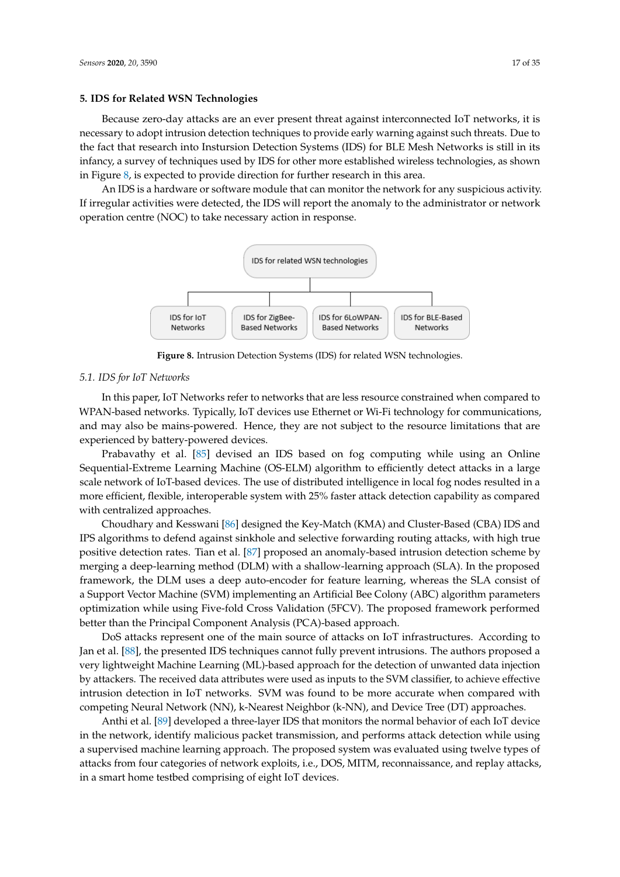## 5. IDS for Related WSN Technologies

Because zero-day attacks are an ever present threat against interconnected IoT networks, it is necessary to adopt intrusion detection techniques to provide early warning against such threats. Due to the fact that research into Insturshion Detection Systems (IDS) for BLE Mesh Networks is still in its infancy, a survey of techniques used by IDS for other more established wireless technologies, as shown in Figure 8, is expected to provide direction for further research in this area.

An IDS is a hardware or software module that can monitor the network for any suspicious activity. If irregular activities were detected, the IDS will report the anomaly to the administrator or network operation centre (NOC) to take necessary action in response.

IDS for related WSN technologies

IDS for IoT Networks | IDS for ZigBee-Based Networks | IDS for 6LoWPAN-Based Networks | IDS for BLE-Based Networks

**Figure 8.** Intrusion Detection Systems (IDS) for related WSN technologies.

### 5.1. IDS for IoT Networks

In this paper, IoT Networks refer to networks that are less resource constrained when compared to WPAN-based networks. Typically, IoT devices use Ethernet or Wi-Fi technology for communications, and may also be mains-powered. Hence, they are not subject to the resource limitations that are experienced by battery-powered devices.

Prabavathy et al. [85] devised an IDS based on fog computing while using an Online Sequential-Extreme Learning Machine (OS-ELM) algorithm to efficiently detect attacks in a large scale network of IoT-based devices. The use of distributed intelligence in local fog nodes resulted in a more efficient, flexible, interoperable system with 25% faster attack detection capability as compared with centralized approaches.

Choudhary and Kesswani [86] designed the Key-Match (KMA) and Cluster-Based (CBA) IDS and IPS algorithms to defend against sinkhole and selective forwarding routing attacks, with high true positive detection rates. Tian et al. [87] proposed an anomaly-based intrusion detection scheme by merging a deep-learning method (DLM) with a shallow-learning approach (SLA). In the proposed framework, the DLM uses a deep auto-encoder for feature learning, whereas the SLA consist of a Support Vector Machine (SVM) implementing an Artificial Bee Colony (ABC) algorithm parameters optimization while using Five-fold Cross Validation (5FCV). The proposed framework performed better than the Principal Component Analysis (PCA)-based approach.

DoS attacks represent one of the main source of attacks on IoT infrastructures. According to Jan et al. [88], the presented IDS techniques cannot fully prevent intrusions. The authors proposed a very lightweight Machine Learning (ML)-based approach for the detection of unwanted data injection by attackers. The received data attributes were used as inputs to the SVM classifier, to achieve effective intrusion detection in IoT networks. SVM was found to be more accurate when compared with competing Neural Network (NN), k-Nearest Neighbor (k-NN), and Device Tree (DT) approaches.

Anthi et al. [89] developed a three-layer IDS that monitors the normal behavior of each IoT device in the network, identify malicious packet transmission, and performs attack detection while using a supervised machine learning approach. The proposed system was evaluated using twelve types of attacks from four categories of network exploits, i.e., DOS, MITM, reconnaissance, and replay attacks, in a smart home testbed comprising of eight IoT devices.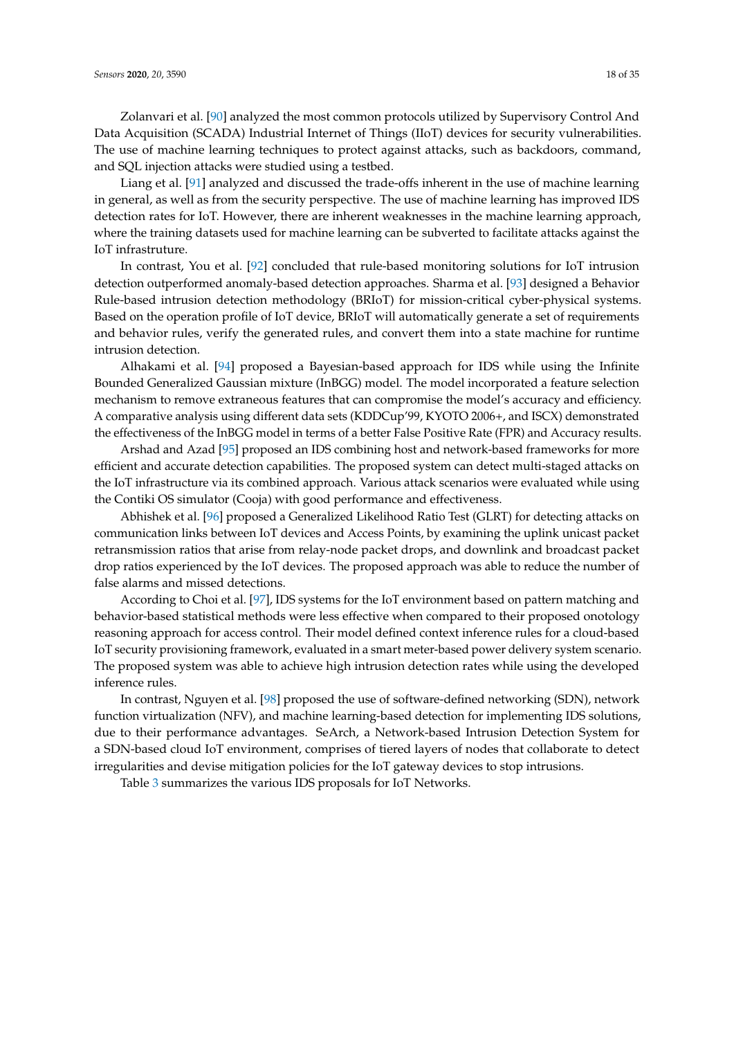Zolanvari et al. [90] analyzed the most common protocols utilized by Supervisory Control And Data Acquisition (SCADA) Industrial Internet of Things (IIoT) devices for security vulnerabilities. The use of machine learning techniques to protect against attacks, such as backdoors, command, and SQL injection attacks were studied using a testbed.

Liang et al. [91] analyzed and discussed the trade-offs inherent in the use of machine learning in general, as well as from the security perspective. The use of machine learning has improved IDS detection rates for IoT. However, there are inherent weaknesses in the machine learning approach, where the training datasets used for machine learning can be subverted to facilitate attacks against the IoT infrastruture.

In contrast, You et al. [92] concluded that rule-based monitoring solutions for IoT intrusion detection outperformed anomaly-based detection approaches. Sharma et al. [93] designed a Behavior Rule-based intrusion detection methodology (BRIoT) for mission-critical cyber-physical systems. Based on the operation profile of IoT device, BRIoT will automatically generate a set of requirements and behavior rules, verify the generated rules, and convert them into a state machine for runtime intrusion detection.

Alhakami et al. [94] proposed a Bayesian-based approach for IDS while using the Infinite Bounded Generalized Gaussian mixture (InBGG) model. The model incorporated a feature selection mechanism to remove extraneous features that can compromise the model's accuracy and efficiency. A comparative analysis using different data sets (KDDCup'99, KYOTO 2006+, and ISCX) demonstrated the effectiveness of the InBGG model in terms of a better False Positive Rate (FPR) and Accuracy results.

Arshad and Azad [95] proposed an IDS combining host and network-based frameworks for more efficient and accurate detection capabilities. The proposed system can detect multi-staged attacks on the IoT infrastructure via its combined approach. Various attack scenarios were evaluated while using the Contiki OS simulator (Cooja) with good performance and effectiveness.

Abhishek et al. [96] proposed a Generalized Likelihood Ratio Test (GLRT) for detecting attacks on communication links between IoT devices and Access Points, by examining the uplink unicast packet retransmission ratios that arise from relay-node packet drops, and downlink and broadcast packet drop ratios experienced by the IoT devices. The proposed approach was able to reduce the number of false alarms and missed detections.

According to Choi et al. [97], IDS systems for the IoT environment based on pattern matching and behavior-based statistical methods were less effective when compared to their proposed onotology reasoning approach for access control. Their model defined context inference rules for a cloud-based IoT security provisioning framework, evaluated in a smart meter-based power delivery system scenario. The proposed system was able to achieve high intrusion detection rates while using the developed inference rules.

In contrast, Nguyen et al. [98] proposed the use of software-defined networking (SDN), network function virtualization (NFV), and machine learning-based detection for implementing IDS solutions, due to their performance advantages. SeArch, a Network-based Intrusion Detection System for a SDN-based cloud IoT environment, comprises of tiered layers of nodes that collaborate to detect irregularities and devise mitigation policies for the IoT gateway devices to stop intrusions.

Table 3 summarizes the various IDS proposals for IoT Networks.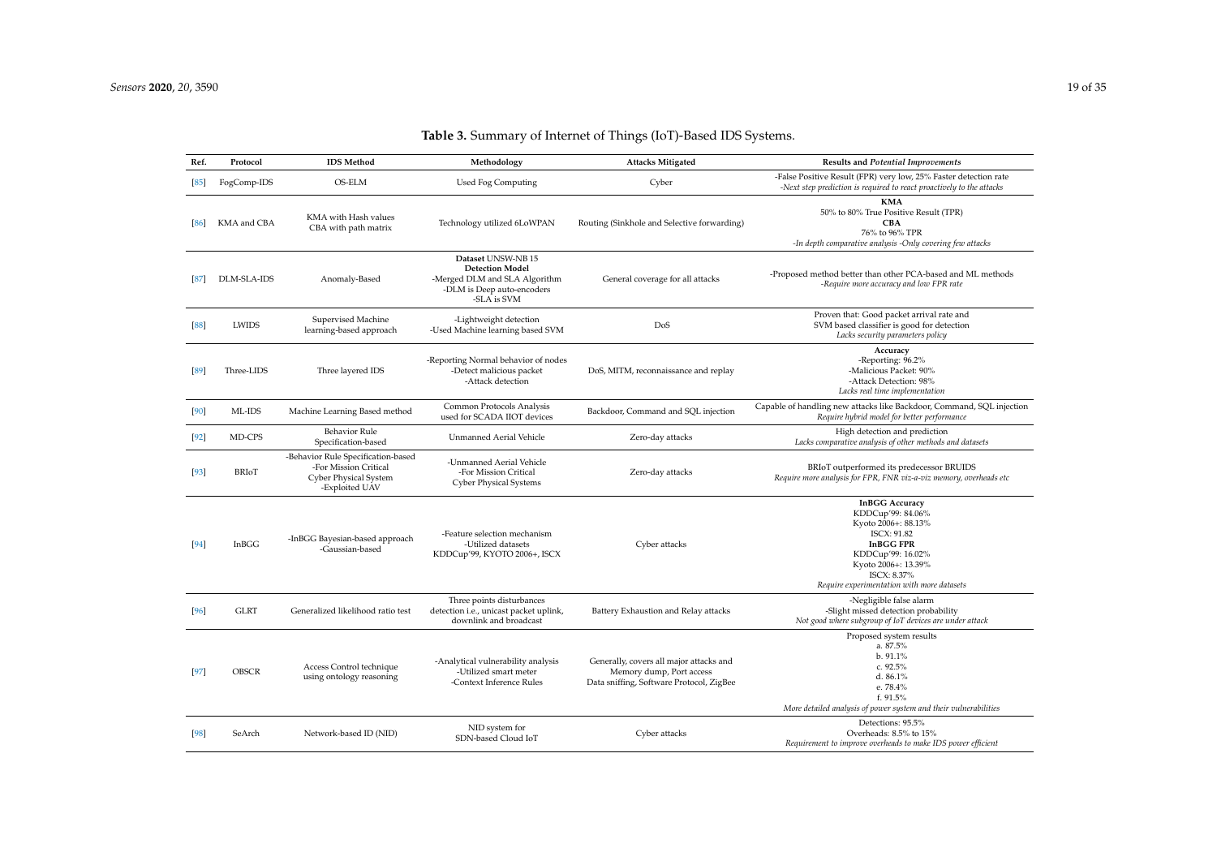**Table 3.** Summary of Internet of Things (IoT)-Based IDS Systems.

| Ref. | Protocol | IDS Method | Methodology | Attacks Mitigated | Results and *Potential Improvements* |
|---|---|---|---|---|---|
| [85] | FogComp-IDS | OS-ELM | Used Fog Computing | Cyber | -False Positive Result (FPR) very low, 25% Faster detection rate *-Next step prediction is required to react proactively to the attacks* |
| [86] | KMA and CBA | KMA with Hash values CBA with path matrix | Technology utilized 6LoWPAN | Routing (Sinkhole and Selective forwarding) | **KMA** 50% to 80% True Positive Result (TPR) **CBA** 76% to 96% TPR *-In depth comparative analysis -Only covering few attacks* |
| [87] | DLM-SLA-IDS | Anomaly-Based | **Dataset** UNSW-NB 15 **Detection Model** -Merged DLM and SLA Algorithm -DLM is Deep auto-encoders -SLA is SVM | General coverage for all attacks | -Proposed method better than other PCA-based and ML methods *-Require more accuracy and low FPR rate* |
| [88] | LWIDS | Supervised Machine learning-based approach | -Lightweight detection -Used Machine learning based SVM | DoS | Proven that: Good packet arrival rate and SVM based classifier is good for detection *Lacks security parameters policy* |
| [89] | Three-LIDS | Three layered IDS | -Reporting Normal behavior of nodes -Detect malicious packet -Attack detection | DoS, MITM, reconnaissance and replay | **Accuracy** -Reporting: 96.2% -Malicious Packet: 90% -Attack Detection: 98% *Lacks real time implementation* |
| [90] | ML-IDS | Machine Learning Based method | Common Protocols Analysis used for SCADA IIOT devices | Backdoor, Command and SQL injection | Capable of handling new attacks like Backdoor, Command, SQL injection *Require hybrid model for better performance* |
| [92] | MD-CPS | Behavior Rule Specification-based | Unmanned Aerial Vehicle | Zero-day attacks | High detection and prediction *Lacks comparative analysis of other methods and datasets* |
| [93] | BRIoT | -Behavior Rule Specification-based -For Mission Critical Cyber Physical System -Exploited UAV | -Unmanned Aerial Vehicle -For Mission Critical Cyber Physical Systems | Zero-day attacks | BRIoT outperformed its predecessor BRUIDS *Require more analysis for FPR, FNR viz-a-viz memory, overheads etc* |
| [94] | InBGG | -InBGG Bayesian-based approach -Gaussian-based | -Feature selection mechanism -Utilized datasets KDDCup'99, KYOTO 2006+, ISCX | Cyber attacks | **InBGG Accuracy** KDDCup'99: 84.06% Kyoto 2006+: 88.13% ISCX: 91.82 **InBGG FPR** KDDCup'99: 16.02% Kyoto 2006+: 13.39% ISCX: 8.37% *Require experimentation with more datasets* |
| [96] | GLRT | Generalized likelihood ratio test | Three points disturbances detection i.e., unicast packet uplink, downlink and broadcast | Battery Exhaustion and Relay attacks | -Negligible false alarm -Slight missed detection probability *Not good where subgroup of IoT devices are under attack* |
| [97] | OBSCR | Access Control technique using ontology reasoning | -Analytical vulnerability analysis -Utilized smart meter -Context Inference Rules | Generally, covers all major attacks and Memory dump, Port access Data sniffing, Software Protocol, ZigBee | Proposed system results a. 87.5% b. 91.1% c. 92.5% d. 86.1% e. 78.4% f. 91.5% *More detailed analysis of power system and their vulnerabilities* |
| [98] | SeArch | Network-based ID (NID) | NID system for SDN-based Cloud IoT | Cyber attacks | Detections: 95.5% Overheads: 8.5% to 15% *Requirement to improve overheads to make IDS power efficient* |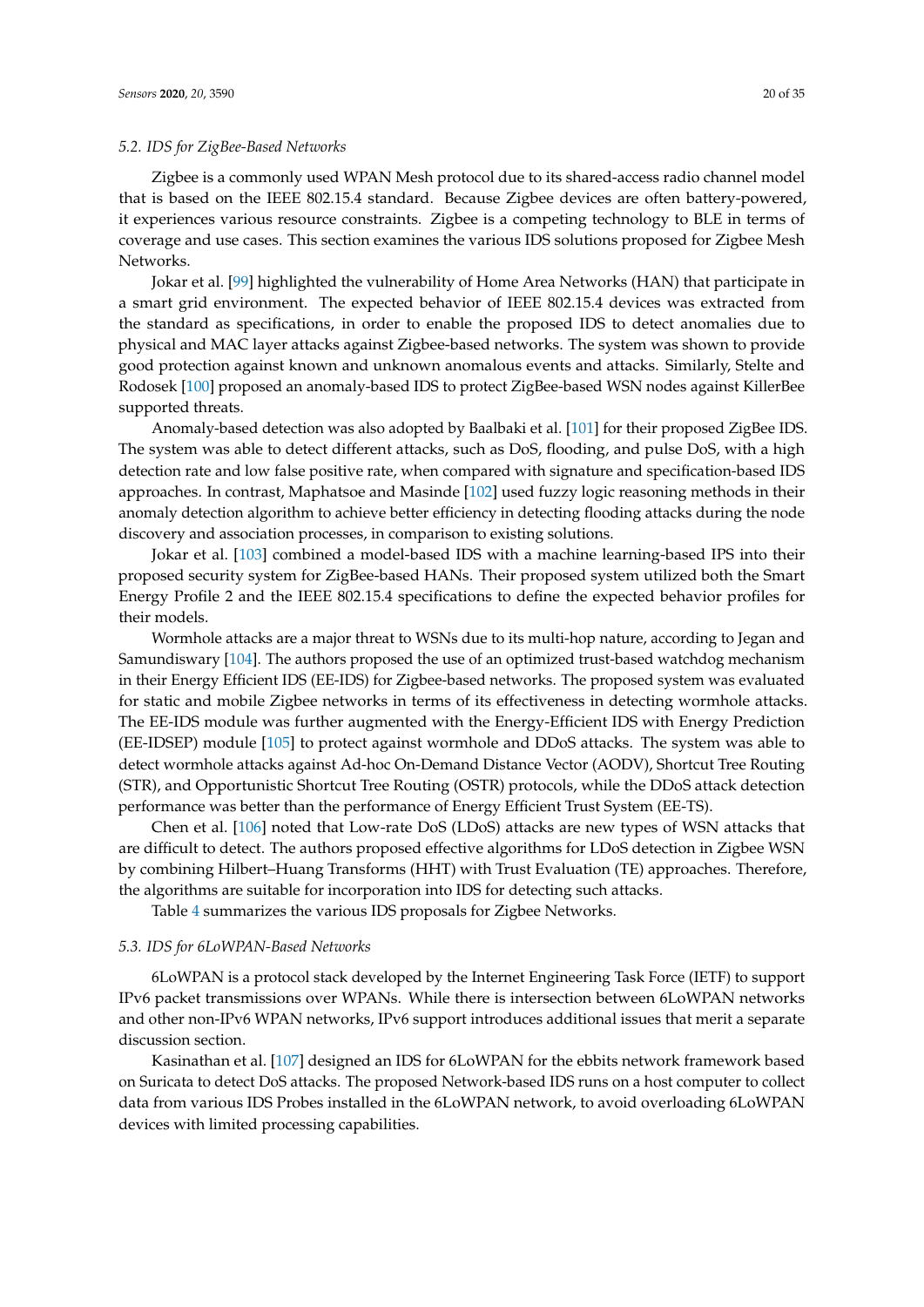### *5.2. IDS for ZigBee-Based Networks*

Zigbee is a commonly used WPAN Mesh protocol due to its shared-access radio channel model that is based on the IEEE 802.15.4 standard. Because Zigbee devices are often battery-powered, it experiences various resource constraints. Zigbee is a competing technology to BLE in terms of coverage and use cases. This section examines the various IDS solutions proposed for Zigbee Mesh Networks.

Jokar et al. [99] highlighted the vulnerability of Home Area Networks (HAN) that participate in a smart grid environment. The expected behavior of IEEE 802.15.4 devices was extracted from the standard as specifications, in order to enable the proposed IDS to detect anomalies due to physical and MAC layer attacks against Zigbee-based networks. The system was shown to provide good protection against known and unknown anomalous events and attacks. Similarly, Stelte and Rodosek [100] proposed an anomaly-based IDS to protect ZigBee-based WSN nodes against KillerBee supported threats.

Anomaly-based detection was also adopted by Baalbaki et al. [101] for their proposed ZigBee IDS. The system was able to detect different attacks, such as DoS, flooding, and pulse DoS, with a high detection rate and low false positive rate, when compared with signature and specification-based IDS approaches. In contrast, Maphatsoe and Masinde [102] used fuzzy logic reasoning methods in their anomaly detection algorithm to achieve better efficiency in detecting flooding attacks during the node discovery and association processes, in comparison to existing solutions.

Jokar et al. [103] combined a model-based IDS with a machine learning-based IPS into their proposed security system for ZigBee-based HANs. Their proposed system utilized both the Smart Energy Profile 2 and the IEEE 802.15.4 specifications to define the expected behavior profiles for their models.

Wormhole attacks are a major threat to WSNs due to its multi-hop nature, according to Jegan and Samundiswary [104]. The authors proposed the use of an optimized trust-based watchdog mechanism in their Energy Efficient IDS (EE-IDS) for Zigbee-based networks. The proposed system was evaluated for static and mobile Zigbee networks in terms of its effectiveness in detecting wormhole attacks. The EE-IDS module was further augmented with the Energy-Efficient IDS with Energy Prediction (EE-IDSEP) module [105] to protect against wormhole and DDoS attacks. The system was able to detect wormhole attacks against Ad-hoc On-Demand Distance Vector (AODV), Shortcut Tree Routing (STR), and Opportunistic Shortcut Tree Routing (OSTR) protocols, while the DDoS attack detection performance was better than the performance of Energy Efficient Trust System (EE-TS).

Chen et al. [106] noted that Low-rate DoS (LDoS) attacks are new types of WSN attacks that are difficult to detect. The authors proposed effective algorithms for LDoS detection in Zigbee WSN by combining Hilbert–Huang Transforms (HHT) with Trust Evaluation (TE) approaches. Therefore, the algorithms are suitable for incorporation into IDS for detecting such attacks.

Table 4 summarizes the various IDS proposals for Zigbee Networks.

### *5.3. IDS for 6LoWPAN-Based Networks*

6LoWPAN is a protocol stack developed by the Internet Engineering Task Force (IETF) to support IPv6 packet transmissions over WPANs. While there is intersection between 6LoWPAN networks and other non-IPv6 WPAN networks, IPv6 support introduces additional issues that merit a separate discussion section.

Kasinathan et al. [107] designed an IDS for 6LoWPAN for the ebbits network framework based on Suricata to detect DoS attacks. The proposed Network-based IDS runs on a host computer to collect data from various IDS Probes installed in the 6LoWPAN network, to avoid overloading 6LoWPAN devices with limited processing capabilities.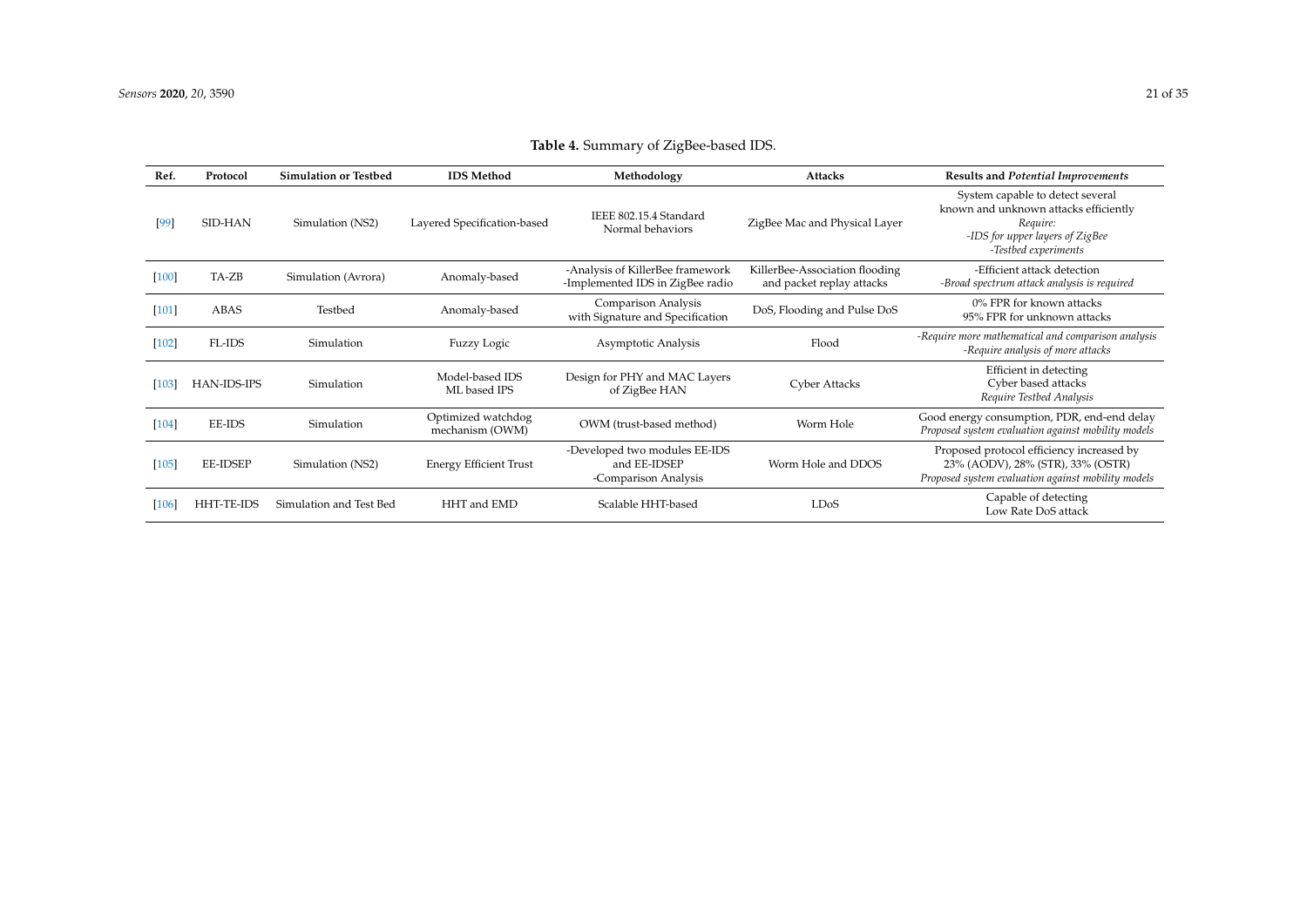**Table 4.** Summary of ZigBee-based IDS.

| Ref. | Protocol | Simulation or Testbed | IDS Method | Methodology | Attacks | Results and *Potential Improvements* |
|---|---|---|---|---|---|---|
| [99] | SID-HAN | Simulation (NS2) | Layered Specification-based | IEEE 802.15.4 Standard Normal behaviors | ZigBee Mac and Physical Layer | System capable to detect several known and unknown attacks efficiently *Require:* *-IDS for upper layers of ZigBee* *-Testbed experiments* |
| [100] | TA-ZB | Simulation (Avrora) | Anomaly-based | -Analysis of KillerBee framework -Implemented IDS in ZigBee radio | KillerBee-Association flooding and packet replay attacks | -Efficient attack detection *-Broad spectrum attack analysis is required* |
| [101] | ABAS | Testbed | Anomaly-based | Comparison Analysis with Signature and Specification | DoS, Flooding and Pulse DoS | 0% FPR for known attacks 95% FPR for unknown attacks |
| [102] | FL-IDS | Simulation | Fuzzy Logic | Asymptotic Analysis | Flood | *-Require more mathematical and comparison analysis* *-Require analysis of more attacks* |
| [103] | HAN-IDS-IPS | Simulation | Model-based IDS ML based IPS | Design for PHY and MAC Layers of ZigBee HAN | Cyber Attacks | Efficient in detecting Cyber based attacks *Require Testbed Analysis* |
| [104] | EE-IDS | Simulation | Optimized watchdog mechanism (OWM) | OWM (trust-based method) | Worm Hole | Good energy consumption, PDR, end-end delay *Proposed system evaluation against mobility models* |
| [105] | EE-IDSEP | Simulation (NS2) | Energy Efficient Trust | -Developed two modules EE-IDS and EE-IDSEP -Comparison Analysis | Worm Hole and DDOS | Proposed protocol efficiency increased by 23% (AODV), 28% (STR), 33% (OSTR) *Proposed system evaluation against mobility models* |
| [106] | HHT-TE-IDS | Simulation and Test Bed | HHT and EMD | Scalable HHT-based | LDoS | Capable of detecting Low Rate DoS attack |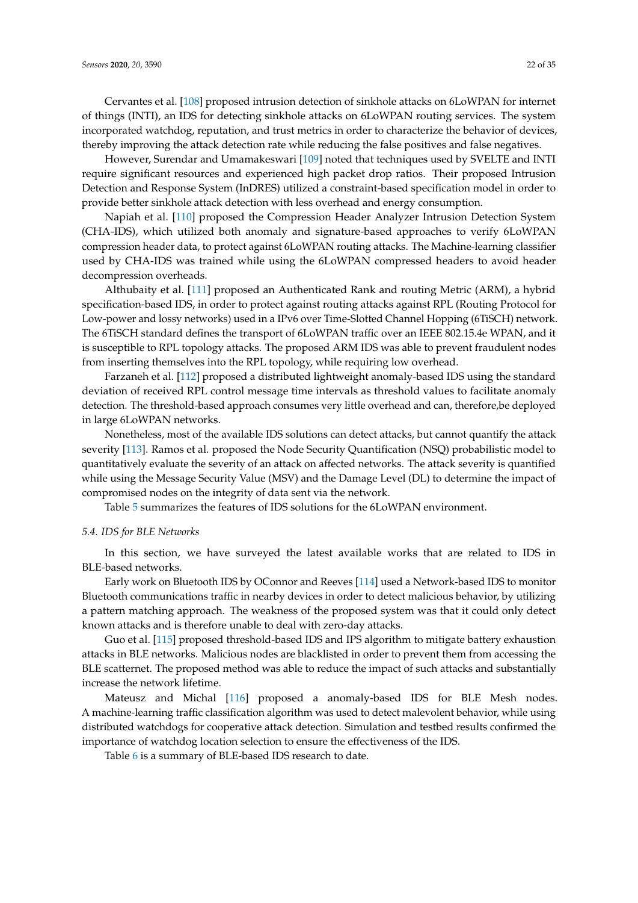Cervantes et al. [108] proposed intrusion detection of sinkhole attacks on 6LoWPAN for internet of things (INTI), an IDS for detecting sinkhole attacks on 6LoWPAN routing services. The system incorporated watchdog, reputation, and trust metrics in order to characterize the behavior of devices, thereby improving the attack detection rate while reducing the false positives and false negatives.

However, Surendar and Umamakeswari [109] noted that techniques used by SVELTE and INTI require significant resources and experienced high packet drop ratios. Their proposed Intrusion Detection and Response System (InDRES) utilized a constraint-based specification model in order to provide better sinkhole attack detection with less overhead and energy consumption.

Napiah et al. [110] proposed the Compression Header Analyzer Intrusion Detection System (CHA-IDS), which utilized both anomaly and signature-based approaches to verify 6LoWPAN compression header data, to protect against 6LoWPAN routing attacks. The Machine-learning classifier used by CHA-IDS was trained while using the 6LoWPAN compressed headers to avoid header decompression overheads.

Althubaity et al. [111] proposed an Authenticated Rank and routing Metric (ARM), a hybrid specification-based IDS, in order to protect against routing attacks against RPL (Routing Protocol for Low-power and lossy networks) used in a IPv6 over Time-Slotted Channel Hopping (6TiSCH) network. The 6TiSCH standard defines the transport of 6LoWPAN traffic over an IEEE 802.15.4e WPAN, and it is susceptible to RPL topology attacks. The proposed ARM IDS was able to prevent fraudulent nodes from inserting themselves into the RPL topology, while requiring low overhead.

Farzaneh et al. [112] proposed a distributed lightweight anomaly-based IDS using the standard deviation of received RPL control message time intervals as threshold values to facilitate anomaly detection. The threshold-based approach consumes very little overhead and can, therefore,be deployed in large 6LoWPAN networks.

Nonetheless, most of the available IDS solutions can detect attacks, but cannot quantify the attack severity [113]. Ramos et al. proposed the Node Security Quantification (NSQ) probabilistic model to quantitatively evaluate the severity of an attack on affected networks. The attack severity is quantified while using the Message Security Value (MSV) and the Damage Level (DL) to determine the impact of compromised nodes on the integrity of data sent via the network.

Table 5 summarizes the features of IDS solutions for the 6LoWPAN environment.

### *5.4. IDS for BLE Networks*

In this section, we have surveyed the latest available works that are related to IDS in BLE-based networks.

Early work on Bluetooth IDS by OConnor and Reeves [114] used a Network-based IDS to monitor Bluetooth communications traffic in nearby devices in order to detect malicious behavior, by utilizing a pattern matching approach. The weakness of the proposed system was that it could only detect known attacks and is therefore unable to deal with zero-day attacks.

Guo et al. [115] proposed threshold-based IDS and IPS algorithm to mitigate battery exhaustion attacks in BLE networks. Malicious nodes are blacklisted in order to prevent them from accessing the BLE scatternet. The proposed method was able to reduce the impact of such attacks and substantially increase the network lifetime.

Mateusz and Michal [116] proposed a anomaly-based IDS for BLE Mesh nodes. A machine-learning traffic classification algorithm was used to detect malevolent behavior, while using distributed watchdogs for cooperative attack detection. Simulation and testbed results confirmed the importance of watchdog location selection to ensure the effectiveness of the IDS.

Table 6 is a summary of BLE-based IDS research to date.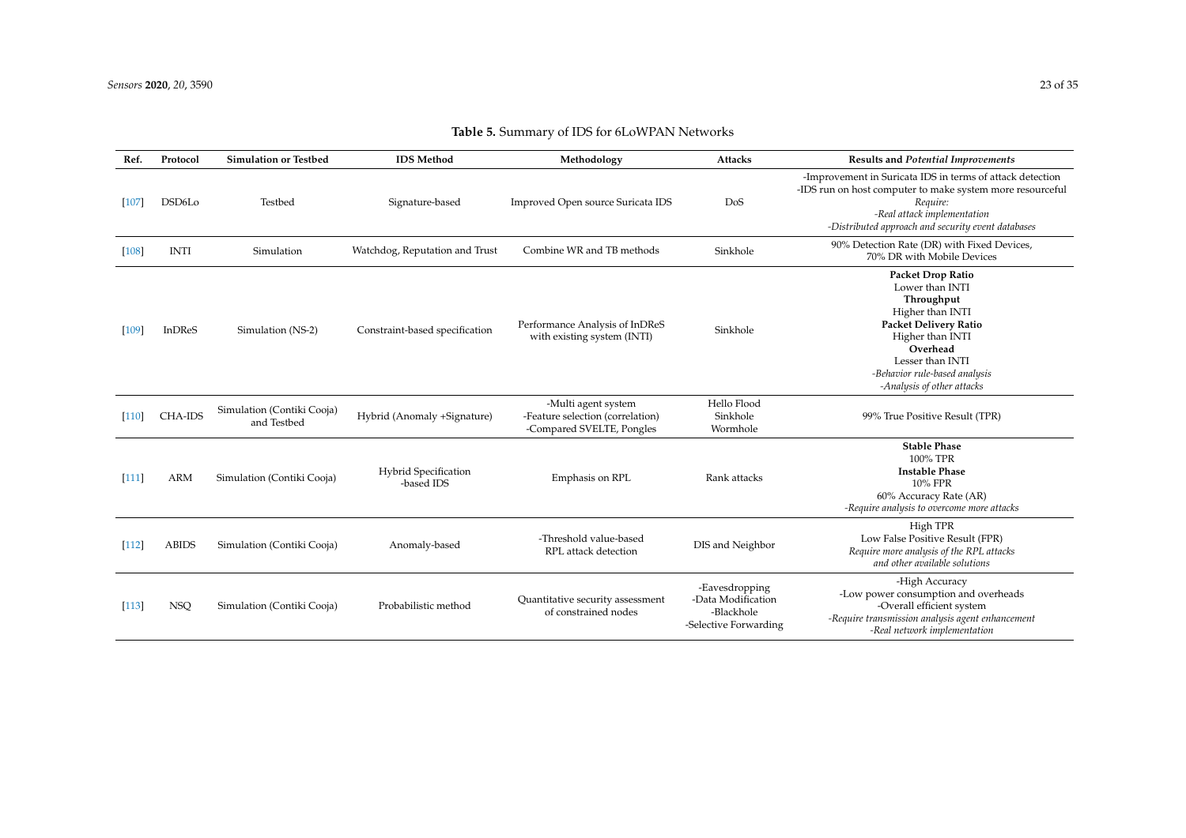**Table 5.** Summary of IDS for 6LoWPAN Networks

| Ref. | Protocol | Simulation or Testbed | IDS Method | Methodology | Attacks | Results and *Potential Improvements* |
|---|---|---|---|---|---|---|
| [107] | DSD6Lo | Testbed | Signature-based | Improved Open source Suricata IDS | DoS | -Improvement in Suricata IDS in terms of attack detection<br>-IDS run on host computer to make system more resourceful<br>*Require:*<br>*-Real attack implementation*<br>*-Distributed approach and security event databases* |
| [108] | INTI | Simulation | Watchdog, Reputation and Trust | Combine WR and TB methods | Sinkhole | 90% Detection Rate (DR) with Fixed Devices,<br>70% DR with Mobile Devices |
| [109] | InDReS | Simulation (NS-2) | Constraint-based specification | Performance Analysis of InDReS with existing system (INTI) | Sinkhole | **Packet Drop Ratio**<br>Lower than INTI<br>**Throughput**<br>Higher than INTI<br>**Packet Delivery Ratio**<br>Higher than INTI<br>**Overhead**<br>Lesser than INTI<br>*-Behavior rule-based analysis*<br>*-Analysis of other attacks* |
| [110] | CHA-IDS | Simulation (Contiki Cooja) and Testbed | Hybrid (Anomaly +Signature) | -Multi agent system<br>-Feature selection (correlation)<br>-Compared SVELTE, Pongles | Hello Flood<br>Sinkhole<br>Wormhole | 99% True Positive Result (TPR) |
| [111] | ARM | Simulation (Contiki Cooja) | Hybrid Specification -based IDS | Emphasis on RPL | Rank attacks | **Stable Phase**<br>100% TPR<br>**Instable Phase**<br>10% FPR<br>60% Accuracy Rate (AR)<br>*-Require analysis to overcome more attacks* |
| [112] | ABIDS | Simulation (Contiki Cooja) | Anomaly-based | -Threshold value-based RPL attack detection | DIS and Neighbor | High TPR<br>Low False Positive Result (FPR)<br>*Require more analysis of the RPL attacks and other available solutions* |
| [113] | NSQ | Simulation (Contiki Cooja) | Probabilistic method | Quantitative security assessment of constrained nodes | -Eavesdropping<br>-Data Modification<br>-Blackhole<br>-Selective Forwarding | -High Accuracy<br>-Low power consumption and overheads<br>-Overall efficient system<br>*-Require transmission analysis agent enhancement*<br>*-Real network implementation* |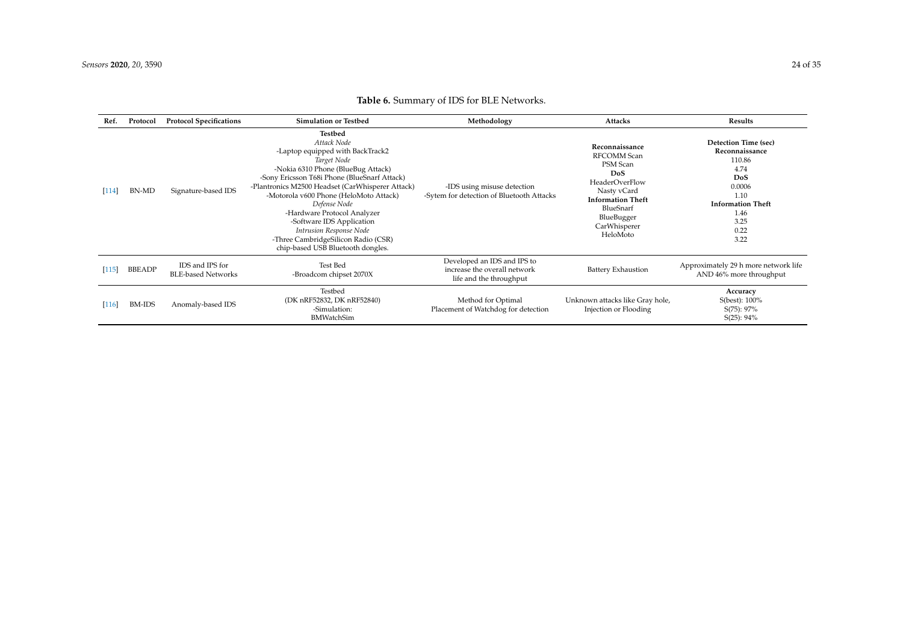**Table 6.** Summary of IDS for BLE Networks.

| Ref. | Protocol | Protocol Specifications | Simulation or Testbed | Methodology | Attacks | Results |
|---|---|---|---|---|---|---|
| [114] | BN-MD | Signature-based IDS | **Testbed** *Attack Node* -Laptop equipped with BackTrack2 *Target Node* -Nokia 6310 Phone (BlueBug Attack) -Sony Ericsson T68i Phone (BlueSnarf Attack) -Plantronics M2500 Headset (CarWhisperer Attack) -Motorola v600 Phone (HeloMoto Attack) *Defense Node* -Hardware Protocol Analyzer -Software IDS Application *Intrusion Response Node* -Three CambridgeSilicon Radio (CSR) chip-based USB Bluetooth dongles. | -IDS using misuse detection -Sytem for detection of Bluetooth Attacks | **Reconnaissance** RFCOMM Scan PSM Scan **DoS** HeaderOverFlow Nasty vCard **Information Theft** BlueSnarf BlueBugger CarWhisperer HeloMoto | **Detection Time (sec)** **Reconnaissance** 110.86 4.74 **DoS** 0.0006 1.10 **Information Theft** 1.46 3.25 0.22 3.22 |
| [115] | BBEADP | IDS and IPS for BLE-based Networks | Test Bed -Broadcom chipset 2070X | Developed an IDS and IPS to increase the overall network life and the throughput | Battery Exhaustion | Approximately 29 h more network life AND 46% more throughput |
| [116] | BM-IDS | Anomaly-based IDS | Testbed (DK nRF52832, DK nRF52840) -Simulation: BMWatchSim | Method for Optimal Placement of Watchdog for detection | Unknown attacks like Gray hole, Injection or Flooding | **Accuracy** S(best): 100% S(75): 97% S(25): 94% |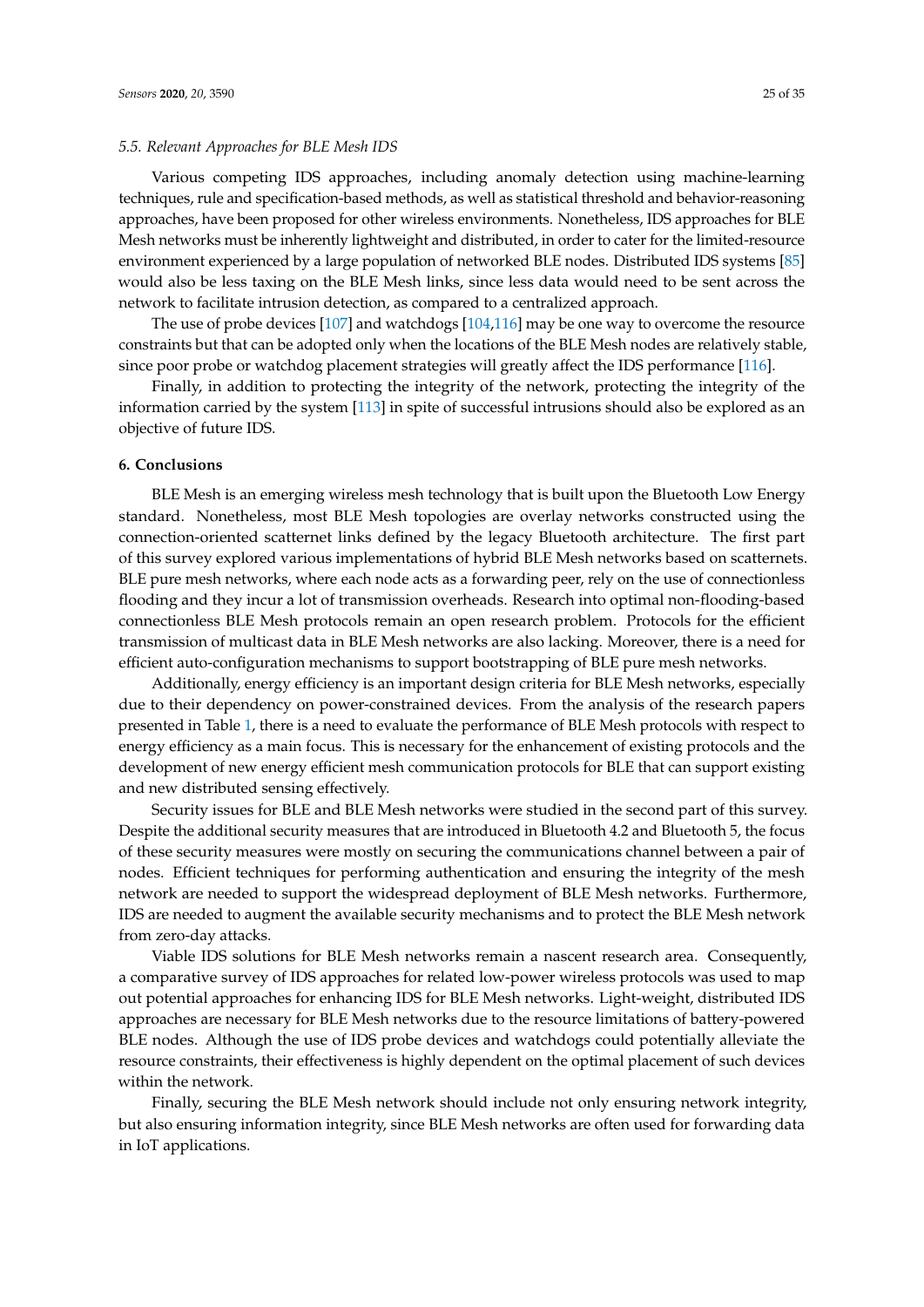### 5.5. Relevant Approaches for BLE Mesh IDS

Various competing IDS approaches, including anomaly detection using machine-learning techniques, rule and specification-based methods, as well as statistical threshold and behavior-reasoning approaches, have been proposed for other wireless environments. Nonetheless, IDS approaches for BLE Mesh networks must be inherently lightweight and distributed, in order to cater for the limited-resource environment experienced by a large population of networked BLE nodes. Distributed IDS systems [85] would also be less taxing on the BLE Mesh links, since less data would need to be sent across the network to facilitate intrusion detection, as compared to a centralized approach.

The use of probe devices [107] and watchdogs [104,116] may be one way to overcome the resource constraints but that can be adopted only when the locations of the BLE Mesh nodes are relatively stable, since poor probe or watchdog placement strategies will greatly affect the IDS performance [116].

Finally, in addition to protecting the integrity of the network, protecting the integrity of the information carried by the system [113] in spite of successful intrusions should also be explored as an objective of future IDS.

## 6. Conclusions

BLE Mesh is an emerging wireless mesh technology that is built upon the Bluetooth Low Energy standard. Nonetheless, most BLE Mesh topologies are overlay networks constructed using the connection-oriented scatternet links defined by the legacy Bluetooth architecture. The first part of this survey explored various implementations of hybrid BLE Mesh networks based on scatternets. BLE pure mesh networks, where each node acts as a forwarding peer, rely on the use of connectionless flooding and they incur a lot of transmission overheads. Research into optimal non-flooding-based connectionless BLE Mesh protocols remain an open research problem. Protocols for the efficient transmission of multicast data in BLE Mesh networks are also lacking. Moreover, there is a need for efficient auto-configuration mechanisms to support bootstrapping of BLE pure mesh networks.

Additionally, energy efficiency is an important design criteria for BLE Mesh networks, especially due to their dependency on power-constrained devices. From the analysis of the research papers presented in Table 1, there is a need to evaluate the performance of BLE Mesh protocols with respect to energy efficiency as a main focus. This is necessary for the enhancement of existing protocols and the development of new energy efficient mesh communication protocols for BLE that can support existing and new distributed sensing effectively.

Security issues for BLE and BLE Mesh networks were studied in the second part of this survey. Despite the additional security measures that are introduced in Bluetooth 4.2 and Bluetooth 5, the focus of these security measures were mostly on securing the communications channel between a pair of nodes. Efficient techniques for performing authentication and ensuring the integrity of the mesh network are needed to support the widespread deployment of BLE Mesh networks. Furthermore, IDS are needed to augment the available security mechanisms and to protect the BLE Mesh network from zero-day attacks.

Viable IDS solutions for BLE Mesh networks remain a nascent research area. Consequently, a comparative survey of IDS approaches for related low-power wireless protocols was used to map out potential approaches for enhancing IDS for BLE Mesh networks. Light-weight, distributed IDS approaches are necessary for BLE Mesh networks due to the resource limitations of battery-powered BLE nodes. Although the use of IDS probe devices and watchdogs could potentially alleviate the resource constraints, their effectiveness is highly dependent on the optimal placement of such devices within the network.

Finally, securing the BLE Mesh network should include not only ensuring network integrity, but also ensuring information integrity, since BLE Mesh networks are often used for forwarding data in IoT applications.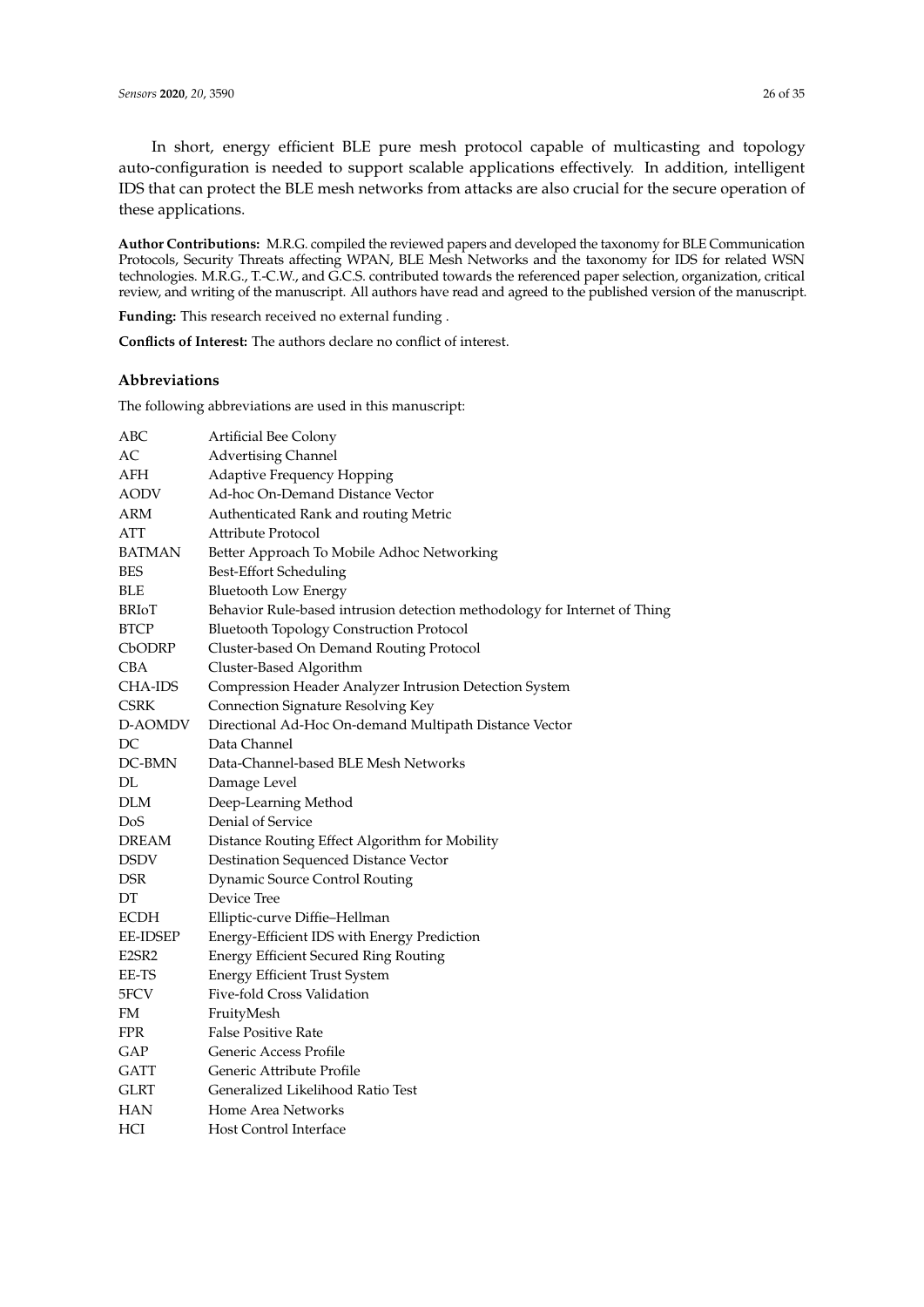In short, energy efficient BLE pure mesh protocol capable of multicasting and topology auto-configuration is needed to support scalable applications effectively. In addition, intelligent IDS that can protect the BLE mesh networks from attacks are also crucial for the secure operation of these applications.

**Author Contributions:** M.R.G. compiled the reviewed papers and developed the taxonomy for BLE Communication Protocols, Security Threats affecting WPAN, BLE Mesh Networks and the taxonomy for IDS for related WSN technologies. M.R.G., T.-C.W., and G.C.S. contributed towards the referenced paper selection, organization, critical review, and writing of the manuscript. All authors have read and agreed to the published version of the manuscript.

**Funding:** This research received no external funding .

**Conflicts of Interest:** The authors declare no conflict of interest.

## Abbreviations

The following abbreviations are used in this manuscript:

| | |
|---|---|
| ABC | Artificial Bee Colony |
| AC | Advertising Channel |
| AFH | Adaptive Frequency Hopping |
| AODV | Ad-hoc On-Demand Distance Vector |
| ARM | Authenticated Rank and routing Metric |
| ATT | Attribute Protocol |
| BATMAN | Better Approach To Mobile Adhoc Networking |
| BES | Best-Effort Scheduling |
| BLE | Bluetooth Low Energy |
| BRIoT | Behavior Rule-based intrusion detection methodology for Internet of Thing |
| BTCP | Bluetooth Topology Construction Protocol |
| CbODRP | Cluster-based On Demand Routing Protocol |
| CBA | Cluster-Based Algorithm |
| CHA-IDS | Compression Header Analyzer Intrusion Detection System |
| CSRK | Connection Signature Resolving Key |
| D-AOMDV | Directional Ad-Hoc On-demand Multipath Distance Vector |
| DC | Data Channel |
| DC-BMN | Data-Channel-based BLE Mesh Networks |
| DL | Damage Level |
| DLM | Deep-Learning Method |
| DoS | Denial of Service |
| DREAM | Distance Routing Effect Algorithm for Mobility |
| DSDV | Destination Sequenced Distance Vector |
| DSR | Dynamic Source Control Routing |
| DT | Device Tree |
| ECDH | Elliptic-curve Diffie–Hellman |
| EE-IDSEP | Energy-Efficient IDS with Energy Prediction |
| E2SR2 | Energy Efficient Secured Ring Routing |
| EE-TS | Energy Efficient Trust System |
| 5FCV | Five-fold Cross Validation |
| FM | FruityMesh |
| FPR | False Positive Rate |
| GAP | Generic Access Profile |
| GATT | Generic Attribute Profile |
| GLRT | Generalized Likelihood Ratio Test |
| HAN | Home Area Networks |
| HCI | Host Control Interface |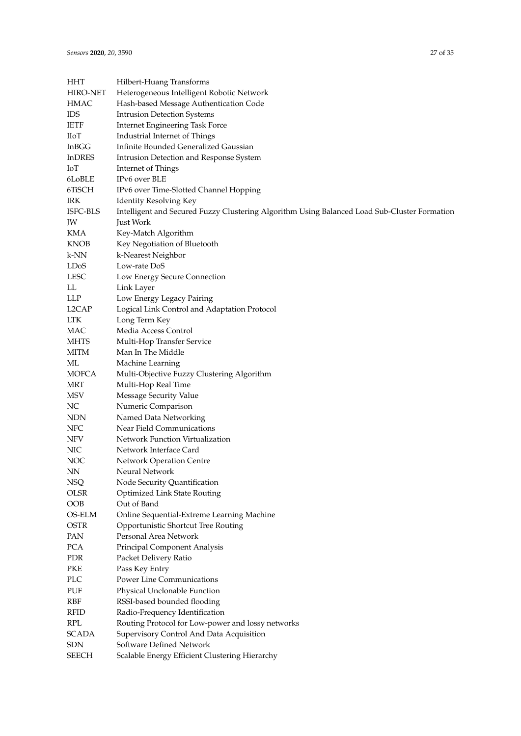| | |
|---|---|
| HHT | Hilbert-Huang Transforms |
| HIRO-NET | Heterogeneous Intelligent Robotic Network |
| HMAC | Hash-based Message Authentication Code |
| IDS | Intrusion Detection Systems |
| IETF | Internet Engineering Task Force |
| IIoT | Industrial Internet of Things |
| InBGG | Infinite Bounded Generalized Gaussian |
| InDRES | Intrusion Detection and Response System |
| IoT | Internet of Things |
| 6LoBLE | IPv6 over BLE |
| 6TiSCH | IPv6 over Time-Slotted Channel Hopping |
| IRK | Identity Resolving Key |
| ISFC-BLS | Intelligent and Secured Fuzzy Clustering Algorithm Using Balanced Load Sub-Cluster Formation |
| JW | Just Work |
| KMA | Key-Match Algorithm |
| KNOB | Key Negotiation of Bluetooth |
| k-NN | k-Nearest Neighbor |
| LDoS | Low-rate DoS |
| LESC | Low Energy Secure Connection |
| LL | Link Layer |
| LLP | Low Energy Legacy Pairing |
| L2CAP | Logical Link Control and Adaptation Protocol |
| LTK | Long Term Key |
| MAC | Media Access Control |
| MHTS | Multi-Hop Transfer Service |
| MITM | Man In The Middle |
| ML | Machine Learning |
| MOFCA | Multi-Objective Fuzzy Clustering Algorithm |
| MRT | Multi-Hop Real Time |
| MSV | Message Security Value |
| NC | Numeric Comparison |
| NDN | Named Data Networking |
| NFC | Near Field Communications |
| NFV | Network Function Virtualization |
| NIC | Network Interface Card |
| NOC | Network Operation Centre |
| NN | Neural Network |
| NSQ | Node Security Quantification |
| OLSR | Optimized Link State Routing |
| OOB | Out of Band |
| OS-ELM | Online Sequential-Extreme Learning Machine |
| OSTR | Opportunistic Shortcut Tree Routing |
| PAN | Personal Area Network |
| PCA | Principal Component Analysis |
| PDR | Packet Delivery Ratio |
| PKE | Pass Key Entry |
| PLC | Power Line Communications |
| PUF | Physical Unclonable Function |
| RBF | RSSI-based bounded flooding |
| RFID | Radio-Frequency Identification |
| RPL | Routing Protocol for Low-power and lossy networks |
| SCADA | Supervisory Control And Data Acquisition |
| SDN | Software Defined Network |
| SEECH | Scalable Energy Efficient Clustering Hierarchy |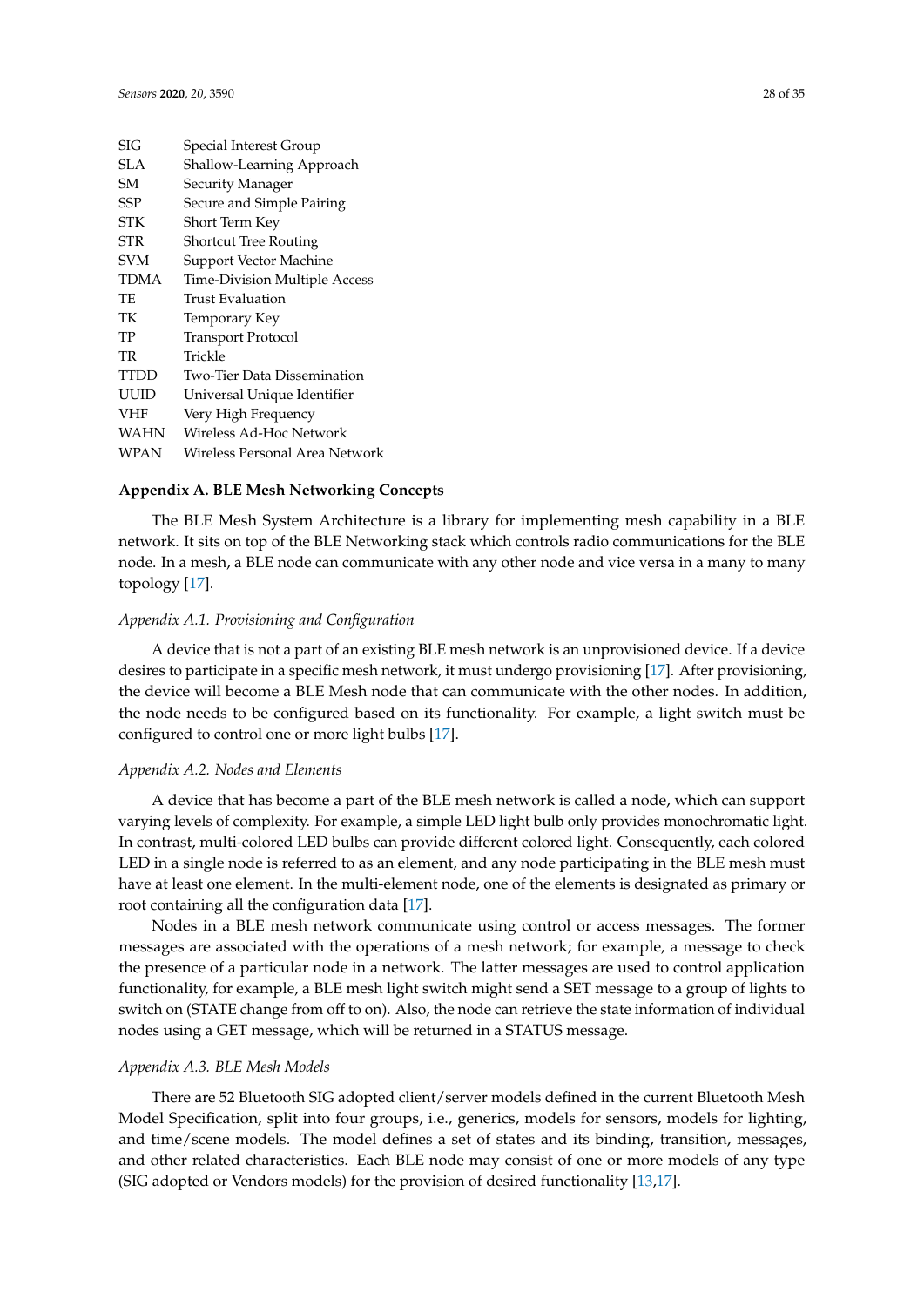| | |
|---|---|
| SIG | Special Interest Group |
| SLA | Shallow-Learning Approach |
| SM | Security Manager |
| SSP | Secure and Simple Pairing |
| STK | Short Term Key |
| STR | Shortcut Tree Routing |
| SVM | Support Vector Machine |
| TDMA | Time-Division Multiple Access |
| TE | Trust Evaluation |
| TK | Temporary Key |
| TP | Transport Protocol |
| TR | Trickle |
| TTDD | Two-Tier Data Dissemination |
| UUID | Universal Unique Identifier |
| VHF | Very High Frequency |
| WAHN | Wireless Ad-Hoc Network |
| WPAN | Wireless Personal Area Network |

## Appendix A. BLE Mesh Networking Concepts

The BLE Mesh System Architecture is a library for implementing mesh capability in a BLE network. It sits on top of the BLE Networking stack which controls radio communications for the BLE node. In a mesh, a BLE node can communicate with any other node and vice versa in a many to many topology [17].

### *Appendix A.1. Provisioning and Configuration*

A device that is not a part of an existing BLE mesh network is an unprovisioned device. If a device desires to participate in a specific mesh network, it must undergo provisioning [17]. After provisioning, the device will become a BLE Mesh node that can communicate with the other nodes. In addition, the node needs to be configured based on its functionality. For example, a light switch must be configured to control one or more light bulbs [17].

### *Appendix A.2. Nodes and Elements*

A device that has become a part of the BLE mesh network is called a node, which can support varying levels of complexity. For example, a simple LED light bulb only provides monochromatic light. In contrast, multi-colored LED bulbs can provide different colored light. Consequently, each colored LED in a single node is referred to as an element, and any node participating in the BLE mesh must have at least one element. In the multi-element node, one of the elements is designated as primary or root containing all the configuration data [17].

Nodes in a BLE mesh network communicate using control or access messages. The former messages are associated with the operations of a mesh network; for example, a message to check the presence of a particular node in a network. The latter messages are used to control application functionality, for example, a BLE mesh light switch might send a SET message to a group of lights to switch on (STATE change from off to on). Also, the node can retrieve the state information of individual nodes using a GET message, which will be returned in a STATUS message.

### *Appendix A.3. BLE Mesh Models*

There are 52 Bluetooth SIG adopted client/server models defined in the current Bluetooth Mesh Model Specification, split into four groups, i.e., generics, models for sensors, models for lighting, and time/scene models. The model defines a set of states and its binding, transition, messages, and other related characteristics. Each BLE node may consist of one or more models of any type (SIG adopted or Vendors models) for the provision of desired functionality [13,17].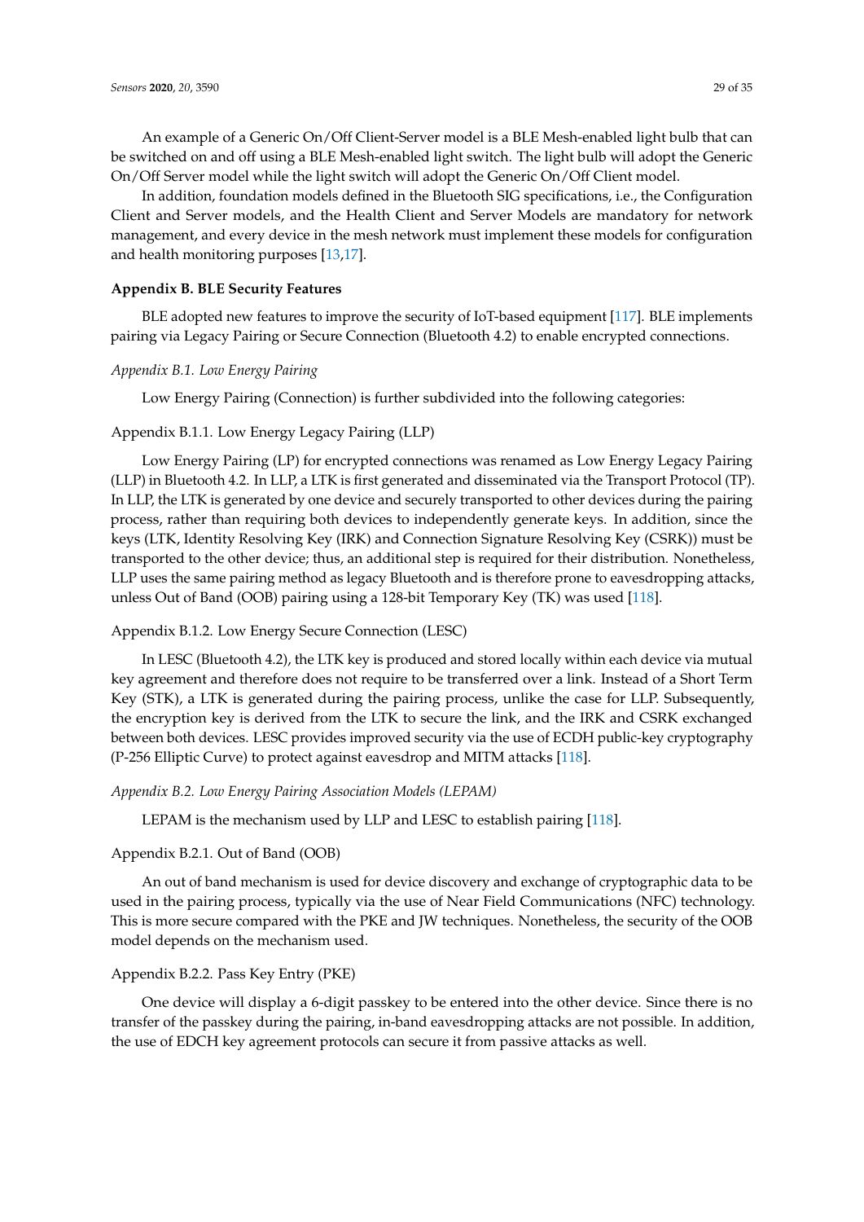An example of a Generic On/Off Client-Server model is a BLE Mesh-enabled light bulb that can be switched on and off using a BLE Mesh-enabled light switch. The light bulb will adopt the Generic On/Off Server model while the light switch will adopt the Generic On/Off Client model.

In addition, foundation models defined in the Bluetooth SIG specifications, i.e., the Configuration Client and Server models, and the Health Client and Server Models are mandatory for network management, and every device in the mesh network must implement these models for configuration and health monitoring purposes [13,17].

## Appendix B. BLE Security Features

BLE adopted new features to improve the security of IoT-based equipment [117]. BLE implements pairing via Legacy Pairing or Secure Connection (Bluetooth 4.2) to enable encrypted connections.

### *Appendix B.1. Low Energy Pairing*

Low Energy Pairing (Connection) is further subdivided into the following categories:

#### Appendix B.1.1. Low Energy Legacy Pairing (LLP)

Low Energy Pairing (LP) for encrypted connections was renamed as Low Energy Legacy Pairing (LLP) in Bluetooth 4.2. In LLP, a LTK is first generated and disseminated via the Transport Protocol (TP). In LLP, the LTK is generated by one device and securely transported to other devices during the pairing process, rather than requiring both devices to independently generate keys. In addition, since the keys (LTK, Identity Resolving Key (IRK) and Connection Signature Resolving Key (CSRK)) must be transported to the other device; thus, an additional step is required for their distribution. Nonetheless, LLP uses the same pairing method as legacy Bluetooth and is therefore prone to eavesdropping attacks, unless Out of Band (OOB) pairing using a 128-bit Temporary Key (TK) was used [118].

#### Appendix B.1.2. Low Energy Secure Connection (LESC)

In LESC (Bluetooth 4.2), the LTK key is produced and stored locally within each device via mutual key agreement and therefore does not require to be transferred over a link. Instead of a Short Term Key (STK), a LTK is generated during the pairing process, unlike the case for LLP. Subsequently, the encryption key is derived from the LTK to secure the link, and the IRK and CSRK exchanged between both devices. LESC provides improved security via the use of ECDH public-key cryptography (P-256 Elliptic Curve) to protect against eavesdrop and MITM attacks [118].

### *Appendix B.2. Low Energy Pairing Association Models (LEPAM)*

LEPAM is the mechanism used by LLP and LESC to establish pairing [118].

#### Appendix B.2.1. Out of Band (OOB)

An out of band mechanism is used for device discovery and exchange of cryptographic data to be used in the pairing process, typically via the use of Near Field Communications (NFC) technology. This is more secure compared with the PKE and JW techniques. Nonetheless, the security of the OOB model depends on the mechanism used.

#### Appendix B.2.2. Pass Key Entry (PKE)

One device will display a 6-digit passkey to be entered into the other device. Since there is no transfer of the passkey during the pairing, in-band eavesdropping attacks are not possible. In addition, the use of EDCH key agreement protocols can secure it from passive attacks as well.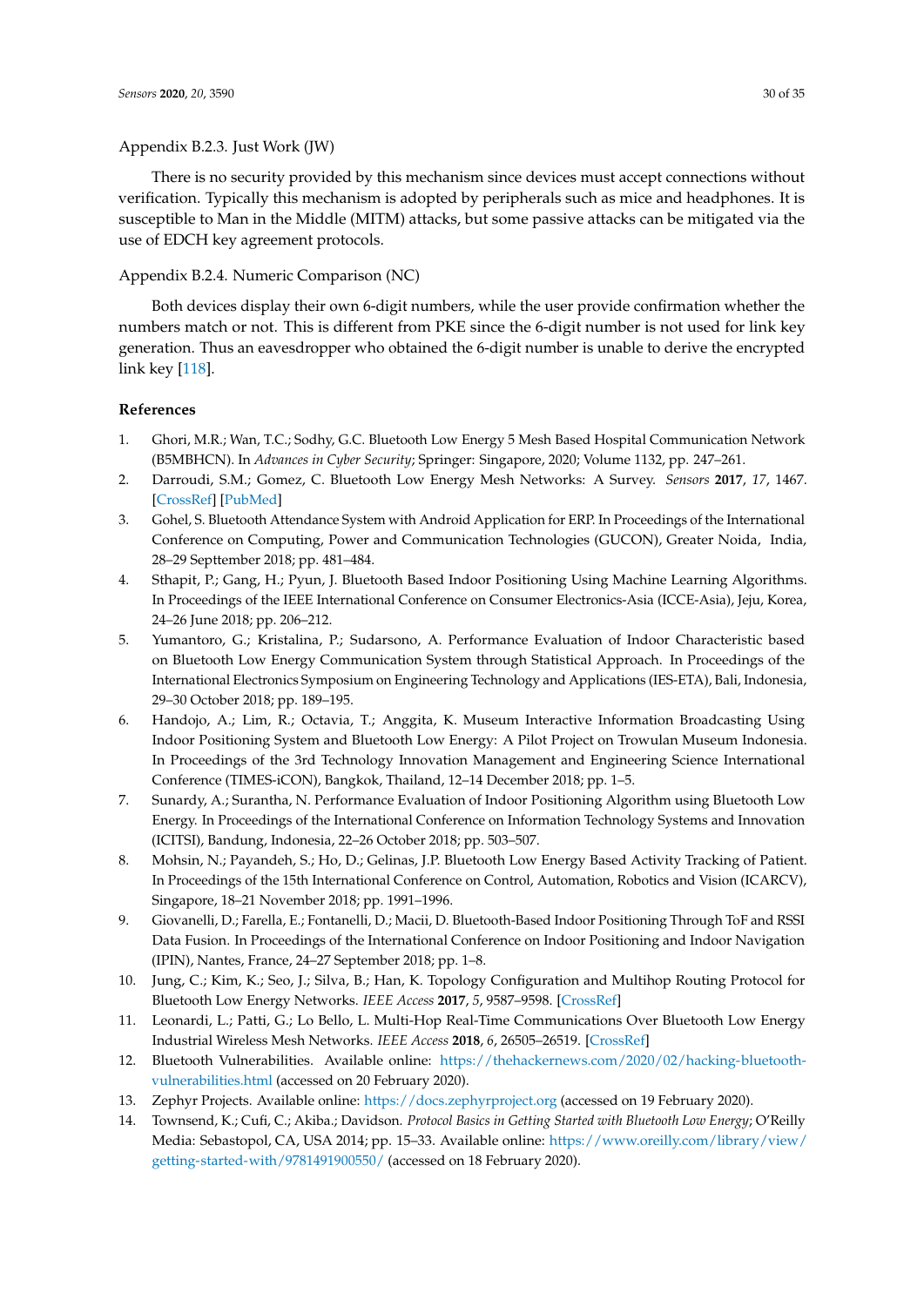Appendix B.2.3. Just Work (JW)

There is no security provided by this mechanism since devices must accept connections without verification. Typically this mechanism is adopted by peripherals such as mice and headphones. It is susceptible to Man in the Middle (MITM) attacks, but some passive attacks can be mitigated via the use of EDCH key agreement protocols.

Appendix B.2.4. Numeric Comparison (NC)

Both devices display their own 6-digit numbers, while the user provide confirmation whether the numbers match or not. This is different from PKE since the 6-digit number is not used for link key generation. Thus an eavesdropper who obtained the 6-digit number is unable to derive the encrypted link key [118].

## References

1. Ghori, M.R.; Wan, T.C.; Sodhy, G.C. Bluetooth Low Energy 5 Mesh Based Hospital Communication Network (B5MBHCN). In *Advances in Cyber Security*; Springer: Singapore, 2020; Volume 1132, pp. 247–261.
2. Darroudi, S.M.; Gomez, C. Bluetooth Low Energy Mesh Networks: A Survey. *Sensors* **2017**, *17*, 1467. [CrossRef] [PubMed]
3. Gohel, S. Bluetooth Attendance System with Android Application for ERP. In Proceedings of the International Conference on Computing, Power and Communication Technologies (GUCON), Greater Noida, India, 28–29 Septtember 2018; pp. 481–484.
4. Sthapit, P.; Gang, H.; Pyun, J. Bluetooth Based Indoor Positioning Using Machine Learning Algorithms. In Proceedings of the IEEE International Conference on Consumer Electronics-Asia (ICCE-Asia), Jeju, Korea, 24–26 June 2018; pp. 206–212.
5. Yumantoro, G.; Kristalina, P.; Sudarsono, A. Performance Evaluation of Indoor Characteristic based on Bluetooth Low Energy Communication System through Statistical Approach. In Proceedings of the International Electronics Symposium on Engineering Technology and Applications (IES-ETA), Bali, Indonesia, 29–30 October 2018; pp. 189–195.
6. Handojo, A.; Lim, R.; Octavia, T.; Anggita, K. Museum Interactive Information Broadcasting Using Indoor Positioning System and Bluetooth Low Energy: A Pilot Project on Trowulan Museum Indonesia. In Proceedings of the 3rd Technology Innovation Management and Engineering Science International Conference (TIMES-iCON), Bangkok, Thailand, 12–14 December 2018; pp. 1–5.
7. Sunardy, A.; Surantha, N. Performance Evaluation of Indoor Positioning Algorithm using Bluetooth Low Energy. In Proceedings of the International Conference on Information Technology Systems and Innovation (ICITSI), Bandung, Indonesia, 22–26 October 2018; pp. 503–507.
8. Mohsin, N.; Payandeh, S.; Ho, D.; Gelinas, J.P. Bluetooth Low Energy Based Activity Tracking of Patient. In Proceedings of the 15th International Conference on Control, Automation, Robotics and Vision (ICARCV), Singapore, 18–21 November 2018; pp. 1991–1996.
9. Giovanelli, D.; Farella, E.; Fontanelli, D.; Macii, D. Bluetooth-Based Indoor Positioning Through ToF and RSSI Data Fusion. In Proceedings of the International Conference on Indoor Positioning and Indoor Navigation (IPIN), Nantes, France, 24–27 September 2018; pp. 1–8.
10. Jung, C.; Kim, K.; Seo, J.; Silva, B.; Han, K. Topology Configuration and Multihop Routing Protocol for Bluetooth Low Energy Networks. *IEEE Access* **2017**, *5*, 9587–9598. [CrossRef]
11. Leonardi, L.; Patti, G.; Lo Bello, L. Multi-Hop Real-Time Communications Over Bluetooth Low Energy Industrial Wireless Mesh Networks. *IEEE Access* **2018**, *6*, 26505–26519. [CrossRef]
12. Bluetooth Vulnerabilities. Available online: https://thehackernews.com/2020/02/hacking-bluetooth-vulnerabilities.html (accessed on 20 February 2020).
13. Zephyr Projects. Available online: https://docs.zephyrproject.org (accessed on 19 February 2020).
14. Townsend, K.; Cufi, C.; Akiba.; Davidson. *Protocol Basics in Getting Started with Bluetooth Low Energy*; O'Reilly Media: Sebastopol, CA, USA 2014; pp. 15–33. Available online: https://www.oreilly.com/library/view/getting-started-with/9781491900550/ (accessed on 18 February 2020).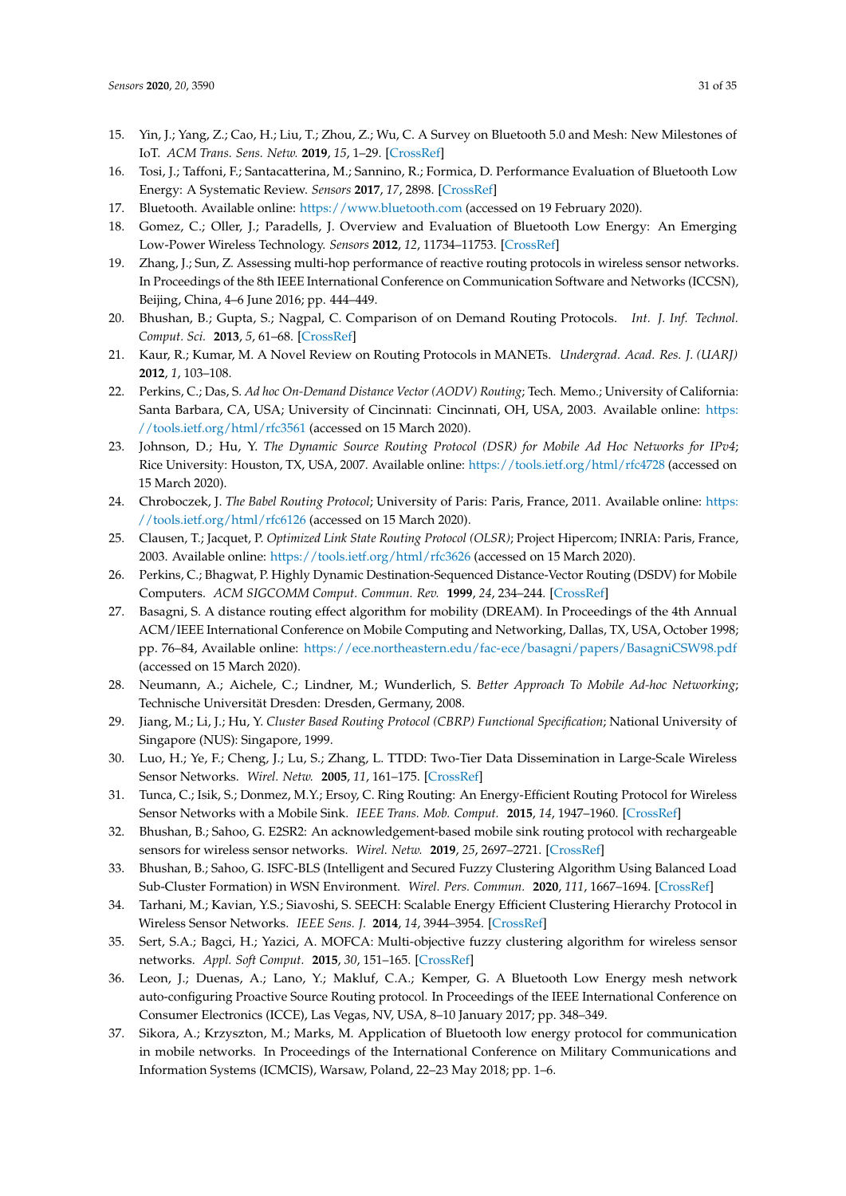15. Yin, J.; Yang, Z.; Cao, H.; Liu, T.; Zhou, Z.; Wu, C. A Survey on Bluetooth 5.0 and Mesh: New Milestones of IoT. *ACM Trans. Sens. Netw.* **2019**, *15*, 1–29. [CrossRef]
16. Tosi, J.; Taffoni, F.; Santacatterina, M.; Sannino, R.; Formica, D. Performance Evaluation of Bluetooth Low Energy: A Systematic Review. *Sensors* **2017**, *17*, 2898. [CrossRef]
17. Bluetooth. Available online: https://www.bluetooth.com (accessed on 19 February 2020).
18. Gomez, C.; Oller, J.; Paradells, J. Overview and Evaluation of Bluetooth Low Energy: An Emerging Low-Power Wireless Technology. *Sensors* **2012**, *12*, 11734–11753. [CrossRef]
19. Zhang, J.; Sun, Z. Assessing multi-hop performance of reactive routing protocols in wireless sensor networks. In Proceedings of the 8th IEEE International Conference on Communication Software and Networks (ICCSN), Beijing, China, 4–6 June 2016; pp. 444–449.
20. Bhushan, B.; Gupta, S.; Nagpal, C. Comparison of on Demand Routing Protocols. *Int. J. Inf. Technol. Comput. Sci.* **2013**, *5*, 61–68. [CrossRef]
21. Kaur, R.; Kumar, M. A Novel Review on Routing Protocols in MANETs. *Undergrad. Acad. Res. J. (UARJ)* **2012**, *1*, 103–108.
22. Perkins, C.; Das, S. *Ad hoc On-Demand Distance Vector (AODV) Routing*; Tech. Memo.; University of California: Santa Barbara, CA, USA; University of Cincinnati: Cincinnati, OH, USA, 2003. Available online: https://tools.ietf.org/html/rfc3561 (accessed on 15 March 2020).
23. Johnson, D.; Hu, Y. *The Dynamic Source Routing Protocol (DSR) for Mobile Ad Hoc Networks for IPv4*; Rice University: Houston, TX, USA, 2007. Available online: https://tools.ietf.org/html/rfc4728 (accessed on 15 March 2020).
24. Chroboczek, J. *The Babel Routing Protocol*; University of Paris: Paris, France, 2011. Available online: https://tools.ietf.org/html/rfc6126 (accessed on 15 March 2020).
25. Clausen, T.; Jacquet, P. *Optimized Link State Routing Protocol (OLSR)*; Project Hipercom; INRIA: Paris, France, 2003. Available online: https://tools.ietf.org/html/rfc3626 (accessed on 15 March 2020).
26. Perkins, C.; Bhagwat, P. Highly Dynamic Destination-Sequenced Distance-Vector Routing (DSDV) for Mobile Computers. *ACM SIGCOMM Comput. Commun. Rev.* **1999**, *24*, 234–244. [CrossRef]
27. Basagni, S. A distance routing effect algorithm for mobility (DREAM). In Proceedings of the 4th Annual ACM/IEEE International Conference on Mobile Computing and Networking, Dallas, TX, USA, October 1998; pp. 76–84, Available online: https://ece.northeastern.edu/fac-ece/basagni/papers/BasagniCSW98.pdf (accessed on 15 March 2020).
28. Neumann, A.; Aichele, C.; Lindner, M.; Wunderlich, S. *Better Approach To Mobile Ad-hoc Networking*; Technische Universität Dresden: Dresden, Germany, 2008.
29. Jiang, M.; Li, J.; Hu, Y. *Cluster Based Routing Protocol (CBRP) Functional Specification*; National University of Singapore (NUS): Singapore, 1999.
30. Luo, H.; Ye, F.; Cheng, J.; Lu, S.; Zhang, L. TTDD: Two-Tier Data Dissemination in Large-Scale Wireless Sensor Networks. *Wirel. Netw.* **2005**, *11*, 161–175. [CrossRef]
31. Tunca, C.; Isik, S.; Donmez, M.Y.; Ersoy, C. Ring Routing: An Energy-Efficient Routing Protocol for Wireless Sensor Networks with a Mobile Sink. *IEEE Trans. Mob. Comput.* **2015**, *14*, 1947–1960. [CrossRef]
32. Bhushan, B.; Sahoo, G. E2SR2: An acknowledgement-based mobile sink routing protocol with rechargeable sensors for wireless sensor networks. *Wirel. Netw.* **2019**, *25*, 2697–2721. [CrossRef]
33. Bhushan, B.; Sahoo, G. ISFC-BLS (Intelligent and Secured Fuzzy Clustering Algorithm Using Balanced Load Sub-Cluster Formation) in WSN Environment. *Wirel. Pers. Commun.* **2020**, *111*, 1667–1694. [CrossRef]
34. Tarhani, M.; Kavian, Y.S.; Siavoshi, S. SEECH: Scalable Energy Efficient Clustering Hierarchy Protocol in Wireless Sensor Networks. *IEEE Sens. J.* **2014**, *14*, 3944–3954. [CrossRef]
35. Sert, S.A.; Bagci, H.; Yazici, A. MOFCA: Multi-objective fuzzy clustering algorithm for wireless sensor networks. *Appl. Soft Comput.* **2015**, *30*, 151–165. [CrossRef]
36. Leon, J.; Duenas, A.; Lano, Y.; Makluf, C.A.; Kemper, G. A Bluetooth Low Energy mesh network auto-configuring Proactive Source Routing protocol. In Proceedings of the IEEE International Conference on Consumer Electronics (ICCE), Las Vegas, NV, USA, 8–10 January 2017; pp. 348–349.
37. Sikora, A.; Krzyszton, M.; Marks, M. Application of Bluetooth low energy protocol for communication in mobile networks. In Proceedings of the International Conference on Military Communications and Information Systems (ICMCIS), Warsaw, Poland, 22–23 May 2018; pp. 1–6.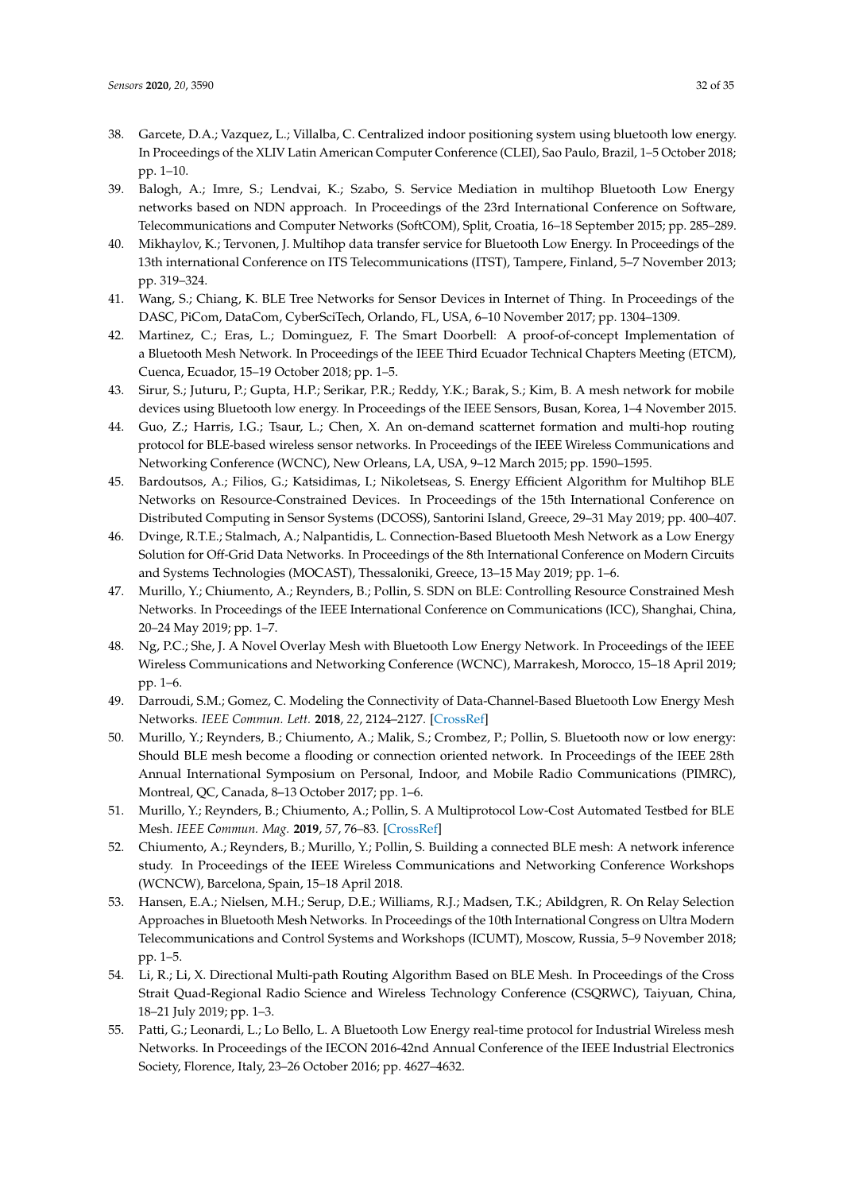38. Garcete, D.A.; Vazquez, L.; Villalba, C. Centralized indoor positioning system using bluetooth low energy. In Proceedings of the XLIV Latin American Computer Conference (CLEI), Sao Paulo, Brazil, 1–5 October 2018; pp. 1–10.
39. Balogh, A.; Imre, S.; Lendvai, K.; Szabo, S. Service Mediation in multihop Bluetooth Low Energy networks based on NDN approach. In Proceedings of the 23rd International Conference on Software, Telecommunications and Computer Networks (SoftCOM), Split, Croatia, 16–18 September 2015; pp. 285–289.
40. Mikhaylov, K.; Tervonen, J. Multihop data transfer service for Bluetooth Low Energy. In Proceedings of the 13th international Conference on ITS Telecommunications (ITST), Tampere, Finland, 5–7 November 2013; pp. 319–324.
41. Wang, S.; Chiang, K. BLE Tree Networks for Sensor Devices in Internet of Thing. In Proceedings of the DASC, PiCom, DataCom, CyberSciTech, Orlando, FL, USA, 6–10 November 2017; pp. 1304–1309.
42. Martinez, C.; Eras, L.; Dominguez, F. The Smart Doorbell: A proof-of-concept Implementation of a Bluetooth Mesh Network. In Proceedings of the IEEE Third Ecuador Technical Chapters Meeting (ETCM), Cuenca, Ecuador, 15–19 October 2018; pp. 1–5.
43. Sirur, S.; Juturu, P.; Gupta, H.P.; Serikar, P.R.; Reddy, Y.K.; Barak, S.; Kim, B. A mesh network for mobile devices using Bluetooth low energy. In Proceedings of the IEEE Sensors, Busan, Korea, 1–4 November 2015.
44. Guo, Z.; Harris, I.G.; Tsaur, L.; Chen, X. An on-demand scatternet formation and multi-hop routing protocol for BLE-based wireless sensor networks. In Proceedings of the IEEE Wireless Communications and Networking Conference (WCNC), New Orleans, LA, USA, 9–12 March 2015; pp. 1590–1595.
45. Bardoutsos, A.; Filios, G.; Katsidimas, I.; Nikoletseas, S. Energy Efficient Algorithm for Multihop BLE Networks on Resource-Constrained Devices. In Proceedings of the 15th International Conference on Distributed Computing in Sensor Systems (DCOSS), Santorini Island, Greece, 29–31 May 2019; pp. 400–407.
46. Dvinge, R.T.E.; Stalmach, A.; Nalpantidis, L. Connection-Based Bluetooth Mesh Network as a Low Energy Solution for Off-Grid Data Networks. In Proceedings of the 8th International Conference on Modern Circuits and Systems Technologies (MOCAST), Thessaloniki, Greece, 13–15 May 2019; pp. 1–6.
47. Murillo, Y.; Chiumento, A.; Reynders, B.; Pollin, S. SDN on BLE: Controlling Resource Constrained Mesh Networks. In Proceedings of the IEEE International Conference on Communications (ICC), Shanghai, China, 20–24 May 2019; pp. 1–7.
48. Ng, P.C.; She, J. A Novel Overlay Mesh with Bluetooth Low Energy Network. In Proceedings of the IEEE Wireless Communications and Networking Conference (WCNC), Marrakesh, Morocco, 15–18 April 2019; pp. 1–6.
49. Darroudi, S.M.; Gomez, C. Modeling the Connectivity of Data-Channel-Based Bluetooth Low Energy Mesh Networks. *IEEE Commun. Lett.* **2018**, *22*, 2124–2127. [CrossRef]
50. Murillo, Y.; Reynders, B.; Chiumento, A.; Malik, S.; Crombez, P.; Pollin, S. Bluetooth now or low energy: Should BLE mesh become a flooding or connection oriented network. In Proceedings of the IEEE 28th Annual International Symposium on Personal, Indoor, and Mobile Radio Communications (PIMRC), Montreal, QC, Canada, 8–13 October 2017; pp. 1–6.
51. Murillo, Y.; Reynders, B.; Chiumento, A.; Pollin, S. A Multiprotocol Low-Cost Automated Testbed for BLE Mesh. *IEEE Commun. Mag.* **2019**, *57*, 76–83. [CrossRef]
52. Chiumento, A.; Reynders, B.; Murillo, Y.; Pollin, S. Building a connected BLE mesh: A network inference study. In Proceedings of the IEEE Wireless Communications and Networking Conference Workshops (WCNCW), Barcelona, Spain, 15–18 April 2018.
53. Hansen, E.A.; Nielsen, M.H.; Serup, D.E.; Williams, R.J.; Madsen, T.K.; Abildgren, R. On Relay Selection Approaches in Bluetooth Mesh Networks. In Proceedings of the 10th International Congress on Ultra Modern Telecommunications and Control Systems and Workshops (ICUMT), Moscow, Russia, 5–9 November 2018; pp. 1–5.
54. Li, R.; Li, X. Directional Multi-path Routing Algorithm Based on BLE Mesh. In Proceedings of the Cross Strait Quad-Regional Radio Science and Wireless Technology Conference (CSQRWC), Taiyuan, China, 18–21 July 2019; pp. 1–3.
55. Patti, G.; Leonardi, L.; Lo Bello, L. A Bluetooth Low Energy real-time protocol for Industrial Wireless mesh Networks. In Proceedings of the IECON 2016-42nd Annual Conference of the IEEE Industrial Electronics Society, Florence, Italy, 23–26 October 2016; pp. 4627–4632.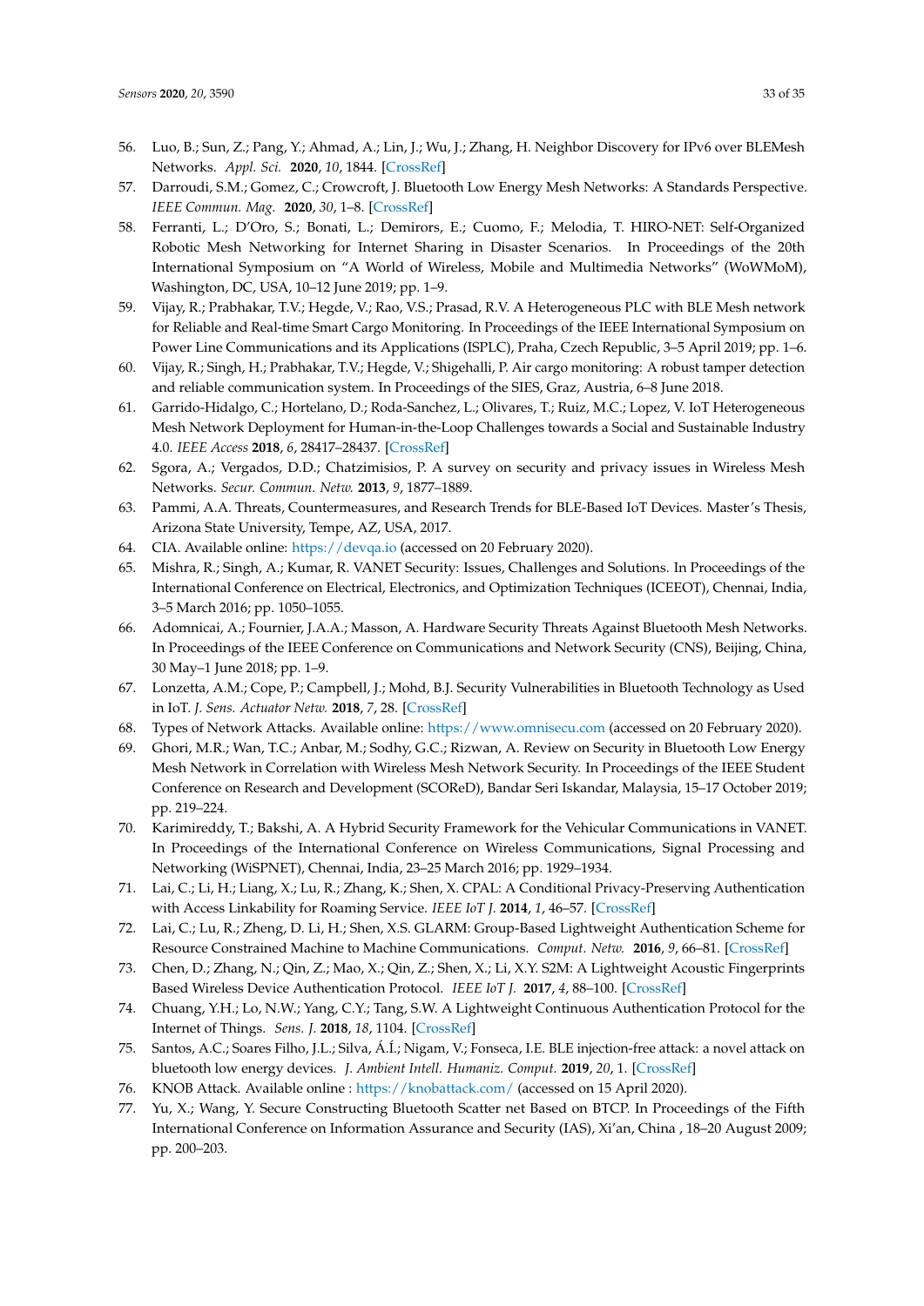56. Luo, B.; Sun, Z.; Pang, Y.; Ahmad, A.; Lin, J.; Wu, J.; Zhang, H. Neighbor Discovery for IPv6 over BLEMesh Networks. *Appl. Sci.* **2020**, *10*, 1844. [CrossRef]
57. Darroudi, S.M.; Gomez, C.; Crowcroft, J. Bluetooth Low Energy Mesh Networks: A Standards Perspective. *IEEE Commun. Mag.* **2020**, *30*, 1–8. [CrossRef]
58. Ferranti, L.; D'Oro, S.; Bonati, L.; Demirors, E.; Cuomo, F.; Melodia, T. HIRO-NET: Self-Organized Robotic Mesh Networking for Internet Sharing in Disaster Scenarios. In Proceedings of the 20th International Symposium on "A World of Wireless, Mobile and Multimedia Networks" (WoWMoM), Washington, DC, USA, 10–12 June 2019; pp. 1–9.
59. Vijay, R.; Prabhakar, T.V.; Hegde, V.; Rao, V.S.; Prasad, R.V. A Heterogeneous PLC with BLE Mesh network for Reliable and Real-time Smart Cargo Monitoring. In Proceedings of the IEEE International Symposium on Power Line Communications and its Applications (ISPLC), Praha, Czech Republic, 3–5 April 2019; pp. 1–6.
60. Vijay, R.; Singh, H.; Prabhakar, T.V.; Hegde, V.; Shigehalli, P. Air cargo monitoring: A robust tamper detection and reliable communication system. In Proceedings of the SIES, Graz, Austria, 6–8 June 2018.
61. Garrido-Hidalgo, C.; Hortelano, D.; Roda-Sanchez, L.; Olivares, T.; Ruiz, M.C.; Lopez, V. IoT Heterogeneous Mesh Network Deployment for Human-in-the-Loop Challenges towards a Social and Sustainable Industry 4.0. *IEEE Access* **2018**, *6*, 28417–28437. [CrossRef]
62. Sgora, A.; Vergados, D.D.; Chatzimisios, P. A survey on security and privacy issues in Wireless Mesh Networks. *Secur. Commun. Netw.* **2013**, *9*, 1877–1889.
63. Pammi, A.A. Threats, Countermeasures, and Research Trends for BLE-Based IoT Devices. Master's Thesis, Arizona State University, Tempe, AZ, USA, 2017.
64. CIA. Available online: https://devqa.io (accessed on 20 February 2020).
65. Mishra, R.; Singh, A.; Kumar, R. VANET Security: Issues, Challenges and Solutions. In Proceedings of the International Conference on Electrical, Electronics, and Optimization Techniques (ICEEOT), Chennai, India, 3–5 March 2016; pp. 1050–1055.
66. Adomnicai, A.; Fournier, J.A.A.; Masson, A. Hardware Security Threats Against Bluetooth Mesh Networks. In Proceedings of the IEEE Conference on Communications and Network Security (CNS), Beijing, China, 30 May–1 June 2018; pp. 1–9.
67. Lonzetta, A.M.; Cope, P.; Campbell, J.; Mohd, B.J. Security Vulnerabilities in Bluetooth Technology as Used in IoT. *J. Sens. Actuator Netw.* **2018**, *7*, 28. [CrossRef]
68. Types of Network Attacks. Available online: https://www.omnisecu.com (accessed on 20 February 2020).
69. Ghori, M.R.; Wan, T.C.; Anbar, M.; Sodhy, G.C.; Rizwan, A. Review on Security in Bluetooth Low Energy Mesh Network in Correlation with Wireless Mesh Network Security. In Proceedings of the IEEE Student Conference on Research and Development (SCOReD), Bandar Seri Iskandar, Malaysia, 15–17 October 2019; pp. 219–224.
70. Karimireddy, T.; Bakshi, A. A Hybrid Security Framework for the Vehicular Communications in VANET. In Proceedings of the International Conference on Wireless Communications, Signal Processing and Networking (WiSPNET), Chennai, India, 23–25 March 2016; pp. 1929–1934.
71. Lai, C.; Li, H.; Liang, X.; Lu, R.; Zhang, K.; Shen, X. CPAL: A Conditional Privacy-Preserving Authentication with Access Linkability for Roaming Service. *IEEE IoT J.* **2014**, *1*, 46–57. [CrossRef]
72. Lai, C.; Lu, R.; Zheng, D. Li, H.; Shen, X.S. GLARM: Group-Based Lightweight Authentication Scheme for Resource Constrained Machine to Machine Communications. *Comput. Netw.* **2016**, *9*, 66–81. [CrossRef]
73. Chen, D.; Zhang, N.; Qin, Z.; Mao, X.; Qin, Z.; Shen, X.; Li, X.Y. S2M: A Lightweight Acoustic Fingerprints Based Wireless Device Authentication Protocol. *IEEE IoT J.* **2017**, *4*, 88–100. [CrossRef]
74. Chuang, Y.H.; Lo, N.W.; Yang, C.Y.; Tang, S.W. A Lightweight Continuous Authentication Protocol for the Internet of Things. *Sens. J.* **2018**, *18*, 1104. [CrossRef]
75. Santos, A.C.; Soares Filho, J.L.; Silva, Á.Í.; Nigam, V.; Fonseca, I.E. BLE injection-free attack: a novel attack on bluetooth low energy devices. *J. Ambient Intell. Humaniz. Comput.* **2019**, *20*, 1. [CrossRef]
76. KNOB Attack. Available online : https://knobattack.com/ (accessed on 15 April 2020).
77. Yu, X.; Wang, Y. Secure Constructing Bluetooth Scatter net Based on BTCP. In Proceedings of the Fifth International Conference on Information Assurance and Security (IAS), Xi'an, China , 18–20 August 2009; pp. 200–203.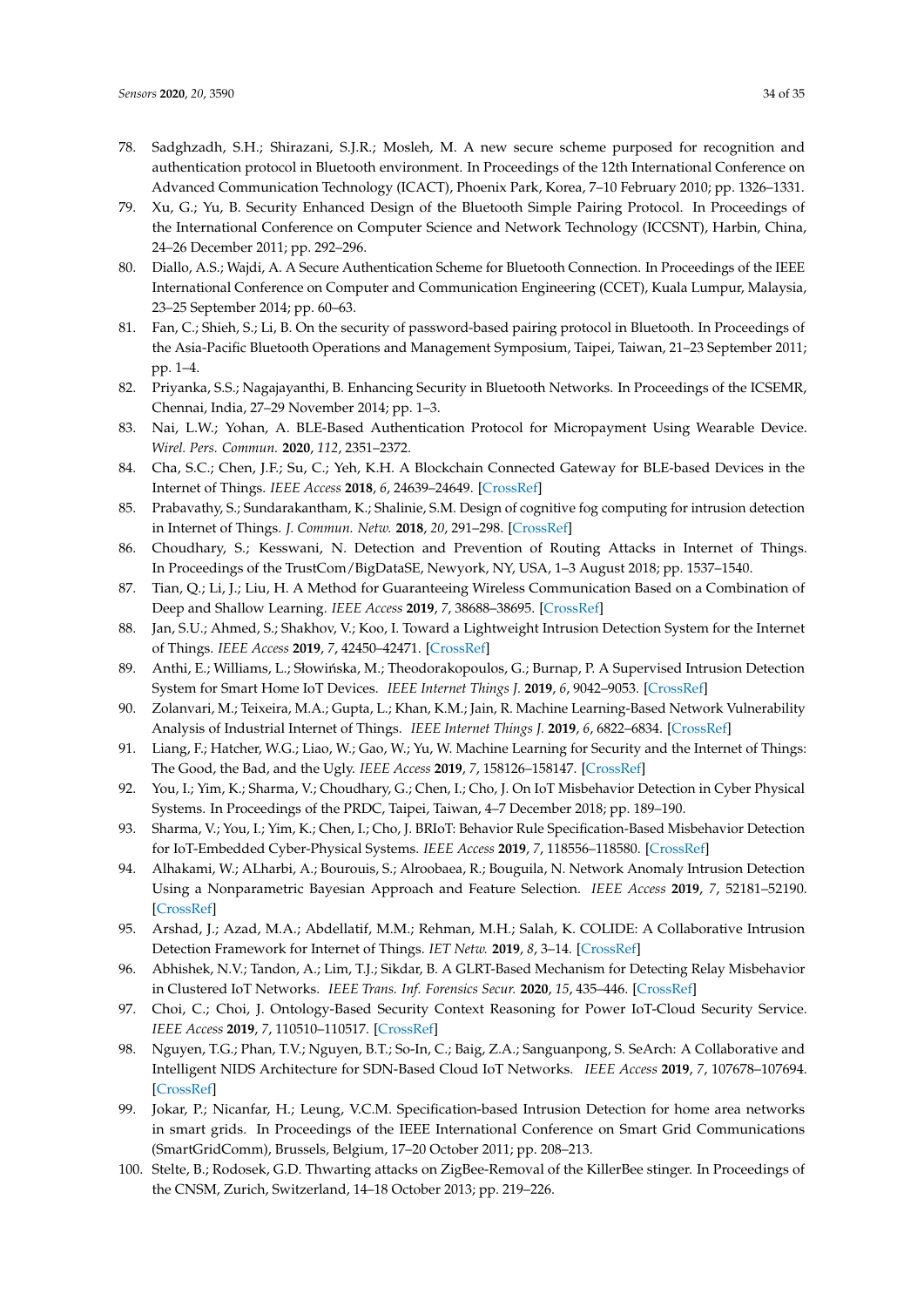78. Sadghzadh, S.H.; Shirazani, S.J.R.; Mosleh, M. A new secure scheme purposed for recognition and authentication protocol in Bluetooth environment. In Proceedings of the 12th International Conference on Advanced Communication Technology (ICACT), Phoenix Park, Korea, 7–10 February 2010; pp. 1326–1331.
79. Xu, G.; Yu, B. Security Enhanced Design of the Bluetooth Simple Pairing Protocol. In Proceedings of the International Conference on Computer Science and Network Technology (ICCSNT), Harbin, China, 24–26 December 2011; pp. 292–296.
80. Diallo, A.S.; Wajdi, A. A Secure Authentication Scheme for Bluetooth Connection. In Proceedings of the IEEE International Conference on Computer and Communication Engineering (CCET), Kuala Lumpur, Malaysia, 23–25 September 2014; pp. 60–63.
81. Fan, C.; Shieh, S.; Li, B. On the security of password-based pairing protocol in Bluetooth. In Proceedings of the Asia-Pacific Bluetooth Operations and Management Symposium, Taipei, Taiwan, 21–23 September 2011; pp. 1–4.
82. Priyanka, S.S.; Nagajayanthi, B. Enhancing Security in Bluetooth Networks. In Proceedings of the ICSEMR, Chennai, India, 27–29 November 2014; pp. 1–3.
83. Nai, L.W.; Yohan, A. BLE-Based Authentication Protocol for Micropayment Using Wearable Device. *Wirel. Pers. Commun.* **2020**, *112*, 2351–2372.
84. Cha, S.C.; Chen, J.F.; Su, C.; Yeh, K.H. A Blockchain Connected Gateway for BLE-based Devices in the Internet of Things. *IEEE Access* **2018**, *6*, 24639–24649. [CrossRef]
85. Prabavathy, S.; Sundarakantham, K.; Shalinie, S.M. Design of cognitive fog computing for intrusion detection in Internet of Things. *J. Commun. Netw.* **2018**, *20*, 291–298. [CrossRef]
86. Choudhary, S.; Kesswani, N. Detection and Prevention of Routing Attacks in Internet of Things. In Proceedings of the TrustCom/BigDataSE, Newyork, NY, USA, 1–3 August 2018; pp. 1537–1540.
87. Tian, Q.; Li, J.; Liu, H. A Method for Guaranteeing Wireless Communication Based on a Combination of Deep and Shallow Learning. *IEEE Access* **2019**, *7*, 38688–38695. [CrossRef]
88. Jan, S.U.; Ahmed, S.; Shakhov, V.; Koo, I. Toward a Lightweight Intrusion Detection System for the Internet of Things. *IEEE Access* **2019**, *7*, 42450–42471. [CrossRef]
89. Anthi, E.; Williams, L.; Słowińska, M.; Theodorakopoulos, G.; Burnap, P. A Supervised Intrusion Detection System for Smart Home IoT Devices. *IEEE Internet Things J.* **2019**, *6*, 9042–9053. [CrossRef]
90. Zolanvari, M.; Teixeira, M.A.; Gupta, L.; Khan, K.M.; Jain, R. Machine Learning-Based Network Vulnerability Analysis of Industrial Internet of Things. *IEEE Internet Things J.* **2019**, *6*, 6822–6834. [CrossRef]
91. Liang, F.; Hatcher, W.G.; Liao, W.; Gao, W.; Yu, W. Machine Learning for Security and the Internet of Things: The Good, the Bad, and the Ugly. *IEEE Access* **2019**, *7*, 158126–158147. [CrossRef]
92. You, I.; Yim, K.; Sharma, V.; Choudhary, G.; Chen, I.; Cho, J. On IoT Misbehavior Detection in Cyber Physical Systems. In Proceedings of the PRDC, Taipei, Taiwan, 4–7 December 2018; pp. 189–190.
93. Sharma, V.; You, I.; Yim, K.; Chen, I.; Cho, J. BRIoT: Behavior Rule Specification-Based Misbehavior Detection for IoT-Embedded Cyber-Physical Systems. *IEEE Access* **2019**, *7*, 118556–118580. [CrossRef]
94. Alhakami, W.; ALharbi, A.; Bourouis, S.; Alroobaea, R.; Bouguila, N. Network Anomaly Intrusion Detection Using a Nonparametric Bayesian Approach and Feature Selection. *IEEE Access* **2019**, *7*, 52181–52190. [CrossRef]
95. Arshad, J.; Azad, M.A.; Abdellatif, M.M.; Rehman, M.H.; Salah, K. COLIDE: A Collaborative Intrusion Detection Framework for Internet of Things. *IET Netw.* **2019**, *8*, 3–14. [CrossRef]
96. Abhishek, N.V.; Tandon, A.; Lim, T.J.; Sikdar, B. A GLRT-Based Mechanism for Detecting Relay Misbehavior in Clustered IoT Networks. *IEEE Trans. Inf. Forensics Secur.* **2020**, *15*, 435–446. [CrossRef]
97. Choi, C.; Choi, J. Ontology-Based Security Context Reasoning for Power IoT-Cloud Security Service. *IEEE Access* **2019**, *7*, 110510–110517. [CrossRef]
98. Nguyen, T.G.; Phan, T.V.; Nguyen, B.T.; So-In, C.; Baig, Z.A.; Sanguanpong, S. SeArch: A Collaborative and Intelligent NIDS Architecture for SDN-Based Cloud IoT Networks. *IEEE Access* **2019**, *7*, 107678–107694. [CrossRef]
99. Jokar, P.; Nicanfar, H.; Leung, V.C.M. Specification-based Intrusion Detection for home area networks in smart grids. In Proceedings of the IEEE International Conference on Smart Grid Communications (SmartGridComm), Brussels, Belgium, 17–20 October 2011; pp. 208–213.
100. Stelte, B.; Rodosek, G.D. Thwarting attacks on ZigBee-Removal of the KillerBee stinger. In Proceedings of the CNSM, Zurich, Switzerland, 14–18 October 2013; pp. 219–226.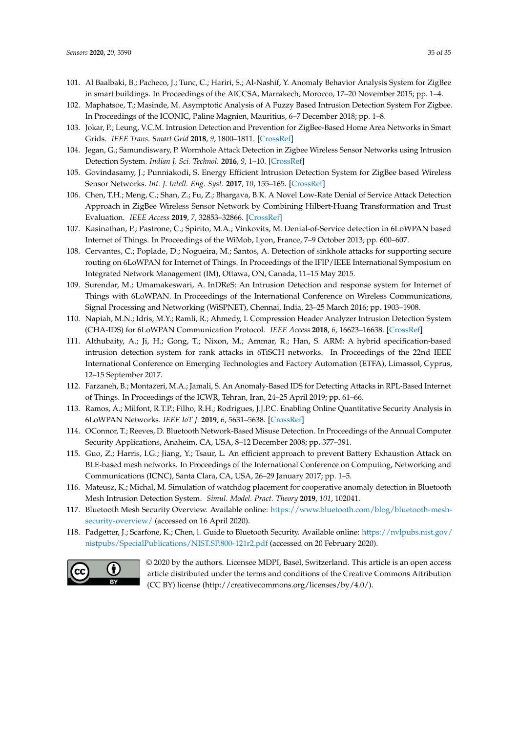101. Al Baalbaki, B.; Pacheco, J.; Tunc, C.; Hariri, S.; Al-Nashif, Y. Anomaly Behavior Analysis System for ZigBee in smart buildings. In Proceedings of the AICCSA, Marrakech, Morocco, 17–20 November 2015; pp. 1–4.
102. Maphatsoe, T.; Masinde, M. Asymptotic Analysis of A Fuzzy Based Intrusion Detection System For Zigbee. In Proceedings of the ICONIC, Paline Magnien, Mauritius, 6–7 December 2018; pp. 1–8.
103. Jokar, P.; Leung, V.C.M. Intrusion Detection and Prevention for ZigBee-Based Home Area Networks in Smart Grids. *IEEE Trans. Smart Grid* **2018**, *9*, 1800–1811. [CrossRef]
104. Jegan, G.; Samundiswary, P. Wormhole Attack Detection in Zigbee Wireless Sensor Networks using Intrusion Detection System. *Indian J. Sci. Technol.* **2016**, *9*, 1–10. [CrossRef]
105. Govindasamy, J.; Punniakodi, S. Energy Efficient Intrusion Detection System for ZigBee based Wireless Sensor Networks. *Int. J. Intell. Eng. Syst.* **2017**, *10*, 155–165. [CrossRef]
106. Chen, T.H.; Meng, C.; Shan, Z.; Fu, Z.; Bhargava, B.K. A Novel Low-Rate Denial of Service Attack Detection Approach in ZigBee Wireless Sensor Network by Combining Hilbert-Huang Transformation and Trust Evaluation. *IEEE Access* **2019**, *7*, 32853–32866. [CrossRef]
107. Kasinathan, P.; Pastrone, C.; Spirito, M.A.; Vinkovits, M. Denial-of-Service detection in 6LoWPAN based Internet of Things. In Proceedings of the WiMob, Lyon, France, 7–9 October 2013; pp. 600–607.
108. Cervantes, C.; Poplade, D.; Nogueira, M.; Santos, A. Detection of sinkhole attacks for supporting secure routing on 6LoWPAN for Internet of Things. In Proceedings of the IFIP/IEEE International Symposium on Integrated Network Management (IM), Ottawa, ON, Canada, 11–15 May 2015.
109. Surendar, M.; Umamakeswari, A. InDReS: An Intrusion Detection and response system for Internet of Things with 6LoWPAN. In Proceedings of the International Conference on Wireless Communications, Signal Processing and Networking (WiSPNET), Chennai, India, 23–25 March 2016; pp. 1903–1908.
110. Napiah, M.N.; Idris, M.Y.; Ramli, R.; Ahmedy, I. Compression Header Analyzer Intrusion Detection System (CHA-IDS) for 6LoWPAN Communication Protocol. *IEEE Access* **2018**, *6*, 16623–16638. [CrossRef]
111. Althubaity, A.; Ji, H.; Gong, T.; Nixon, M.; Ammar, R.; Han, S. ARM: A hybrid specification-based intrusion detection system for rank attacks in 6TiSCH networks. In Proceedings of the 22nd IEEE International Conference on Emerging Technologies and Factory Automation (ETFA), Limassol, Cyprus, 12–15 September 2017.
112. Farzaneh, B.; Montazeri, M.A.; Jamali, S. An Anomaly-Based IDS for Detecting Attacks in RPL-Based Internet of Things. In Proceedings of the ICWR, Tehran, Iran, 24–25 April 2019; pp. 61–66.
113. Ramos, A.; Milfont, R.T.P.; Filho, R.H.; Rodrigues, J.J.P.C. Enabling Online Quantitative Security Analysis in 6LoWPAN Networks. *IEEE IoT J.* **2019**, *6*, 5631–5638. [CrossRef]
114. OConnor, T.; Reeves, D. Bluetooth Network-Based Misuse Detection. In Proceedings of the Annual Computer Security Applications, Anaheim, CA, USA, 8–12 December 2008; pp. 377–391.
115. Guo, Z.; Harris, I.G.; Jiang, Y.; Tsaur, L. An efficient approach to prevent Battery Exhaustion Attack on BLE-based mesh networks. In Proceedings of the International Conference on Computing, Networking and Communications (ICNC), Santa Clara, CA, USA, 26–29 January 2017; pp. 1–5.
116. Mateusz, K.; Michal, M. Simulation of watchdog placement for cooperative anomaly detection in Bluetooth Mesh Intrusion Detection System. *Simul. Model. Pract. Theory* **2019**, *101*, 102041.
117. Bluetooth Mesh Security Overview. Available online: https://www.bluetooth.com/blog/bluetooth-mesh-security-overview/ (accessed on 16 April 2020).
118. Padgetter, J.; Scarfone, K.; Chen, l. Guide to Bluetooth Security. Available online: https://nvlpubs.nist.gov/nistpubs/SpecialPublications/NIST.SP.800-121r2.pdf (accessed on 20 February 2020).

© 2020 by the authors. Licensee MDPI, Basel, Switzerland. This article is an open access article distributed under the terms and conditions of the Creative Commons Attribution (CC BY) license (http://creativecommons.org/licenses/by/4.0/).